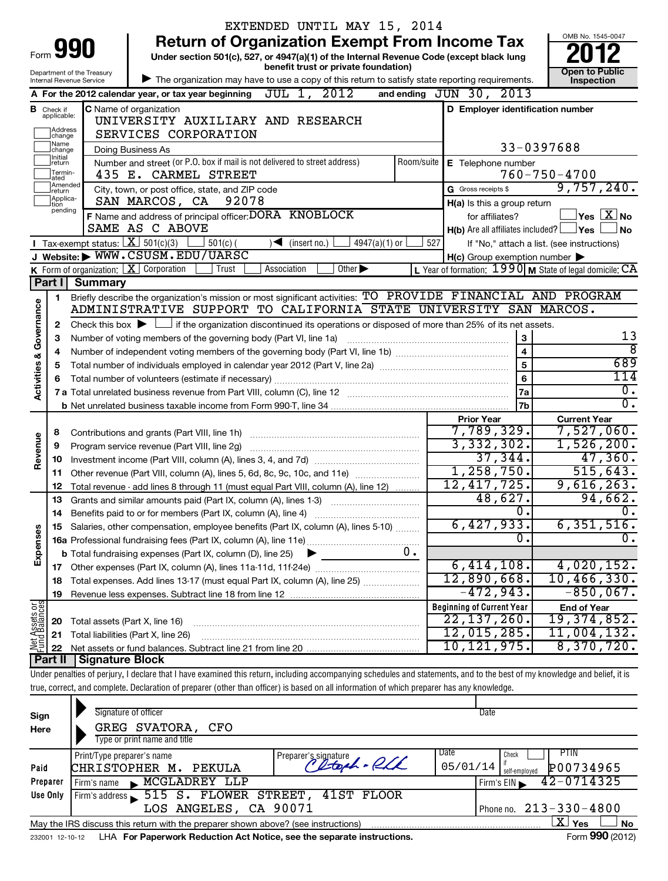EXTENDED UNTIL MAY 15, 2014

# Form 990 — Return of Organization Exempt From Income Tax

Under section 501(c), 527, or 4947(a)(1) of the Internal Revenue Code (except black lung benefit trust or private foundation)

Department of the Treasury
Internal Revenue Service

▶ The organization may have to use a copy of this return to satisfy state reporting requirements.

OMB No. 1545-0047

**2012**

**Open to Public Inspection**

**A** For the 2012 calendar year, or tax year beginning JUL 1, 2012 and ending JUN 30, 2013

**B** Check if applicable: Address change, Name change, Initial return, Terminated, Amended return, Application pending

**C** Name of organization: UNIVERSITY AUXILIARY AND RESEARCH SERVICES CORPORATION

Doing Business As

Number and street (or P.O. box if mail is not delivered to street address): 435 E. CARMEL STREET — Room/suite

City, town, or post office, state, and ZIP code: SAN MARCOS, CA 92078

**D** Employer identification number: 33-0397688

**E** Telephone number: 760-750-4700

**G** Gross receipts $ 9,757,240.

**F** Name and address of principal officer: DORA KNOBLOCK, SAME AS C ABOVE

**H(a)** Is this a group return for affiliates? ☐ Yes ☒ No

**H(b)** Are all affiliates included? ☐ Yes ☐ No — If "No," attach a list. (see instructions)

**I** Tax-exempt status: ☒ 501(c)(3) ☐ 501(c) ( ) ◀ (insert no.) ☐ 4947(a)(1) or ☐ 527

**J** Website: ▶ WWW.CSUSM.EDU/UARSC

**H(c)** Group exemption number ▶

**K** Form of organization: ☒ Corporation ☐ Trust ☐ Association ☐ Other ▶

**L** Year of formation: 1990 **M** State of legal domicile: CA

## Part I Summary

**Activities & Governance**

1. Briefly describe the organization's mission or most significant activities: TO PROVIDE FINANCIAL AND PROGRAM ADMINISTRATIVE SUPPORT TO CALIFORNIA STATE UNIVERSITY SAN MARCOS.
2. Check this box ▶ ☐ if the organization discontinued its operations or disposed of more than 25% of its net assets.

| Line | Description | No. | Value |
|---|---|---|---|
| 3 | Number of voting members of the governing body (Part VI, line 1a) | 3 | 13 |
| 4 | Number of independent voting members of the governing body (Part VI, line 1b) | 4 | 8 |
| 5 | Total number of individuals employed in calendar year 2012 (Part V, line 2a) | 5 | 689 |
| 6 | Total number of volunteers (estimate if necessary) | 6 | 114 |
| 7a | Total unrelated business revenue from Part VIII, column (C), line 12 | 7a | 0. |
| 7b | Net unrelated business taxable income from Form 990-T, line 34 | 7b | 0. |

| Line | Description | Prior Year | Current Year |
|---|---|---|---|
| **Revenue** | | | |
| 8 | Contributions and grants (Part VIII, line 1h) | 7,789,329. | 7,527,060. |
| 9 | Program service revenue (Part VIII, line 2g) | 3,332,302. | 1,526,200. |
| 10 | Investment income (Part VIII, column (A), lines 3, 4, and 7d) | 37,344. | 47,360. |
| 11 | Other revenue (Part VIII, column (A), lines 5, 6d, 8c, 9c, 10c, and 11e) | 1,258,750. | 515,643. |
| 12 | Total revenue - add lines 8 through 11 (must equal Part VIII, column (A), line 12) | 12,417,725. | 9,616,263. |
| **Expenses** | | | |
| 13 | Grants and similar amounts paid (Part IX, column (A), lines 1-3) | 48,627. | 94,662. |
| 14 | Benefits paid to or for members (Part IX, column (A), line 4) | 0. | 0. |
| 15 | Salaries, other compensation, employee benefits (Part IX, column (A), lines 5-10) | 6,427,933. | 6,351,516. |
| 16a | Professional fundraising fees (Part IX, column (A), line 11e) | 0. | 0. |
| b | Total fundraising expenses (Part IX, column (D), line 25) ▶ 0. | | |
| 17 | Other expenses (Part IX, column (A), lines 11a-11d, 11f-24e) | 6,414,108. | 4,020,152. |
| 18 | Total expenses. Add lines 13-17 (must equal Part IX, column (A), line 25) | 12,890,668. | 10,466,330. |
| 19 | Revenue less expenses. Subtract line 18 from line 12 | -472,943. | -850,067. |

| Line | Net Assets or Fund Balances | Beginning of Current Year | End of Year |
|---|---|---|---|
| 20 | Total assets (Part X, line 16) | 22,137,260. | 19,374,852. |
| 21 | Total liabilities (Part X, line 26) | 12,015,285. | 11,004,132. |
| 22 | Net assets or fund balances. Subtract line 21 from line 20 | 10,121,975. | 8,370,720. |

## Part II Signature Block

Under penalties of perjury, I declare that I have examined this return, including accompanying schedules and statements, and to the best of my knowledge and belief, it is true, correct, and complete. Declaration of preparer (other than officer) is based on all information of which preparer has any knowledge.

**Sign Here**

Signature of officer — Date

GREG SVATORA, CFO
Type or print name and title

**Paid Preparer Use Only**

| Print/Type preparer's name | Preparer's signature | Date | Check if self-employed | PTIN |
|---|---|---|---|---|
| CHRISTOPHER M. PEKULA | Christoph Pekula | 05/01/14 | ☐ | P00734965 |

Firm's name ▶ MCGLADREY LLP — Firm's EIN ▶ 42-0714325

Firm's address ▶ 515 S. FLOWER STREET, 41ST FLOOR, LOS ANGELES, CA 90071 — Phone no. 213-330-4800

May the IRS discuss this return with the preparer shown above? (see instructions) ☒ Yes ☐ No

232001 12-10-12 LHA For Paperwork Reduction Act Notice, see the separate instructions. Form 990 (2012)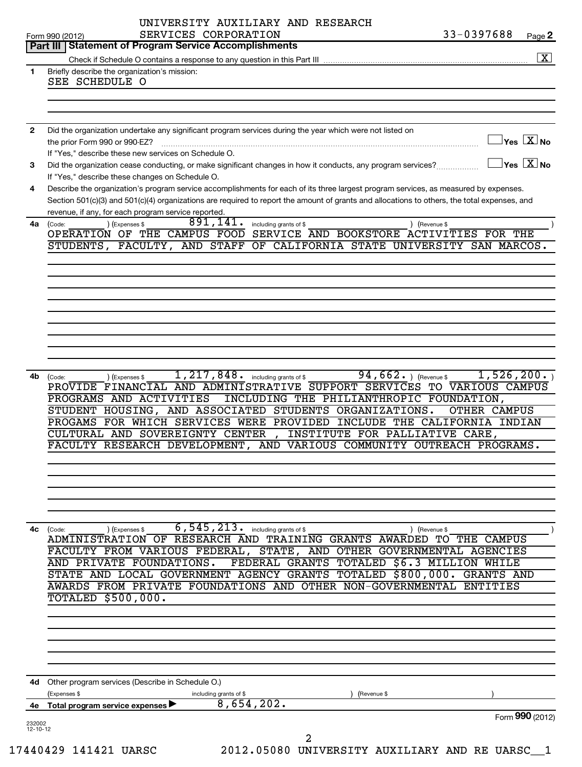Form 990 (2012) UNIVERSITY AUXILIARY AND RESEARCH SERVICES CORPORATION 33-0397688 Page **2**

## Part III Statement of Program Service Accomplishments

Check if Schedule O contains a response to any question in this Part III .......... [X]

**1** Briefly describe the organization's mission:

SEE SCHEDULE O

**2** Did the organization undertake any significant program services during the year which were not listed on the prior Form 990 or 990-EZ? .......... [ ] Yes [X] No

If "Yes," describe these new services on Schedule O.

**3** Did the organization cease conducting, or make significant changes in how it conducts, any program services? .......... [ ] Yes [X] No

If "Yes," describe these changes on Schedule O.

**4** Describe the organization's program service accomplishments for each of its three largest program services, as measured by expenses. Section 501(c)(3) and 501(c)(4) organizations are required to report the amount of grants and allocations to others, the total expenses, and revenue, if any, for each program service reported.

**4a** (Code: ) (Expenses $ 891,141. including grants of $ ) (Revenue $ )

OPERATION OF THE CAMPUS FOOD SERVICE AND BOOKSTORE ACTIVITIES FOR THE STUDENTS, FACULTY, AND STAFF OF CALIFORNIA STATE UNIVERSITY SAN MARCOS.

**4b** (Code: ) (Expenses $ 1,217,848. including grants of $ 94,662.) (Revenue $ 1,526,200.)

PROVIDE FINANCIAL AND ADMINISTRATIVE SUPPORT SERVICES TO VARIOUS CAMPUS PROGRAMS AND ACTIVITIES INCLUDING THE PHILIANTHROPIC FOUNDATION, STUDENT HOUSING, AND ASSOCIATED STUDENTS ORGANIZATIONS. OTHER CAMPUS PROGAMS FOR WHICH SERVICES WERE PROVIDED INCLUDE THE CALIFORNIA INDIAN CULTURAL AND SOVEREIGNTY CENTER , INSTITUTE FOR PALLIATIVE CARE, FACULTY RESEARCH DEVELOPMENT, AND VARIOUS COMMUNITY OUTREACH PROGRAMS.

**4c** (Code: ) (Expenses $ 6,545,213. including grants of $ ) (Revenue $ )

ADMINISTRATION OF RESEARCH AND TRAINING GRANTS AWARDED TO THE CAMPUS FACULTY FROM VARIOUS FEDERAL, STATE, AND OTHER GOVERNMENTAL AGENCIES AND PRIVATE FOUNDATIONS. FEDERAL GRANTS TOTALED $6.3 MILLION WHILE STATE AND LOCAL GOVERNMENT AGENCY GRANTS TOTALED $800,000. GRANTS AND AWARDS FROM PRIVATE FOUNDATIONS AND OTHER NON-GOVERNMENTAL ENTITIES TOTALED $500,000.

**4d** Other program services (Describe in Schedule O.)

(Expenses $ including grants of $ ) (Revenue $ )

**4e** **Total program service expenses** ▶ 8,654,202.

Form **990** (2012)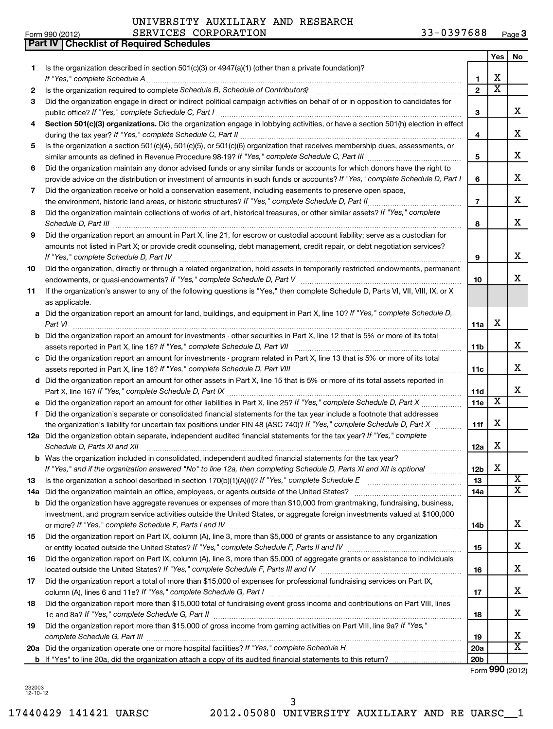UNIVERSITY AUXILIARY AND RESEARCH SERVICES CORPORATION

Form 990 (2012) 33-0397688 Page 3

**Part IV | Checklist of Required Schedules**

| | | | Yes | No |
|---|---|---|---|---|
| 1 | Is the organization described in section 501(c)(3) or 4947(a)(1) (other than a private foundation)? *If "Yes," complete Schedule A* | 1 | X | |
| 2 | Is the organization required to complete *Schedule B, Schedule of Contributors*? | 2 | X | |
| 3 | Did the organization engage in direct or indirect political campaign activities on behalf of or in opposition to candidates for public office? *If "Yes," complete Schedule C, Part I* | 3 | | X |
| 4 | **Section 501(c)(3) organizations.** Did the organization engage in lobbying activities, or have a section 501(h) election in effect during the tax year? *If "Yes," complete Schedule C, Part II* | 4 | | X |
| 5 | Is the organization a section 501(c)(4), 501(c)(5), or 501(c)(6) organization that receives membership dues, assessments, or similar amounts as defined in Revenue Procedure 98-19? *If "Yes," complete Schedule C, Part III* | 5 | | X |
| 6 | Did the organization maintain any donor advised funds or any similar funds or accounts for which donors have the right to provide advice on the distribution or investment of amounts in such funds or accounts? *If "Yes," complete Schedule D, Part I* | 6 | | X |
| 7 | Did the organization receive or hold a conservation easement, including easements to preserve open space, the environment, historic land areas, or historic structures? *If "Yes," complete Schedule D, Part II* | 7 | | X |
| 8 | Did the organization maintain collections of works of art, historical treasures, or other similar assets? *If "Yes," complete Schedule D, Part III* | 8 | | X |
| 9 | Did the organization report an amount in Part X, line 21, for escrow or custodial account liability; serve as a custodian for amounts not listed in Part X; or provide credit counseling, debt management, credit repair, or debt negotiation services? *If "Yes," complete Schedule D, Part IV* | 9 | | X |
| 10 | Did the organization, directly or through a related organization, hold assets in temporarily restricted endowments, permanent endowments, or quasi-endowments? *If "Yes," complete Schedule D, Part V* | 10 | | X |
| 11 | If the organization's answer to any of the following questions is "Yes," then complete Schedule D, Parts VI, VII, VIII, IX, or X as applicable. | | | |
| a | Did the organization report an amount for land, buildings, and equipment in Part X, line 10? *If "Yes," complete Schedule D, Part VI* | 11a | X | |
| b | Did the organization report an amount for investments - other securities in Part X, line 12 that is 5% or more of its total assets reported in Part X, line 16? *If "Yes," complete Schedule D, Part VII* | 11b | | X |
| c | Did the organization report an amount for investments - program related in Part X, line 13 that is 5% or more of its total assets reported in Part X, line 16? *If "Yes," complete Schedule D, Part VIII* | 11c | | X |
| d | Did the organization report an amount for other assets in Part X, line 15 that is 5% or more of its total assets reported in Part X, line 16? *If "Yes," complete Schedule D, Part IX* | 11d | | X |
| e | Did the organization report an amount for other liabilities in Part X, line 25? *If "Yes," complete Schedule D, Part X* | 11e | X | |
| f | Did the organization's separate or consolidated financial statements for the tax year include a footnote that addresses the organization's liability for uncertain tax positions under FIN 48 (ASC 740)? *If "Yes," complete Schedule D, Part X* | 11f | X | |
| 12a | Did the organization obtain separate, independent audited financial statements for the tax year? *If "Yes," complete Schedule D, Parts XI and XII* | 12a | X | |
| b | Was the organization included in consolidated, independent audited financial statements for the tax year? *If "Yes," and if the organization answered "No" to line 12a, then completing Schedule D, Parts XI and XII is optional* | 12b | X | |
| 13 | Is the organization a school described in section 170(b)(1)(A)(ii)? *If "Yes," complete Schedule E* | 13 | | X |
| 14a | Did the organization maintain an office, employees, or agents outside of the United States? | 14a | | X |
| b | Did the organization have aggregate revenues or expenses of more than $10,000 from grantmaking, fundraising, business, investment, and program service activities outside the United States, or aggregate foreign investments valued at $100,000 or more? *If "Yes," complete Schedule F, Parts I and IV* | 14b | | X |
| 15 | Did the organization report on Part IX, column (A), line 3, more than $5,000 of grants or assistance to any organization or entity located outside the United States? *If "Yes," complete Schedule F, Parts II and IV* | 15 | | X |
| 16 | Did the organization report on Part IX, column (A), line 3, more than $5,000 of aggregate grants or assistance to individuals located outside the United States? *If "Yes," complete Schedule F, Parts III and IV* | 16 | | X |
| 17 | Did the organization report a total of more than $15,000 of expenses for professional fundraising services on Part IX, column (A), lines 6 and 11e? *If "Yes," complete Schedule G, Part I* | 17 | | X |
| 18 | Did the organization report more than $15,000 total of fundraising event gross income and contributions on Part VIII, lines 1c and 8a? *If "Yes," complete Schedule G, Part II* | 18 | | X |
| 19 | Did the organization report more than $15,000 of gross income from gaming activities on Part VIII, line 9a? *If "Yes," complete Schedule G, Part III* | 19 | | X |
| 20a | Did the organization operate one or more hospital facilities? *If "Yes," complete Schedule H* | 20a | | X |
| b | If "Yes" to line 20a, did the organization attach a copy of its audited financial statements to this return? | 20b | | |

Form **990** (2012)

232003 12-10-12

17440429 141421 UARSC 2012.05080 UNIVERSITY AUXILIARY AND RE UARSC__1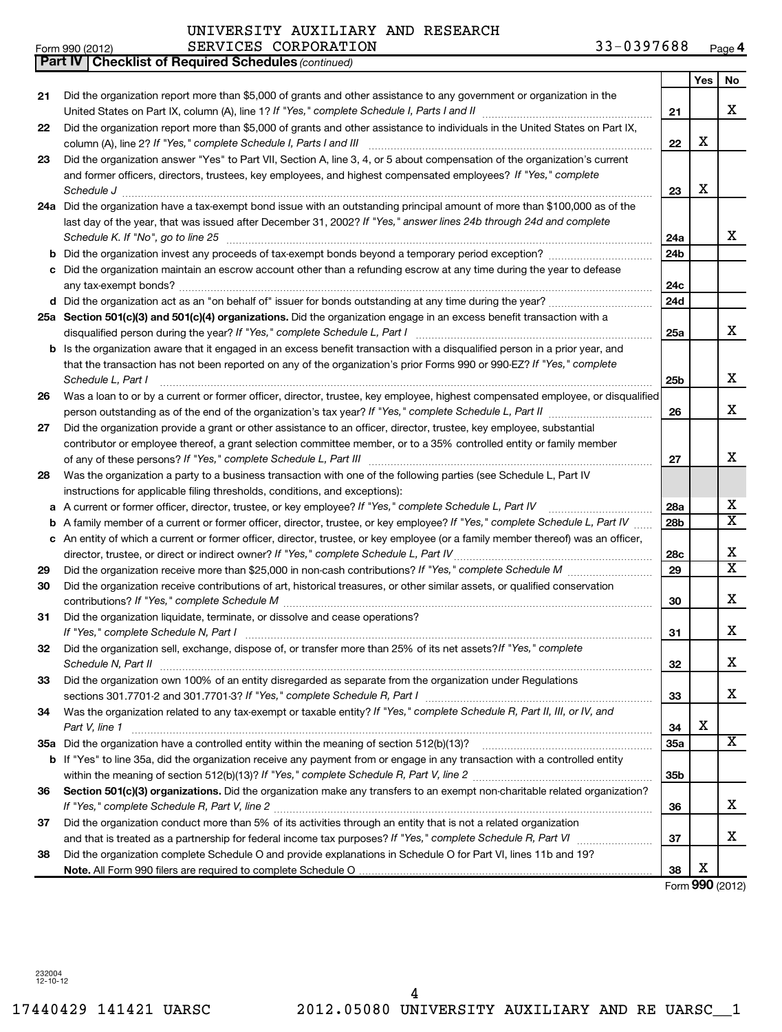UNIVERSITY AUXILIARY AND RESEARCH SERVICES CORPORATION 33-0397688

Form 990 (2012)

**Part IV | Checklist of Required Schedules** *(continued)*

| | | | Yes | No |
|---|---|---|---|---|
| 21 | Did the organization report more than $5,000 of grants and other assistance to any government or organization in the United States on Part IX, column (A), line 1? *If "Yes," complete Schedule I, Parts I and II* | 21 | | X |
| 22 | Did the organization report more than $5,000 of grants and other assistance to individuals in the United States on Part IX, column (A), line 2? *If "Yes," complete Schedule I, Parts I and III* | 22 | X | |
| 23 | Did the organization answer "Yes" to Part VII, Section A, line 3, 4, or 5 about compensation of the organization's current and former officers, directors, trustees, key employees, and highest compensated employees? *If "Yes," complete Schedule J* | 23 | X | |
| 24a | Did the organization have a tax-exempt bond issue with an outstanding principal amount of more than $100,000 as of the last day of the year, that was issued after December 31, 2002? *If "Yes," answer lines 24b through 24d and complete Schedule K. If "No", go to line 25* | 24a | | X |
| b | Did the organization invest any proceeds of tax-exempt bonds beyond a temporary period exception? | 24b | | |
| c | Did the organization maintain an escrow account other than a refunding escrow at any time during the year to defease any tax-exempt bonds? | 24c | | |
| d | Did the organization act as an "on behalf of" issuer for bonds outstanding at any time during the year? | 24d | | |
| 25a | **Section 501(c)(3) and 501(c)(4) organizations.** Did the organization engage in an excess benefit transaction with a disqualified person during the year? *If "Yes," complete Schedule L, Part I* | 25a | | X |
| b | Is the organization aware that it engaged in an excess benefit transaction with a disqualified person in a prior year, and that the transaction has not been reported on any of the organization's prior Forms 990 or 990-EZ? *If "Yes," complete Schedule L, Part I* | 25b | | X |
| 26 | Was a loan to or by a current or former officer, director, trustee, key employee, highest compensated employee, or disqualified person outstanding as of the end of the organization's tax year? *If "Yes," complete Schedule L, Part II* | 26 | | X |
| 27 | Did the organization provide a grant or other assistance to an officer, director, trustee, key employee, substantial contributor or employee thereof, a grant selection committee member, or to a 35% controlled entity or family member of any of these persons? *If "Yes," complete Schedule L, Part III* | 27 | | X |
| 28 | Was the organization a party to a business transaction with one of the following parties (see Schedule L, Part IV instructions for applicable filing thresholds, conditions, and exceptions): | | | |
| a | A current or former officer, director, trustee, or key employee? *If "Yes," complete Schedule L, Part IV* | 28a | | X |
| b | A family member of a current or former officer, director, trustee, or key employee? *If "Yes," complete Schedule L, Part IV* | 28b | | X |
| c | An entity of which a current or former officer, director, trustee, or key employee (or a family member thereof) was an officer, director, trustee, or direct or indirect owner? *If "Yes," complete Schedule L, Part IV* | 28c | | X |
| 29 | Did the organization receive more than $25,000 in non-cash contributions? *If "Yes," complete Schedule M* | 29 | | X |
| 30 | Did the organization receive contributions of art, historical treasures, or other similar assets, or qualified conservation contributions? *If "Yes," complete Schedule M* | 30 | | X |
| 31 | Did the organization liquidate, terminate, or dissolve and cease operations? *If "Yes," complete Schedule N, Part I* | 31 | | X |
| 32 | Did the organization sell, exchange, dispose of, or transfer more than 25% of its net assets? *If "Yes," complete Schedule N, Part II* | 32 | | X |
| 33 | Did the organization own 100% of an entity disregarded as separate from the organization under Regulations sections 301.7701-2 and 301.7701-3? *If "Yes," complete Schedule R, Part I* | 33 | | X |
| 34 | Was the organization related to any tax-exempt or taxable entity? *If "Yes," complete Schedule R, Part II, III, or IV, and Part V, line 1* | 34 | X | |
| 35a | Did the organization have a controlled entity within the meaning of section 512(b)(13)? | 35a | | X |
| b | If "Yes" to line 35a, did the organization receive any payment from or engage in any transaction with a controlled entity within the meaning of section 512(b)(13)? *If "Yes," complete Schedule R, Part V, line 2* | 35b | | |
| 36 | **Section 501(c)(3) organizations.** Did the organization make any transfers to an exempt non-charitable related organization? *If "Yes," complete Schedule R, Part V, line 2* | 36 | | X |
| 37 | Did the organization conduct more than 5% of its activities through an entity that is not a related organization and that is treated as a partnership for federal income tax purposes? *If "Yes," complete Schedule R, Part VI* | 37 | | X |
| 38 | Did the organization complete Schedule O and provide explanations in Schedule O for Part VI, lines 11b and 19? **Note.** All Form 990 filers are required to complete Schedule O | 38 | X | |

Form **990** (2012)

232004 12-10-12

17440429 141421 UARSC 2012.05080 UNIVERSITY AUXILIARY AND RE UARSC__1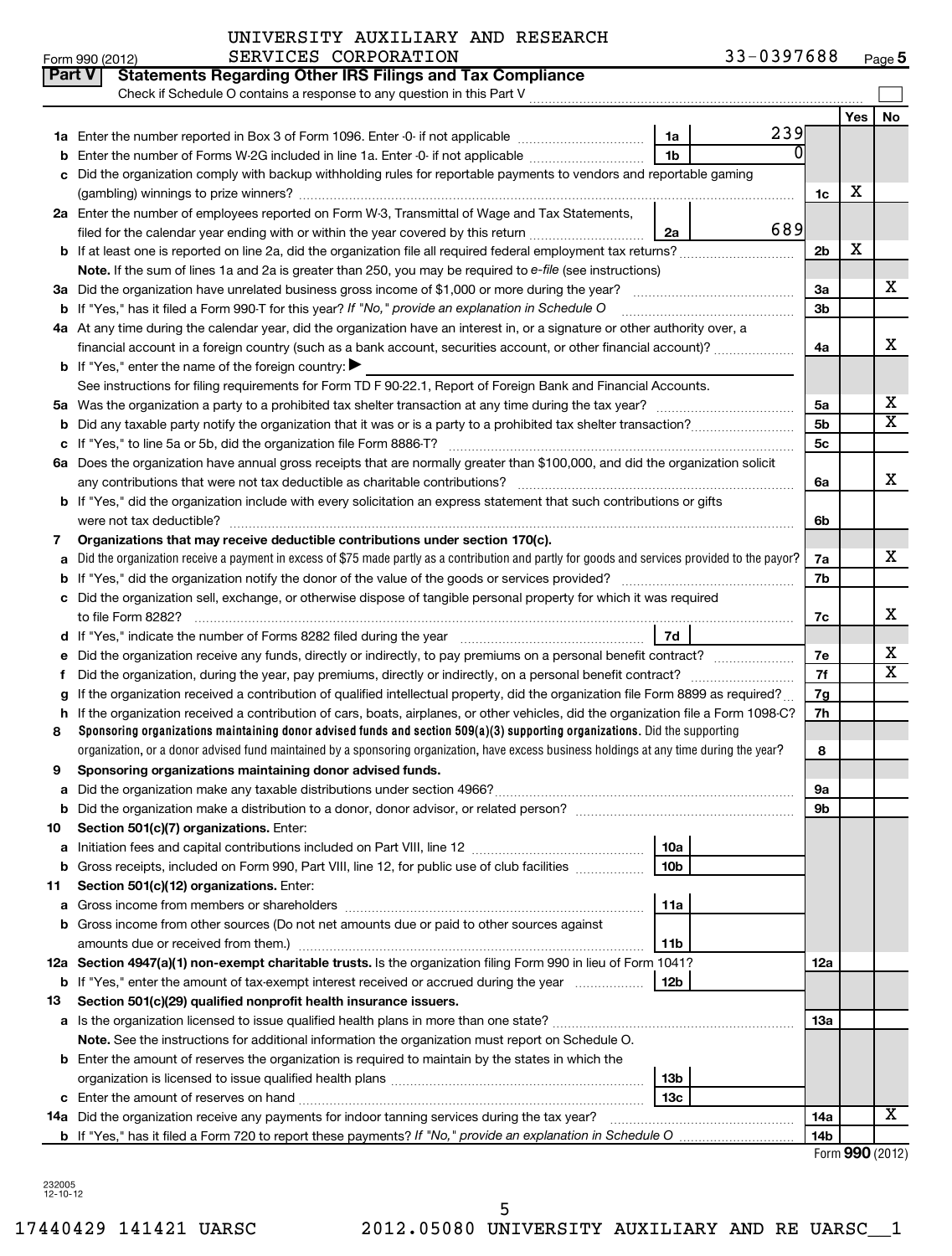UNIVERSITY AUXILIARY AND RESEARCH SERVICES CORPORATION 33-0397688

Form 990 (2012)

## Part V Statements Regarding Other IRS Filings and Tax Compliance

Check if Schedule O contains a response to any question in this Part V

| | | | | | Yes | No |
|---|---|---|---|---|---|---|
| **1a** | Enter the number reported in Box 3 of Form 1096. Enter -0- if not applicable | 1a | 239 | | | |
| **b** | Enter the number of Forms W-2G included in line 1a. Enter -0- if not applicable | 1b | 0 | | | |
| **c** | Did the organization comply with backup withholding rules for reportable payments to vendors and reportable gaming (gambling) winnings to prize winners? | | | 1c | X | |
| **2a** | Enter the number of employees reported on Form W-3, Transmittal of Wage and Tax Statements, filed for the calendar year ending with or within the year covered by this return | 2a | 689 | | | |
| **b** | If at least one is reported on line 2a, did the organization file all required federal employment tax returns? | | | 2b | X | |
| | **Note.** If the sum of lines 1a and 2a is greater than 250, you may be required to *e-file* (see instructions) | | | | | |
| **3a** | Did the organization have unrelated business gross income of $1,000 or more during the year? | | | 3a | | X |
| **b** | If "Yes," has it filed a Form 990-T for this year? *If "No," provide an explanation in Schedule O* | | | 3b | | |
| **4a** | At any time during the calendar year, did the organization have an interest in, or a signature or other authority over, a financial account in a foreign country (such as a bank account, securities account, or other financial account)? | | | 4a | | X |
| **b** | If "Yes," enter the name of the foreign country: ▶ | | | | | |
| | See instructions for filing requirements for Form TD F 90-22.1, Report of Foreign Bank and Financial Accounts. | | | | | |
| **5a** | Was the organization a party to a prohibited tax shelter transaction at any time during the tax year? | | | 5a | | X |
| **b** | Did any taxable party notify the organization that it was or is a party to a prohibited tax shelter transaction? | | | 5b | | X |
| **c** | If "Yes," to line 5a or 5b, did the organization file Form 8886-T? | | | 5c | | |
| **6a** | Does the organization have annual gross receipts that are normally greater than $100,000, and did the organization solicit any contributions that were not tax deductible as charitable contributions? | | | 6a | | X |
| **b** | If "Yes," did the organization include with every solicitation an express statement that such contributions or gifts were not tax deductible? | | | 6b | | |
| **7** | **Organizations that may receive deductible contributions under section 170(c).** | | | | | |
| **a** | Did the organization receive a payment in excess of $75 made partly as a contribution and partly for goods and services provided to the payor? | | | 7a | | X |
| **b** | If "Yes," did the organization notify the donor of the value of the goods or services provided? | | | 7b | | |
| **c** | Did the organization sell, exchange, or otherwise dispose of tangible personal property for which it was required to file Form 8282? | | | 7c | | X |
| **d** | If "Yes," indicate the number of Forms 8282 filed during the year | 7d | | | | |
| **e** | Did the organization receive any funds, directly or indirectly, to pay premiums on a personal benefit contract? | | | 7e | | X |
| **f** | Did the organization, during the year, pay premiums, directly or indirectly, on a personal benefit contract? | | | 7f | | X |
| **g** | If the organization received a contribution of qualified intellectual property, did the organization file Form 8899 as required? | | | 7g | | |
| **h** | If the organization received a contribution of cars, boats, airplanes, or other vehicles, did the organization file a Form 1098-C? | | | 7h | | |
| **8** | **Sponsoring organizations maintaining donor advised funds and section 509(a)(3) supporting organizations.** Did the supporting organization, or a donor advised fund maintained by a sponsoring organization, have excess business holdings at any time during the year? | | | 8 | | |
| **9** | **Sponsoring organizations maintaining donor advised funds.** | | | | | |
| **a** | Did the organization make any taxable distributions under section 4966? | | | 9a | | |
| **b** | Did the organization make a distribution to a donor, donor advisor, or related person? | | | 9b | | |
| **10** | **Section 501(c)(7) organizations.** Enter: | | | | | |
| **a** | Initiation fees and capital contributions included on Part VIII, line 12 | 10a | | | | |
| **b** | Gross receipts, included on Form 990, Part VIII, line 12, for public use of club facilities | 10b | | | | |
| **11** | **Section 501(c)(12) organizations.** Enter: | | | | | |
| **a** | Gross income from members or shareholders | 11a | | | | |
| **b** | Gross income from other sources (Do not net amounts due or paid to other sources against amounts due or received from them.) | 11b | | | | |
| **12a** | **Section 4947(a)(1) non-exempt charitable trusts.** Is the organization filing Form 990 in lieu of Form 1041? | | | 12a | | |
| **b** | If "Yes," enter the amount of tax-exempt interest received or accrued during the year | 12b | | | | |
| **13** | **Section 501(c)(29) qualified nonprofit health insurance issuers.** | | | | | |
| **a** | Is the organization licensed to issue qualified health plans in more than one state? | | | 13a | | |
| | **Note.** See the instructions for additional information the organization must report on Schedule O. | | | | | |
| **b** | Enter the amount of reserves the organization is required to maintain by the states in which the organization is licensed to issue qualified health plans | 13b | | | | |
| **c** | Enter the amount of reserves on hand | 13c | | | | |
| **14a** | Did the organization receive any payments for indoor tanning services during the tax year? | | | 14a | | X |
| **b** | If "Yes," has it filed a Form 720 to report these payments? *If "No," provide an explanation in Schedule O* | | | 14b | | |

Form **990** (2012)

232005 12-10-12

17440429 141421 UARSC 2012.05080 UNIVERSITY AUXILIARY AND RE UARSC__1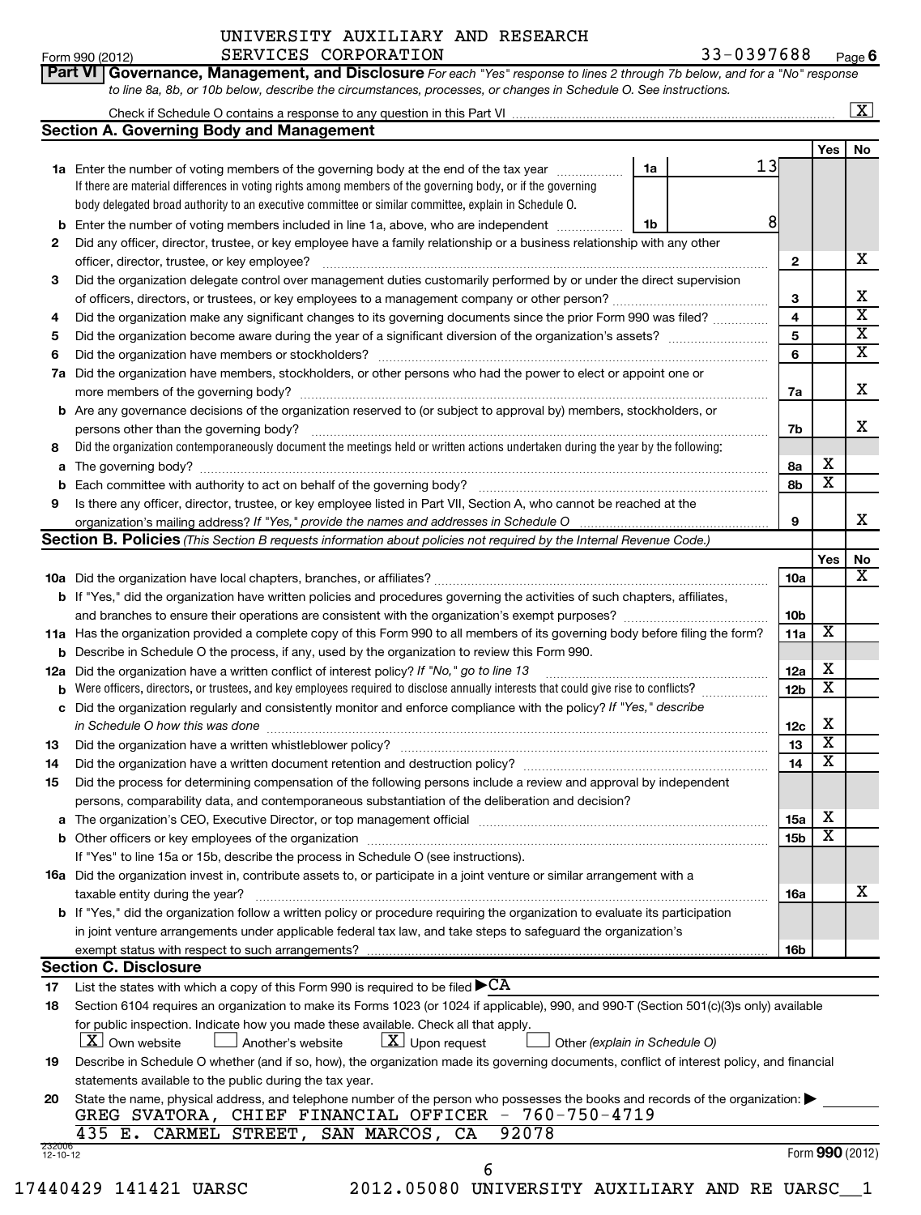UNIVERSITY AUXILIARY AND RESEARCH SERVICES CORPORATION 33-0397688

Form 990 (2012) Page 6

## Part VI Governance, Management, and Disclosure

*For each "Yes" response to lines 2 through 7b below, and for a "No" response to line 8a, 8b, or 10b below, describe the circumstances, processes, or changes in Schedule O. See instructions.*

Check if Schedule O contains a response to any question in this Part VI [X]

### Section A. Governing Body and Management

| | | | | Yes | No |
|---|---|---|---|---|---|
| **1a** | Enter the number of voting members of the governing body at the end of the tax year. If there are material differences in voting rights among members of the governing body, or if the governing body delegated broad authority to an executive committee or similar committee, explain in Schedule O. | 1a: 13 | | | |
| **b** | Enter the number of voting members included in line 1a, above, who are independent | 1b: 8 | | | |
| **2** | Did any officer, director, trustee, or key employee have a family relationship or a business relationship with any other officer, director, trustee, or key employee? | | 2 | | X |
| **3** | Did the organization delegate control over management duties customarily performed by or under the direct supervision of officers, directors, or trustees, or key employees to a management company or other person? | | 3 | | X |
| **4** | Did the organization make any significant changes to its governing documents since the prior Form 990 was filed? | | 4 | | X |
| **5** | Did the organization become aware during the year of a significant diversion of the organization's assets? | | 5 | | X |
| **6** | Did the organization have members or stockholders? | | 6 | | X |
| **7a** | Did the organization have members, stockholders, or other persons who had the power to elect or appoint one or more members of the governing body? | | 7a | | X |
| **b** | Are any governance decisions of the organization reserved to (or subject to approval by) members, stockholders, or persons other than the governing body? | | 7b | | X |
| **8** | Did the organization contemporaneously document the meetings held or written actions undertaken during the year by the following: | | | | |
| **a** | The governing body? | | 8a | X | |
| **b** | Each committee with authority to act on behalf of the governing body? | | 8b | X | |
| **9** | Is there any officer, director, trustee, or key employee listed in Part VII, Section A, who cannot be reached at the organization's mailing address? *If "Yes," provide the names and addresses in Schedule O* | | 9 | | X |

### Section B. Policies *(This Section B requests information about policies not required by the Internal Revenue Code.)*

| | | | Yes | No |
|---|---|---|---|---|
| **10a** | Did the organization have local chapters, branches, or affiliates? | 10a | | X |
| **b** | If "Yes," did the organization have written policies and procedures governing the activities of such chapters, affiliates, and branches to ensure their operations are consistent with the organization's exempt purposes? | 10b | | |
| **11a** | Has the organization provided a complete copy of this Form 990 to all members of its governing body before filing the form? | 11a | X | |
| **b** | Describe in Schedule O the process, if any, used by the organization to review this Form 990. | | | |
| **12a** | Did the organization have a written conflict of interest policy? *If "No," go to line 13* | 12a | X | |
| **b** | Were officers, directors, or trustees, and key employees required to disclose annually interests that could give rise to conflicts? | 12b | X | |
| **c** | Did the organization regularly and consistently monitor and enforce compliance with the policy? *If "Yes," describe in Schedule O how this was done* | 12c | X | |
| **13** | Did the organization have a written whistleblower policy? | 13 | X | |
| **14** | Did the organization have a written document retention and destruction policy? | 14 | X | |
| **15** | Did the process for determining compensation of the following persons include a review and approval by independent persons, comparability data, and contemporaneous substantiation of the deliberation and decision? | | | |
| **a** | The organization's CEO, Executive Director, or top management official | 15a | X | |
| **b** | Other officers or key employees of the organization | 15b | X | |
| | If "Yes" to line 15a or 15b, describe the process in Schedule O (see instructions). | | | |
| **16a** | Did the organization invest in, contribute assets to, or participate in a joint venture or similar arrangement with a taxable entity during the year? | 16a | | X |
| **b** | If "Yes," did the organization follow a written policy or procedure requiring the organization to evaluate its participation in joint venture arrangements under applicable federal tax law, and take steps to safeguard the organization's exempt status with respect to such arrangements? | 16b | | |

### Section C. Disclosure

**17** List the states with which a copy of this Form 990 is required to be filed ▶ CA

**18** Section 6104 requires an organization to make its Forms 1023 (or 1024 if applicable), 990, and 990-T (Section 501(c)(3)s only) available for public inspection. Indicate how you made these available. Check all that apply.

[X] Own website [ ] Another's website [X] Upon request [ ] Other *(explain in Schedule O)*

**19** Describe in Schedule O whether (and if so, how), the organization made its governing documents, conflict of interest policy, and financial statements available to the public during the tax year.

**20** State the name, physical address, and telephone number of the person who possesses the books and records of the organization: ▶

GREG SVATORA, CHIEF FINANCIAL OFFICER - 760-750-4719
435 E. CARMEL STREET, SAN MARCOS, CA 92078

232006 12-10-12

Form **990** (2012)

17440429 141421 UARSC 2012.05080 UNIVERSITY AUXILIARY AND RE UARSC__1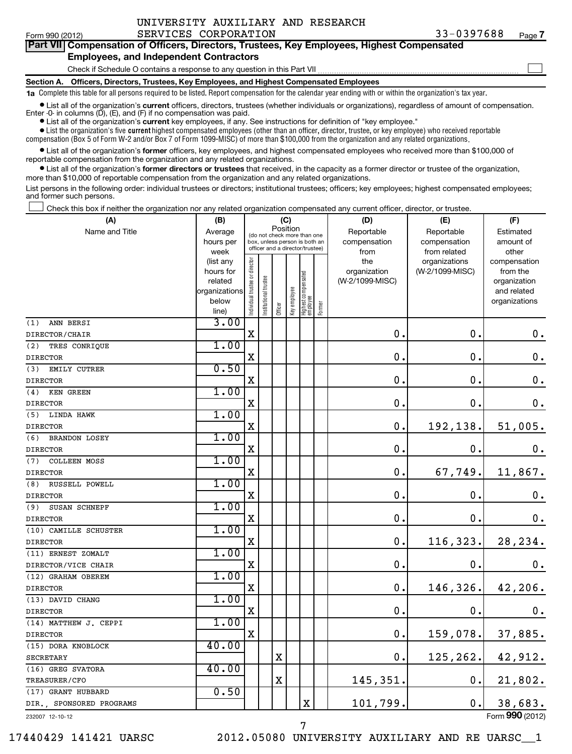UNIVERSITY AUXILIARY AND RESEARCH SERVICES CORPORATION 33-0397688

Form 990 (2012) Page 7

## Part VII Compensation of Officers, Directors, Trustees, Key Employees, Highest Compensated Employees, and Independent Contractors

Check if Schedule O contains a response to any question in this Part VII ☐

### Section A. Officers, Directors, Trustees, Key Employees, and Highest Compensated Employees

**1a** Complete this table for all persons required to be listed. Report compensation for the calendar year ending with or within the organization's tax year.

- List all of the organization's **current** officers, directors, trustees (whether individuals or organizations), regardless of amount of compensation. Enter -0- in columns (D), (E), and (F) if no compensation was paid.
- List all of the organization's **current** key employees, if any. See instructions for definition of "key employee."
- List the organization's five **current** highest compensated employees (other than an officer, director, trustee, or key employee) who received reportable compensation (Box 5 of Form W-2 and/or Box 7 of Form 1099-MISC) of more than $100,000 from the organization and any related organizations.
- List all of the organization's **former** officers, key employees, and highest compensated employees who received more than $100,000 of reportable compensation from the organization and any related organizations.
- List all of the organization's **former directors or trustees** that received, in the capacity as a former director or trustee of the organization, more than $10,000 of reportable compensation from the organization and any related organizations.

List persons in the following order: individual trustees or directors; institutional trustees; officers; key employees; highest compensated employees; and former such persons.

☐ Check this box if neither the organization nor any related organization compensated any current officer, director, or trustee.

| (A) Name and Title | (B) Average hours per week (list any hours for related organizations below line) | (C) Position: Individual trustee or director | Institutional trustee | Officer | Key employee | Highest compensated employee | Former | (D) Reportable compensation from the organization (W-2/1099-MISC) | (E) Reportable compensation from related organizations (W-2/1099-MISC) | (F) Estimated amount of other compensation from the organization and related organizations |
|---|---|---|---|---|---|---|---|---|---|---|
| (1) ANN BERSI DIRECTOR/CHAIR | 3.00 | X | | | | | | 0. | 0. | 0. |
| (2) TRES CONRIQUE DIRECTOR | 1.00 | X | | | | | | 0. | 0. | 0. |
| (3) EMILY CUTRER DIRECTOR | 0.50 | X | | | | | | 0. | 0. | 0. |
| (4) KEN GREEN DIRECTOR | 1.00 | X | | | | | | 0. | 0. | 0. |
| (5) LINDA HAWK DIRECTOR | 1.00 | X | | | | | | 0. | 192,138. | 51,005. |
| (6) BRANDON LOSEY DIRECTOR | 1.00 | X | | | | | | 0. | 0. | 0. |
| (7) COLLEEN MOSS DIRECTOR | 1.00 | X | | | | | | 0. | 67,749. | 11,867. |
| (8) RUSSELL POWELL DIRECTOR | 1.00 | X | | | | | | 0. | 0. | 0. |
| (9) SUSAN SCHNEPF DIRECTOR | 1.00 | X | | | | | | 0. | 0. | 0. |
| (10) CAMILLE SCHUSTER DIRECTOR | 1.00 | X | | | | | | 0. | 116,323. | 28,234. |
| (11) ERNEST ZOMALT DIRECTOR/VICE CHAIR | 1.00 | X | | | | | | 0. | 0. | 0. |
| (12) GRAHAM OBEREM DIRECTOR | 1.00 | X | | | | | | 0. | 146,326. | 42,206. |
| (13) DAVID CHANG DIRECTOR | 1.00 | X | | | | | | 0. | 0. | 0. |
| (14) MATTHEW J. CEPPI DIRECTOR | 1.00 | X | | | | | | 0. | 159,078. | 37,885. |
| (15) DORA KNOBLOCK SECRETARY | 40.00 | | | X | | | | 0. | 125,262. | 42,912. |
| (16) GREG SVATORA TREASURER/CFO | 40.00 | | | X | | | | 145,351. | 0. | 21,802. |
| (17) GRANT HUBBARD DIR., SPONSORED PROGRAMS | 0.50 | | | | | X | | 101,799. | 0. | 38,683. |

232007 12-10-12 Form **990** (2012)

17440429 141421 UARSC 2012.05080 UNIVERSITY AUXILIARY AND RE UARSC__1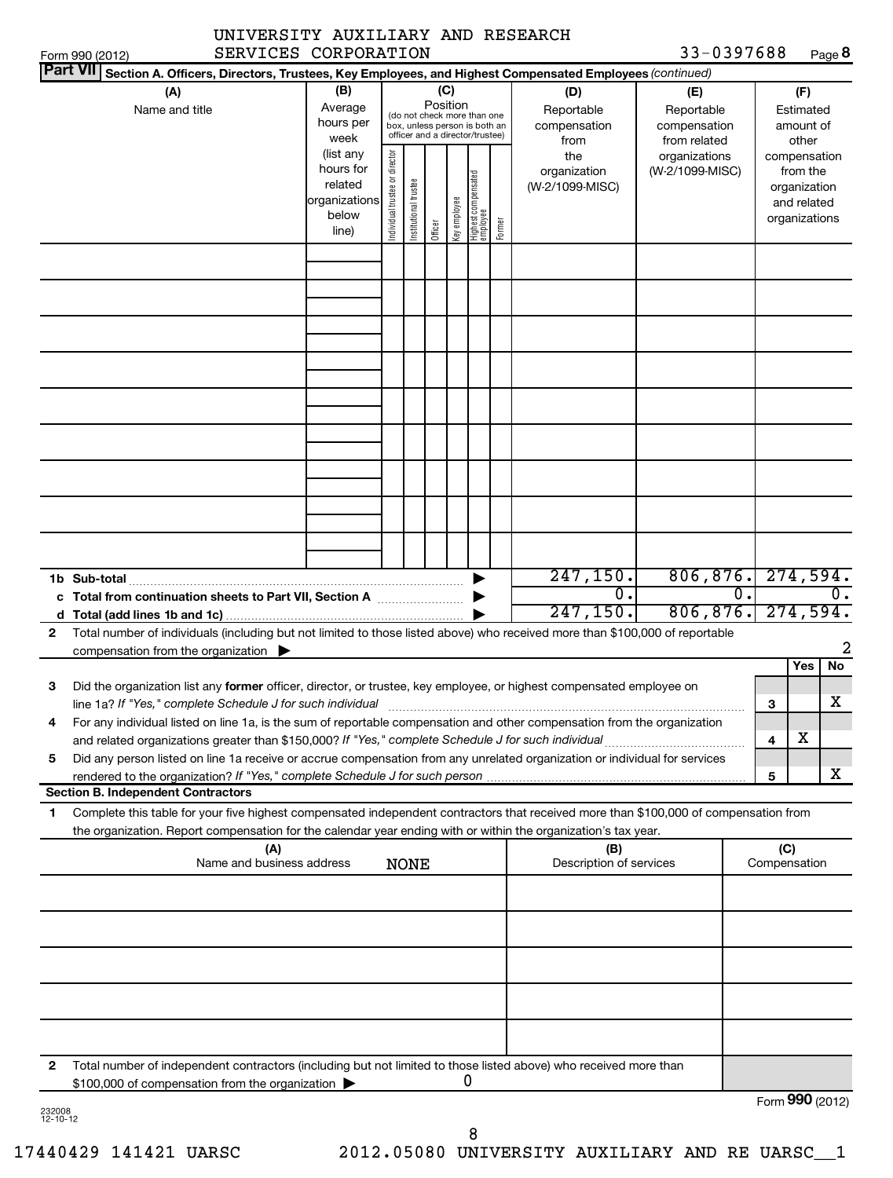UNIVERSITY AUXILIARY AND RESEARCH SERVICES CORPORATION

Form 990 (2012) 33-0397688 Page **8**

**Part VII** **Section A. Officers, Directors, Trustees, Key Employees, and Highest Compensated Employees** *(continued)*

| (A) Name and title | (B) Average hours per week (list any hours for related organizations below line) | (C) Position (do not check more than one box, unless person is both an officer and a director/trustee): Individual trustee or director | Institutional trustee | Officer | Key employee | Highest compensated employee | Former | (D) Reportable compensation from the organization (W-2/1099-MISC) | (E) Reportable compensation from related organizations (W-2/1099-MISC) | (F) Estimated amount of other compensation from the organization and related organizations |
|---|---|---|---|---|---|---|---|---|---|---|
| | | | | | | | | | | |
| | | | | | | | | | | |
| | | | | | | | | | | |
| | | | | | | | | | | |
| | | | | | | | | | | |
| | | | | | | | | | | |
| | | | | | | | | | | |
| | | | | | | | | | | |
| | | | | | | | | | | |
| **1b Sub-total** | | | | | | | ▶ | 247,150. | 806,876. | 274,594. |
| **c Total from continuation sheets to Part VII, Section A** | | | | | | | ▶ | 0. | 0. | 0. |
| **d Total (add lines 1b and 1c)** | | | | | | | ▶ | 247,150. | 806,876. | 274,594. |

**2** Total number of individuals (including but not limited to those listed above) who received more than $100,000 of reportable compensation from the organization ▶ 2

| | | | Yes | No |
|---|---|---|---|---|
| **3** | Did the organization list any **former** officer, director, or trustee, key employee, or highest compensated employee on line 1a? *If "Yes," complete Schedule J for such individual* | 3 | | X |
| **4** | For any individual listed on line 1a, is the sum of reportable compensation and other compensation from the organization and related organizations greater than $150,000? *If "Yes," complete Schedule J for such individual* | 4 | X | |
| **5** | Did any person listed on line 1a receive or accrue compensation from any unrelated organization or individual for services rendered to the organization? *If "Yes," complete Schedule J for such person* | 5 | | X |

**Section B. Independent Contractors**

**1** Complete this table for your five highest compensated independent contractors that received more than $100,000 of compensation from the organization. Report compensation for the calendar year ending with or within the organization's tax year.

| (A) Name and business address | (B) Description of services | (C) Compensation |
|---|---|---|
| NONE | | |
| | | |
| | | |
| | | |
| | | |
| | | |

**2** Total number of independent contractors (including but not limited to those listed above) who received more than $100,000 of compensation from the organization ▶ 0

Form **990** (2012)

232008 12-10-12

17440429 141421 UARSC 2012.05080 UNIVERSITY AUXILIARY AND RE UARSC__1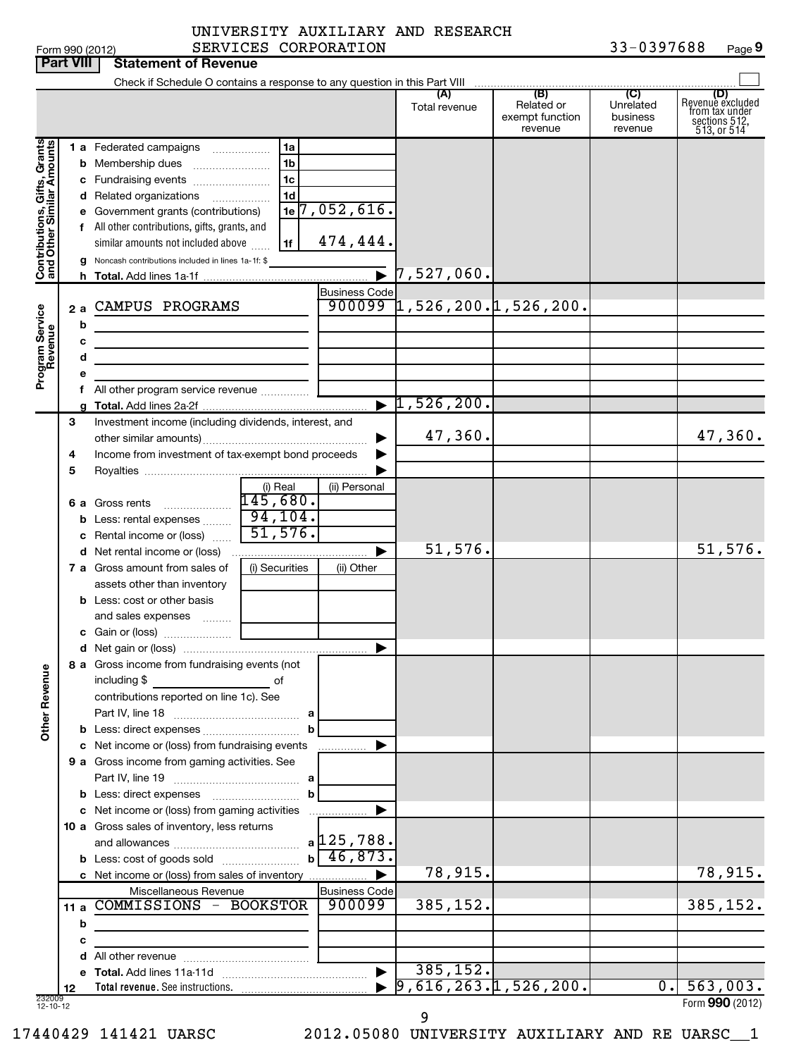UNIVERSITY AUXILIARY AND RESEARCH SERVICES CORPORATION

Form 990 (2012) 33-0397688 Page 9

## Part VIII Statement of Revenue

Check if Schedule O contains a response to any question in this Part VIII

| | | | (A) Total revenue | (B) Related or exempt function revenue | (C) Unrelated business revenue | (D) Revenue excluded from tax under sections 512, 513, or 514 |
|---|---|---|---|---|---|---|
| **Contributions, Gifts, Grants and Other Similar Amounts** | | | | | | |
| 1 a | Federated campaigns | 1a | | | | |
| b | Membership dues | 1b | | | | |
| c | Fundraising events | 1c | | | | |
| d | Related organizations | 1d | | | | |
| e | Government grants (contributions) | 1e 7,052,616. | | | | |
| f | All other contributions, gifts, grants, and similar amounts not included above | 1f 474,444. | | | | |
| g | Noncash contributions included in lines 1a-1f: $ | | | | | |
| h | **Total.** Add lines 1a-1f | | 7,527,060. | | | |
| **Program Service Revenue** | | Business Code | | | | |
| 2 a | CAMPUS PROGRAMS | 900099 | 1,526,200. | 1,526,200. | | |
| b | | | | | | |
| c | | | | | | |
| d | | | | | | |
| e | | | | | | |
| f | All other program service revenue | | | | | |
| g | **Total.** Add lines 2a-2f | | 1,526,200. | | | |
| 3 | Investment income (including dividends, interest, and other similar amounts) | | 47,360. | | | 47,360. |
| 4 | Income from investment of tax-exempt bond proceeds | | | | | |
| 5 | Royalties | | | | | |
| | | (i) Real / (ii) Personal | | | | |
| 6 a | Gross rents | 145,680. / | | | | |
| b | Less: rental expenses | 94,104. / | | | | |
| c | Rental income or (loss) | 51,576. / | | | | |
| d | Net rental income or (loss) | | 51,576. | | | 51,576. |
| 7 a | Gross amount from sales of assets other than inventory | (i) Securities / (ii) Other | | | | |
| b | Less: cost or other basis and sales expenses | | | | | |
| c | Gain or (loss) | | | | | |
| d | Net gain or (loss) | | | | | |
| 8 a | Gross income from fundraising events (not including $ ______ of contributions reported on line 1c). See Part IV, line 18 | a | | | | |
| b | Less: direct expenses | b | | | | |
| c | Net income or (loss) from fundraising events | | | | | |
| 9 a | Gross income from gaming activities. See Part IV, line 19 | a | | | | |
| b | Less: direct expenses | b | | | | |
| c | Net income or (loss) from gaming activities | | | | | |
| 10 a | Gross sales of inventory, less returns and allowances | a 125,788. | | | | |
| b | Less: cost of goods sold | b 46,873. | | | | |
| c | Net income or (loss) from sales of inventory | | 78,915. | | | 78,915. |
| | Miscellaneous Revenue | Business Code | | | | |
| 11 a | COMMISSIONS - BOOKSTOR | 900099 | 385,152. | | | 385,152. |
| b | | | | | | |
| c | | | | | | |
| d | All other revenue | | | | | |
| e | **Total.** Add lines 11a-11d | | 385,152. | | | |
| 12 | **Total revenue.** See instructions. | | 9,616,263. | 1,526,200. | 0. | 563,003. |

232009 12-10-12

Form **990** (2012)

17440429 141421 UARSC 2012.05080 UNIVERSITY AUXILIARY AND RE UARSC__1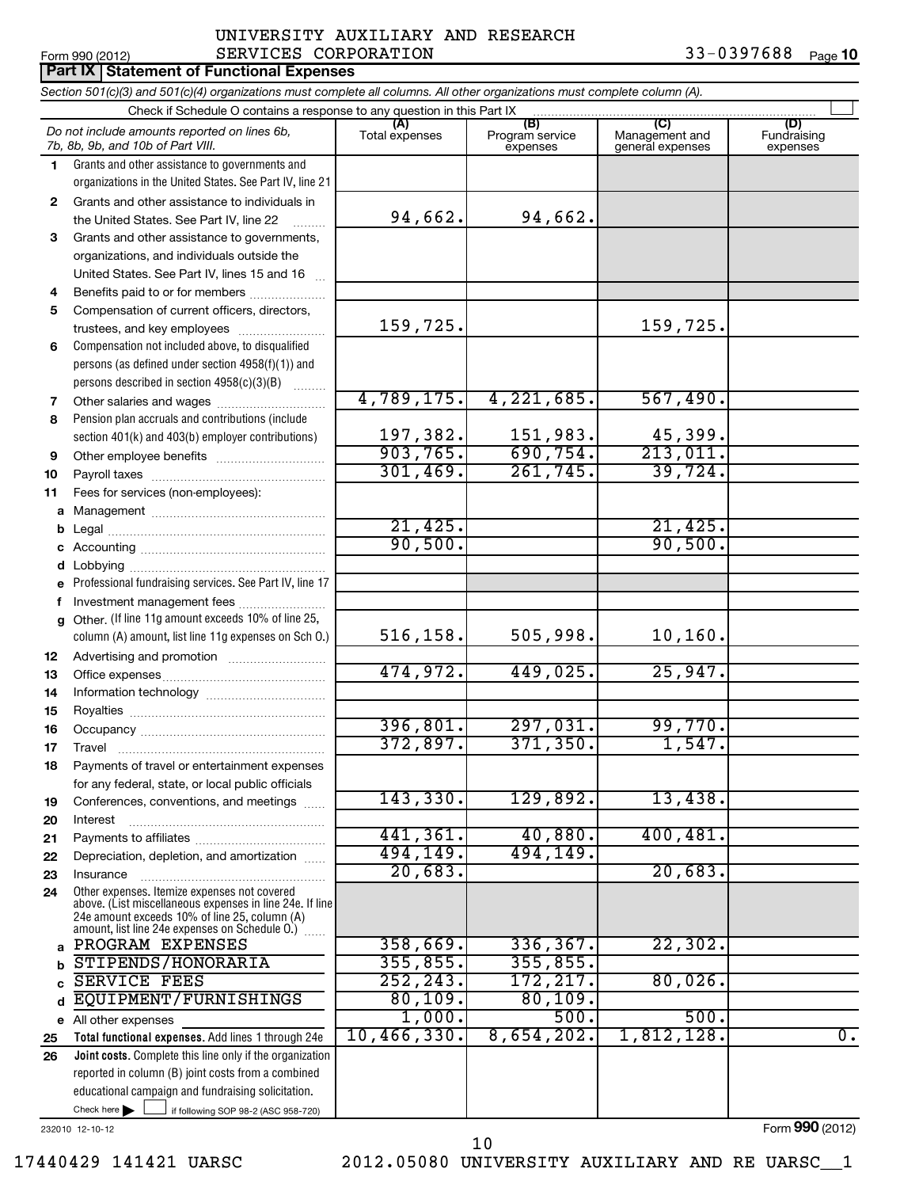UNIVERSITY AUXILIARY AND RESEARCH SERVICES CORPORATION

Form 990 (2012) 33-0397688 Page 10

## Part IX Statement of Functional Expenses

*Section 501(c)(3) and 501(c)(4) organizations must complete all columns. All other organizations must complete column (A).*

Check if Schedule O contains a response to any question in this Part IX ☐

| | *Do not include amounts reported on lines 6b, 7b, 8b, 9b, and 10b of Part VIII.* | (A) Total expenses | (B) Program service expenses | (C) Management and general expenses | (D) Fundraising expenses |
|---|---|---|---|---|---|
| 1 | Grants and other assistance to governments and organizations in the United States. See Part IV, line 21 | | | | |
| 2 | Grants and other assistance to individuals in the United States. See Part IV, line 22 | 94,662. | 94,662. | | |
| 3 | Grants and other assistance to governments, organizations, and individuals outside the United States. See Part IV, lines 15 and 16 | | | | |
| 4 | Benefits paid to or for members | | | | |
| 5 | Compensation of current officers, directors, trustees, and key employees | 159,725. | | 159,725. | |
| 6 | Compensation not included above, to disqualified persons (as defined under section 4958(f)(1)) and persons described in section 4958(c)(3)(B) | | | | |
| 7 | Other salaries and wages | 4,789,175. | 4,221,685. | 567,490. | |
| 8 | Pension plan accruals and contributions (include section 401(k) and 403(b) employer contributions) | 197,382. | 151,983. | 45,399. | |
| 9 | Other employee benefits | 903,765. | 690,754. | 213,011. | |
| 10 | Payroll taxes | 301,469. | 261,745. | 39,724. | |
| 11 | Fees for services (non-employees): | | | | |
| a | Management | | | | |
| b | Legal | 21,425. | | 21,425. | |
| c | Accounting | 90,500. | | 90,500. | |
| d | Lobbying | | | | |
| e | Professional fundraising services. See Part IV, line 17 | | | | |
| f | Investment management fees | | | | |
| g | Other. (If line 11g amount exceeds 10% of line 25, column (A) amount, list line 11g expenses on Sch O.) | 516,158. | 505,998. | 10,160. | |
| 12 | Advertising and promotion | | | | |
| 13 | Office expenses | 474,972. | 449,025. | 25,947. | |
| 14 | Information technology | | | | |
| 15 | Royalties | | | | |
| 16 | Occupancy | 396,801. | 297,031. | 99,770. | |
| 17 | Travel | 372,897. | 371,350. | 1,547. | |
| 18 | Payments of travel or entertainment expenses for any federal, state, or local public officials | | | | |
| 19 | Conferences, conventions, and meetings | 143,330. | 129,892. | 13,438. | |
| 20 | Interest | | | | |
| 21 | Payments to affiliates | 441,361. | 40,880. | 400,481. | |
| 22 | Depreciation, depletion, and amortization | 494,149. | 494,149. | | |
| 23 | Insurance | 20,683. | | 20,683. | |
| 24 | Other expenses. Itemize expenses not covered above. (List miscellaneous expenses in line 24e. If line 24e amount exceeds 10% of line 25, column (A) amount, list line 24e expenses on Schedule O.) | | | | |
| a | PROGRAM EXPENSES | 358,669. | 336,367. | 22,302. | |
| b | STIPENDS/HONORARIA | 355,855. | 355,855. | | |
| c | SERVICE FEES | 252,243. | 172,217. | 80,026. | |
| d | EQUIPMENT/FURNISHINGS | 80,109. | 80,109. | | |
| e | All other expenses | 1,000. | 500. | 500. | |
| 25 | **Total functional expenses.** Add lines 1 through 24e | 10,466,330. | 8,654,202. | 1,812,128. | 0. |
| 26 | **Joint costs.** Complete this line only if the organization reported in column (B) joint costs from a combined educational campaign and fundraising solicitation. Check here ☐ if following SOP 98-2 (ASC 958-720) | | | | |

232010 12-10-12

Form **990** (2012)

17440429 141421 UARSC 2012.05080 UNIVERSITY AUXILIARY AND RE UARSC__1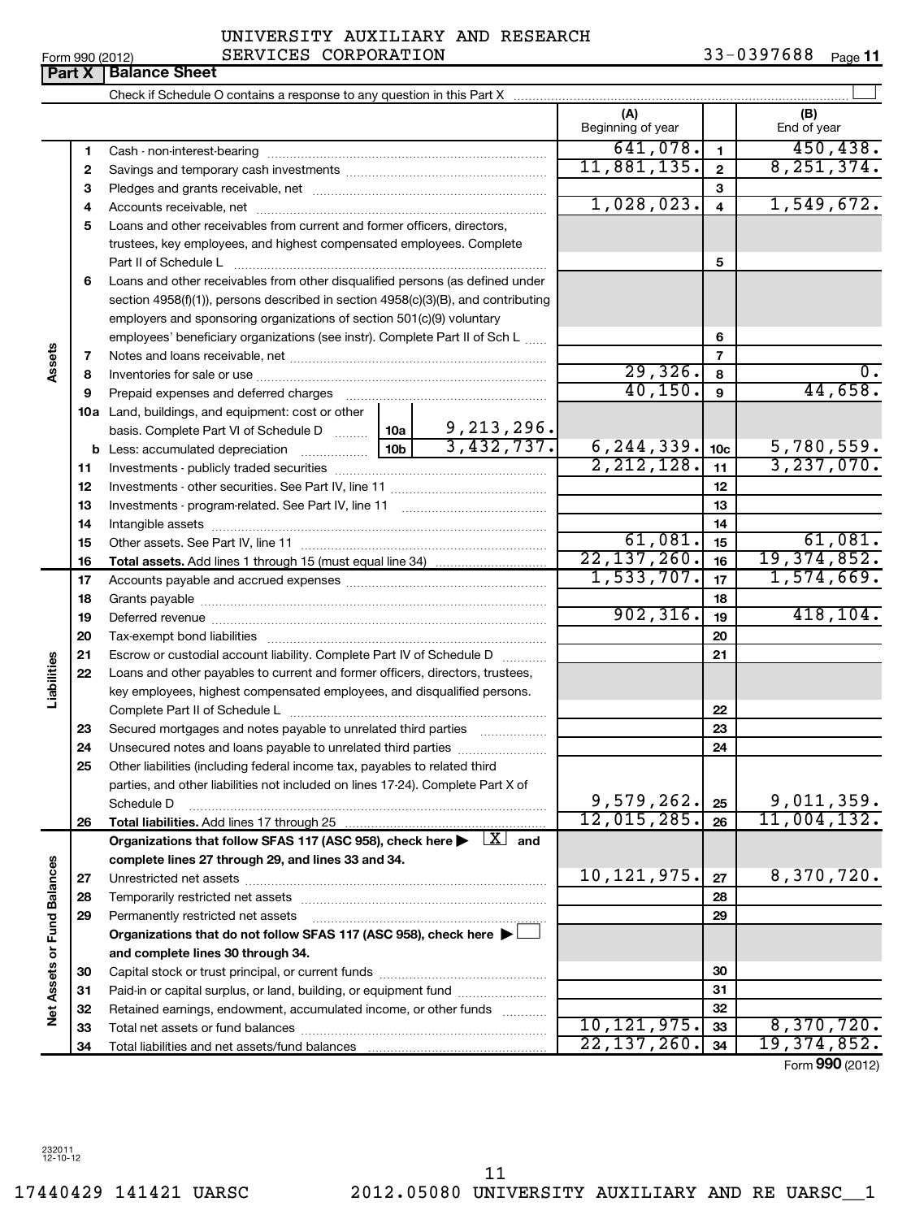UNIVERSITY AUXILIARY AND RESEARCH SERVICES CORPORATION

Form 990 (2012) 33-0397688 Page 11

## Part X Balance Sheet

Check if Schedule O contains a response to any question in this Part X

| | | | | (A) Beginning of year | | (B) End of year |
|---|---|---|---|---|---|---|
| **Assets** | 1 | Cash - non-interest-bearing | | 641,078. | 1 | 450,438. |
| | 2 | Savings and temporary cash investments | | 11,881,135. | 2 | 8,251,374. |
| | 3 | Pledges and grants receivable, net | | | 3 | |
| | 4 | Accounts receivable, net | | 1,028,023. | 4 | 1,549,672. |
| | 5 | Loans and other receivables from current and former officers, directors, trustees, key employees, and highest compensated employees. Complete Part II of Schedule L | | | 5 | |
| | 6 | Loans and other receivables from other disqualified persons (as defined under section 4958(f)(1)), persons described in section 4958(c)(3)(B), and contributing employers and sponsoring organizations of section 501(c)(9) voluntary employees' beneficiary organizations (see instr). Complete Part II of Sch L | | | 6 | |
| | 7 | Notes and loans receivable, net | | | 7 | |
| | 8 | Inventories for sale or use | | 29,326. | 8 | 0. |
| | 9 | Prepaid expenses and deferred charges | | 40,150. | 9 | 44,658. |
| | 10a | Land, buildings, and equipment: cost or other basis. Complete Part VI of Schedule D | 10a 9,213,296. | | | |
| | b | Less: accumulated depreciation | 10b 3,432,737. | 6,244,339. | 10c | 5,780,559. |
| | 11 | Investments - publicly traded securities | | 2,212,128. | 11 | 3,237,070. |
| | 12 | Investments - other securities. See Part IV, line 11 | | | 12 | |
| | 13 | Investments - program-related. See Part IV, line 11 | | | 13 | |
| | 14 | Intangible assets | | | 14 | |
| | 15 | Other assets. See Part IV, line 11 | | 61,081. | 15 | 61,081. |
| | 16 | **Total assets.** Add lines 1 through 15 (must equal line 34) | | 22,137,260. | 16 | 19,374,852. |
| **Liabilities** | 17 | Accounts payable and accrued expenses | | 1,533,707. | 17 | 1,574,669. |
| | 18 | Grants payable | | | 18 | |
| | 19 | Deferred revenue | | 902,316. | 19 | 418,104. |
| | 20 | Tax-exempt bond liabilities | | | 20 | |
| | 21 | Escrow or custodial account liability. Complete Part IV of Schedule D | | | 21 | |
| | 22 | Loans and other payables to current and former officers, directors, trustees, key employees, highest compensated employees, and disqualified persons. Complete Part II of Schedule L | | | 22 | |
| | 23 | Secured mortgages and notes payable to unrelated third parties | | | 23 | |
| | 24 | Unsecured notes and loans payable to unrelated third parties | | | 24 | |
| | 25 | Other liabilities (including federal income tax, payables to related third parties, and other liabilities not included on lines 17-24). Complete Part X of Schedule D | | 9,579,262. | 25 | 9,011,359. |
| | 26 | **Total liabilities.** Add lines 17 through 25 | | 12,015,285. | 26 | 11,004,132. |
| **Net Assets or Fund Balances** | | **Organizations that follow SFAS 117 (ASC 958), check here ▶ [X] and complete lines 27 through 29, and lines 33 and 34.** | | | | |
| | 27 | Unrestricted net assets | | 10,121,975. | 27 | 8,370,720. |
| | 28 | Temporarily restricted net assets | | | 28 | |
| | 29 | Permanently restricted net assets | | | 29 | |
| | | **Organizations that do not follow SFAS 117 (ASC 958), check here ▶ [ ] and complete lines 30 through 34.** | | | | |
| | 30 | Capital stock or trust principal, or current funds | | | 30 | |
| | 31 | Paid-in or capital surplus, or land, building, or equipment fund | | | 31 | |
| | 32 | Retained earnings, endowment, accumulated income, or other funds | | | 32 | |
| | 33 | Total net assets or fund balances | | 10,121,975. | 33 | 8,370,720. |
| | 34 | Total liabilities and net assets/fund balances | | 22,137,260. | 34 | 19,374,852. |

Form **990** (2012)

232011
12-10-12

17440429 141421 UARSC 2012.05080 UNIVERSITY AUXILIARY AND RE UARSC__1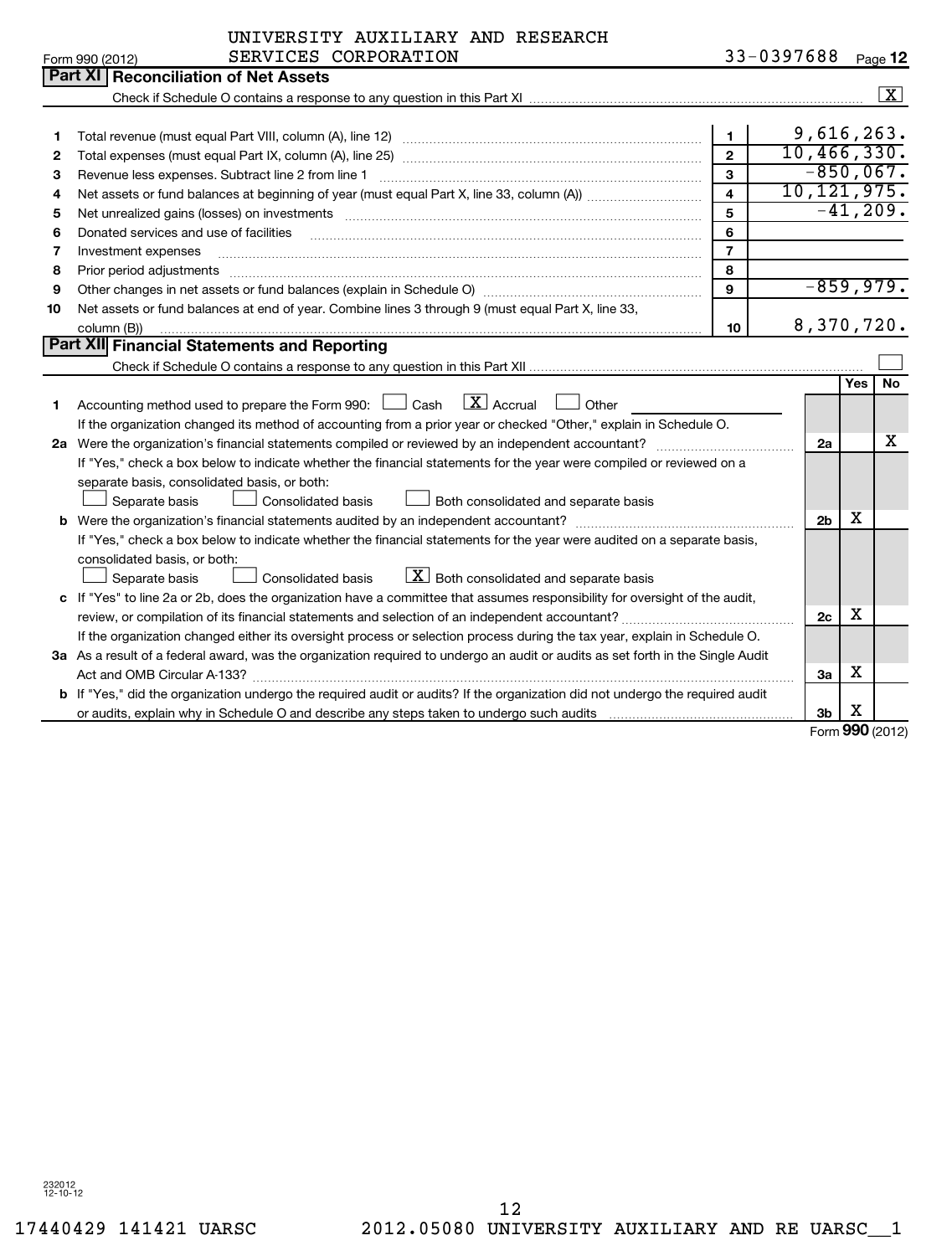UNIVERSITY AUXILIARY AND RESEARCH SERVICES CORPORATION 33-0397688

Form 990 (2012)

## Part XI Reconciliation of Net Assets

Check if Schedule O contains a response to any question in this Part XI .......... [X]

| | | | |
|---|---|---|---|
| 1 | Total revenue (must equal Part VIII, column (A), line 12) | 1 | 9,616,263. |
| 2 | Total expenses (must equal Part IX, column (A), line 25) | 2 | 10,466,330. |
| 3 | Revenue less expenses. Subtract line 2 from line 1 | 3 | -850,067. |
| 4 | Net assets or fund balances at beginning of year (must equal Part X, line 33, column (A)) | 4 | 10,121,975. |
| 5 | Net unrealized gains (losses) on investments | 5 | -41,209. |
| 6 | Donated services and use of facilities | 6 | |
| 7 | Investment expenses | 7 | |
| 8 | Prior period adjustments | 8 | |
| 9 | Other changes in net assets or fund balances (explain in Schedule O) | 9 | -859,979. |
| 10 | Net assets or fund balances at end of year. Combine lines 3 through 9 (must equal Part X, line 33, column (B)) | 10 | 8,370,720. |

## Part XII Financial Statements and Reporting

Check if Schedule O contains a response to any question in this Part XII .......... [ ]

| | | | Yes | No |
|---|---|---|---|---|
| 1 | Accounting method used to prepare the Form 990: [ ] Cash [X] Accrual [ ] Other<br>If the organization changed its method of accounting from a prior year or checked "Other," explain in Schedule O. | | | |
| 2a | Were the organization's financial statements compiled or reviewed by an independent accountant?<br>If "Yes," check a box below to indicate whether the financial statements for the year were compiled or reviewed on a separate basis, consolidated basis, or both:<br>[ ] Separate basis [ ] Consolidated basis [ ] Both consolidated and separate basis | 2a | | X |
| b | Were the organization's financial statements audited by an independent accountant?<br>If "Yes," check a box below to indicate whether the financial statements for the year were audited on a separate basis, consolidated basis, or both:<br>[ ] Separate basis [ ] Consolidated basis [X] Both consolidated and separate basis | 2b | X | |
| c | If "Yes" to line 2a or 2b, does the organization have a committee that assumes responsibility for oversight of the audit, review, or compilation of its financial statements and selection of an independent accountant?<br>If the organization changed either its oversight process or selection process during the tax year, explain in Schedule O. | 2c | X | |
| 3a | As a result of a federal award, was the organization required to undergo an audit or audits as set forth in the Single Audit Act and OMB Circular A-133? | 3a | X | |
| b | If "Yes," did the organization undergo the required audit or audits? If the organization did not undergo the required audit or audits, explain why in Schedule O and describe any steps taken to undergo such audits | 3b | X | |

Form 990 (2012)

232012 12-10-12

17440429 141421 UARSC 2012.05080 UNIVERSITY AUXILIARY AND RE UARSC__1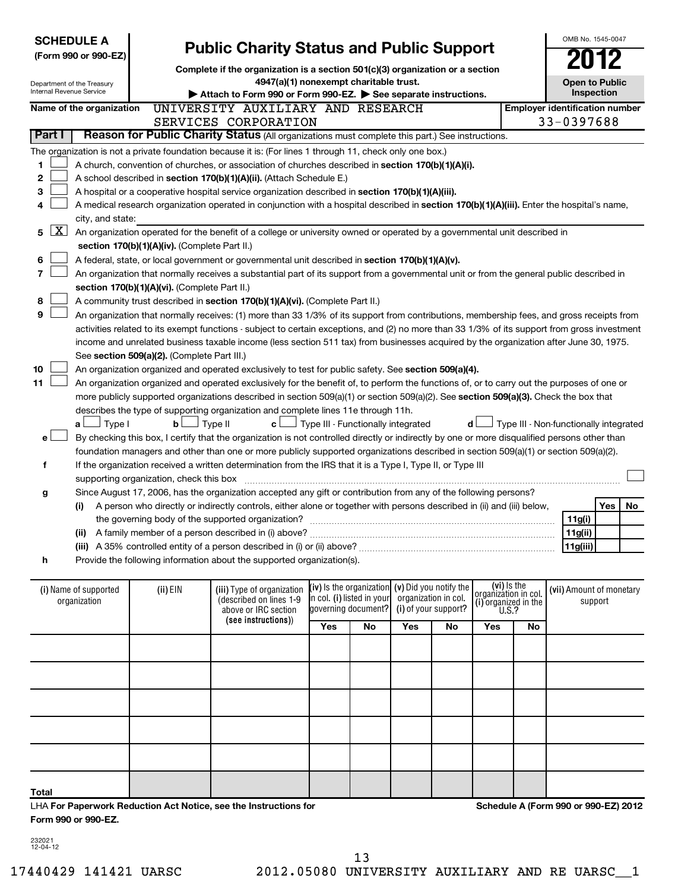**SCHEDULE A**
**(Form 990 or 990-EZ)**

Department of the Treasury
Internal Revenue Service

# Public Charity Status and Public Support

**Complete if the organization is a section 501(c)(3) organization or a section 4947(a)(1) nonexempt charitable trust.**

▶ **Attach to Form 990 or Form 990-EZ.** ▶ **See separate instructions.**

OMB No. 1545-0047

**2012**

**Open to Public Inspection**

**Name of the organization:** UNIVERSITY AUXILIARY AND RESEARCH SERVICES CORPORATION

**Employer identification number:** 33-0397688

## Part I — Reason for Public Charity Status (All organizations must complete this part.) See instructions.

The organization is not a private foundation because it is: (For lines 1 through 11, check only one box.)

1. ☐ A church, convention of churches, or association of churches described in **section 170(b)(1)(A)(i).**
2. ☐ A school described in **section 170(b)(1)(A)(ii).** (Attach Schedule E.)
3. ☐ A hospital or a cooperative hospital service organization described in **section 170(b)(1)(A)(iii).**
4. ☐ A medical research organization operated in conjunction with a hospital described in **section 170(b)(1)(A)(iii).** Enter the hospital's name, city, and state:
5. ☒ An organization operated for the benefit of a college or university owned or operated by a governmental unit described in **section 170(b)(1)(A)(iv).** (Complete Part II.)
6. ☐ A federal, state, or local government or governmental unit described in **section 170(b)(1)(A)(v).**
7. ☐ An organization that normally receives a substantial part of its support from a governmental unit or from the general public described in **section 170(b)(1)(A)(vi).** (Complete Part II.)
8. ☐ A community trust described in **section 170(b)(1)(A)(vi).** (Complete Part II.)
9. ☐ An organization that normally receives: (1) more than 33 1/3% of its support from contributions, membership fees, and gross receipts from activities related to its exempt functions - subject to certain exceptions, and (2) no more than 33 1/3% of its support from gross investment income and unrelated business taxable income (less section 511 tax) from businesses acquired by the organization after June 30, 1975. See **section 509(a)(2).** (Complete Part III.)
10. ☐ An organization organized and operated exclusively to test for public safety. See **section 509(a)(4).**
11. ☐ An organization organized and operated exclusively for the benefit of, to perform the functions of, or to carry out the purposes of one or more publicly supported organizations described in section 509(a)(1) or section 509(a)(2). See **section 509(a)(3).** Check the box that describes the type of supporting organization and complete lines 11e through 11h.
    - **a** ☐ Type I **b** ☐ Type II **c** ☐ Type III - Functionally integrated **d** ☐ Type III - Non-functionally integrated
    - **e** ☐ By checking this box, I certify that the organization is not controlled directly or indirectly by one or more disqualified persons other than foundation managers and other than one or more publicly supported organizations described in section 509(a)(1) or section 509(a)(2).
    - **f** If the organization received a written determination from the IRS that it is a Type I, Type II, or Type III supporting organization, check this box ☐
    - **g** Since August 17, 2006, has the organization accepted any gift or contribution from any of the following persons?

| | | Yes | No |
|---|---|---|---|
| (i) A person who directly or indirectly controls, either alone or together with persons described in (ii) and (iii) below, the governing body of the supported organization? | 11g(i) | | |
| (ii) A family member of a person described in (i) above? | 11g(ii) | | |
| (iii) A 35% controlled entity of a person described in (i) or (ii) above? | 11g(iii) | | |

- **h** Provide the following information about the supported organization(s).

| (i) Name of supported organization | (ii) EIN | (iii) Type of organization (described on lines 1-9 above or IRC section (see instructions)) | (iv) Is the organization in col. (i) listed in your governing document? | | (v) Did you notify the organization in col. (i) of your support? | | (vi) Is the organization in col. (i) organized in the U.S.? | | (vii) Amount of monetary support |
|---|---|---|---|---|---|---|---|---|---|
| | | | Yes | No | Yes | No | Yes | No | |
| | | | | | | | | | |
| | | | | | | | | | |
| | | | | | | | | | |
| | | | | | | | | | |
| | | | | | | | | | |
| Total | | | | | | | | | |

LHA **For Paperwork Reduction Act Notice, see the Instructions for Form 990 or 990-EZ.**

**Schedule A (Form 990 or 990-EZ) 2012**

232021
12-04-12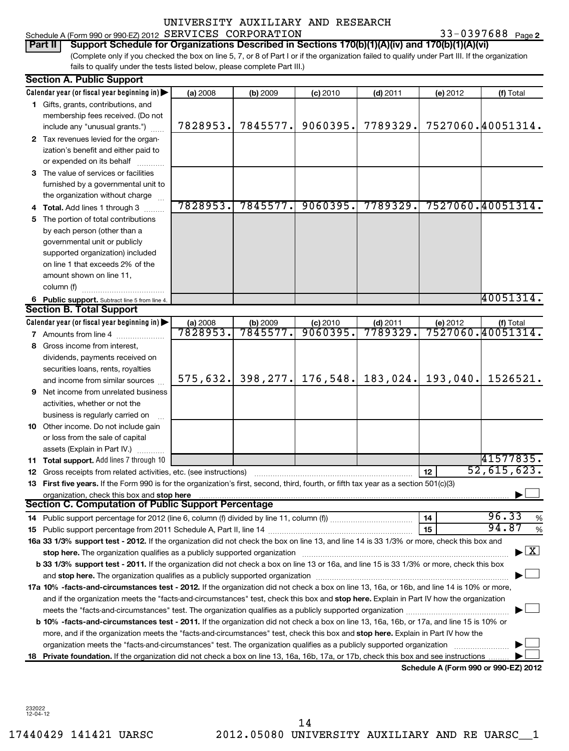UNIVERSITY AUXILIARY AND RESEARCH

Schedule A (Form 990 or 990-EZ) 2012 SERVICES CORPORATION 33-0397688 Page 2

**Part II** **Support Schedule for Organizations Described in Sections 170(b)(1)(A)(iv) and 170(b)(1)(A)(vi)**

(Complete only if you checked the box on line 5, 7, or 8 of Part I or if the organization failed to qualify under Part III. If the organization fails to qualify under the tests listed below, please complete Part III.)

## Section A. Public Support

| Calendar year (or fiscal year beginning in) ▶ | (a) 2008 | (b) 2009 | (c) 2010 | (d) 2011 | (e) 2012 | (f) Total |
|---|---|---|---|---|---|---|
| 1 Gifts, grants, contributions, and membership fees received. (Do not include any "unusual grants.") | 7828953. | 7845577. | 9060395. | 7789329. | 7527060. | 40051314. |
| 2 Tax revenues levied for the organization's benefit and either paid to or expended on its behalf | | | | | | |
| 3 The value of services or facilities furnished by a governmental unit to the organization without charge | | | | | | |
| 4 **Total.** Add lines 1 through 3 | 7828953. | 7845577. | 9060395. | 7789329. | 7527060. | 40051314. |
| 5 The portion of total contributions by each person (other than a governmental unit or publicly supported organization) included on line 1 that exceeds 2% of the amount shown on line 11, column (f) | | | | | | |
| 6 **Public support.** Subtract line 5 from line 4. | | | | | | 40051314. |

## Section B. Total Support

| Calendar year (or fiscal year beginning in) ▶ | (a) 2008 | (b) 2009 | (c) 2010 | (d) 2011 | (e) 2012 | (f) Total |
|---|---|---|---|---|---|---|
| 7 Amounts from line 4 | 7828953. | 7845577. | 9060395. | 7789329. | 7527060. | 40051314. |
| 8 Gross income from interest, dividends, payments received on securities loans, rents, royalties and income from similar sources | 575,632. | 398,277. | 176,548. | 183,024. | 193,040. | 1526521. |
| 9 Net income from unrelated business activities, whether or not the business is regularly carried on | | | | | | |
| 10 Other income. Do not include gain or loss from the sale of capital assets (Explain in Part IV.) | | | | | | |
| 11 **Total support.** Add lines 7 through 10 | | | | | | 41577835. |

12 Gross receipts from related activities, etc. (see instructions) | 12 | 52,615,623.

13 **First five years.** If the Form 990 is for the organization's first, second, third, fourth, or fifth tax year as a section 501(c)(3) organization, check this box and **stop here** ▶ ☐

## Section C. Computation of Public Support Percentage

14 Public support percentage for 2012 (line 6, column (f) divided by line 11, column (f)) | 14 | 96.33 %

15 Public support percentage from 2011 Schedule A, Part II, line 14 | 15 | 94.87 %

**16a 33 1/3% support test - 2012.** If the organization did not check the box on line 13, and line 14 is 33 1/3% or more, check this box and **stop here.** The organization qualifies as a publicly supported organization ▶ ☒

**b 33 1/3% support test - 2011.** If the organization did not check a box on line 13 or 16a, and line 15 is 33 1/3% or more, check this box and **stop here.** The organization qualifies as a publicly supported organization ▶ ☐

**17a 10% -facts-and-circumstances test - 2012.** If the organization did not check a box on line 13, 16a, or 16b, and line 14 is 10% or more, and if the organization meets the "facts-and-circumstances" test, check this box and **stop here.** Explain in Part IV how the organization meets the "facts-and-circumstances" test. The organization qualifies as a publicly supported organization ▶ ☐

**b 10% -facts-and-circumstances test - 2011.** If the organization did not check a box on line 13, 16a, 16b, or 17a, and line 15 is 10% or more, and if the organization meets the "facts-and-circumstances" test, check this box and **stop here.** Explain in Part IV how the organization meets the "facts-and-circumstances" test. The organization qualifies as a publicly supported organization ▶ ☐

**18 Private foundation.** If the organization did not check a box on line 13, 16a, 16b, 17a, or 17b, check this box and see instructions ▶ ☐

**Schedule A (Form 990 or 990-EZ) 2012**

232022 12-04-12

17440429 141421 UARSC 2012.05080 UNIVERSITY AUXILIARY AND RE UARSC__1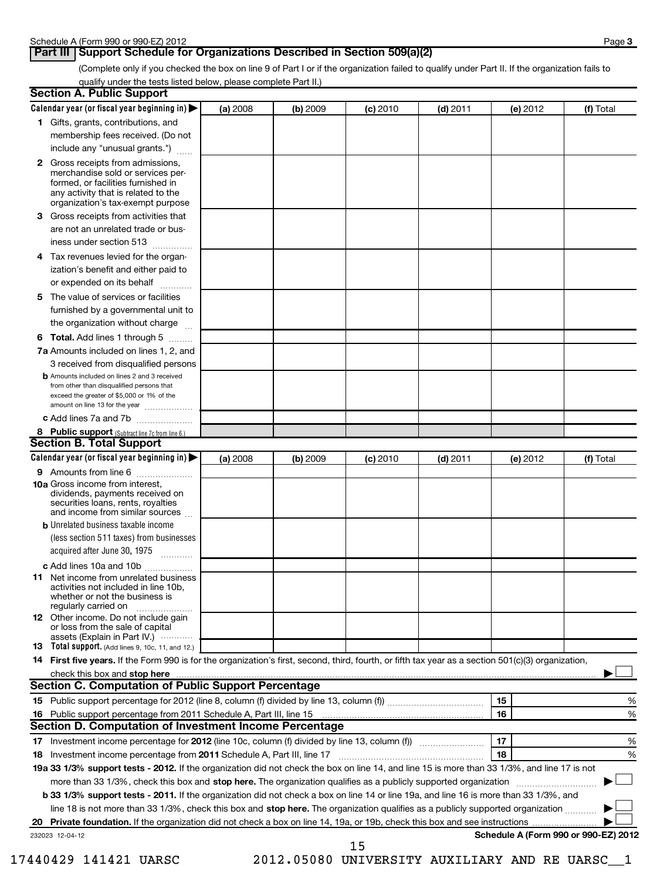Schedule A (Form 990 or 990-EZ) 2012 Page 3

## Part III Support Schedule for Organizations Described in Section 509(a)(2)

(Complete only if you checked the box on line 9 of Part I or if the organization failed to qualify under Part II. If the organization fails to qualify under the tests listed below, please complete Part II.)

### Section A. Public Support

| Calendar year (or fiscal year beginning in) ▶ | (a) 2008 | (b) 2009 | (c) 2010 | (d) 2011 | (e) 2012 | (f) Total |
|---|---|---|---|---|---|---|
| 1 Gifts, grants, contributions, and membership fees received. (Do not include any "unusual grants.") | | | | | | |
| 2 Gross receipts from admissions, merchandise sold or services performed, or facilities furnished in any activity that is related to the organization's tax-exempt purpose | | | | | | |
| 3 Gross receipts from activities that are not an unrelated trade or business under section 513 | | | | | | |
| 4 Tax revenues levied for the organization's benefit and either paid to or expended on its behalf | | | | | | |
| 5 The value of services or facilities furnished by a governmental unit to the organization without charge | | | | | | |
| 6 **Total.** Add lines 1 through 5 | | | | | | |
| 7a Amounts included on lines 1, 2, and 3 received from disqualified persons | | | | | | |
| b Amounts included on lines 2 and 3 received from other than disqualified persons that exceed the greater of $5,000 or 1% of the amount on line 13 for the year | | | | | | |
| c Add lines 7a and 7b | | | | | | |
| 8 **Public support** (Subtract line 7c from line 6.) | | | | | | |

### Section B. Total Support

| Calendar year (or fiscal year beginning in) ▶ | (a) 2008 | (b) 2009 | (c) 2010 | (d) 2011 | (e) 2012 | (f) Total |
|---|---|---|---|---|---|---|
| 9 Amounts from line 6 | | | | | | |
| 10a Gross income from interest, dividends, payments received on securities loans, rents, royalties and income from similar sources | | | | | | |
| b Unrelated business taxable income (less section 511 taxes) from businesses acquired after June 30, 1975 | | | | | | |
| c Add lines 10a and 10b | | | | | | |
| 11 Net income from unrelated business activities not included in line 10b, whether or not the business is regularly carried on | | | | | | |
| 12 Other income. Do not include gain or loss from the sale of capital assets (Explain in Part IV.) | | | | | | |
| 13 **Total support.** (Add lines 9, 10c, 11, and 12.) | | | | | | |

14 **First five years.** If the Form 990 is for the organization's first, second, third, fourth, or fifth tax year as a section 501(c)(3) organization, check this box and **stop here** ▶ ☐

### Section C. Computation of Public Support Percentage

| | | | |
|---|---|---|---|
| 15 | Public support percentage for 2012 (line 8, column (f) divided by line 13, column (f)) | 15 | % |
| 16 | Public support percentage from 2011 Schedule A, Part III, line 15 | 16 | % |

### Section D. Computation of Investment Income Percentage

| | | | |
|---|---|---|---|
| 17 | Investment income percentage for **2012** (line 10c, column (f) divided by line 13, column (f)) | 17 | % |
| 18 | Investment income percentage from **2011** Schedule A, Part III, line 17 | 18 | % |

**19a 33 1/3% support tests - 2012.** If the organization did not check the box on line 14, and line 15 is more than 33 1/3%, and line 17 is not more than 33 1/3%, check this box and **stop here.** The organization qualifies as a publicly supported organization ▶ ☐

**b 33 1/3% support tests - 2011.** If the organization did not check a box on line 14 or line 19a, and line 16 is more than 33 1/3%, and line 18 is not more than 33 1/3%, check this box and **stop here.** The organization qualifies as a publicly supported organization ▶ ☐

**20 Private foundation.** If the organization did not check a box on line 14, 19a, or 19b, check this box and see instructions ▶ ☐

232023 12-04-12 **Schedule A (Form 990 or 990-EZ) 2012**

17440429 141421 UARSC 2012.05080 UNIVERSITY AUXILIARY AND RE UARSC__1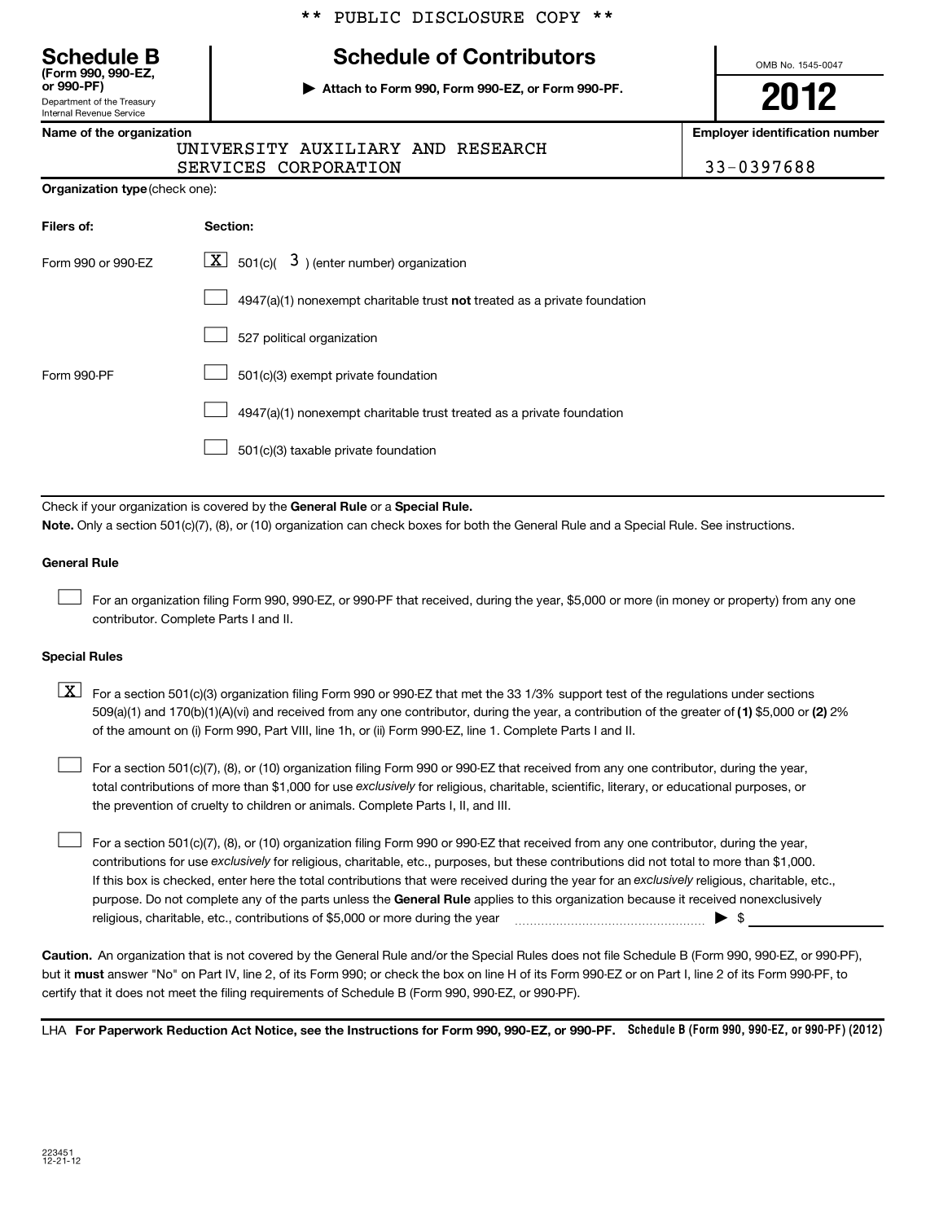** PUBLIC DISCLOSURE COPY **

# Schedule B

**(Form 990, 990-EZ, or 990-PF)**

Department of the Treasury
Internal Revenue Service

## Schedule of Contributors

▶ **Attach to Form 990, Form 990-EZ, or Form 990-PF.**

OMB No. 1545-0047

**2012**

| Name of the organization | Employer identification number |
|---|---|
| UNIVERSITY AUXILIARY AND RESEARCH SERVICES CORPORATION | 33-0397688 |

**Organization type** (check one):

| Filers of: | Section: |
|---|---|
| Form 990 or 990-EZ | [X] 501(c)( 3 ) (enter number) organization |
| | [ ] 4947(a)(1) nonexempt charitable trust **not** treated as a private foundation |
| | [ ] 527 political organization |
| Form 990-PF | [ ] 501(c)(3) exempt private foundation |
| | [ ] 4947(a)(1) nonexempt charitable trust treated as a private foundation |
| | [ ] 501(c)(3) taxable private foundation |

Check if your organization is covered by the **General Rule** or a **Special Rule.**

**Note.** Only a section 501(c)(7), (8), or (10) organization can check boxes for both the General Rule and a Special Rule. See instructions.

**General Rule**

[ ] For an organization filing Form 990, 990-EZ, or 990-PF that received, during the year, $5,000 or more (in money or property) from any one contributor. Complete Parts I and II.

**Special Rules**

[X] For a section 501(c)(3) organization filing Form 990 or 990-EZ that met the 33 1/3% support test of the regulations under sections 509(a)(1) and 170(b)(1)(A)(vi) and received from any one contributor, during the year, a contribution of the greater of **(1)** $5,000 or **(2)** 2% of the amount on (i) Form 990, Part VIII, line 1h, or (ii) Form 990-EZ, line 1. Complete Parts I and II.

[ ] For a section 501(c)(7), (8), or (10) organization filing Form 990 or 990-EZ that received from any one contributor, during the year, total contributions of more than $1,000 for use *exclusively* for religious, charitable, scientific, literary, or educational purposes, or the prevention of cruelty to children or animals. Complete Parts I, II, and III.

[ ] For a section 501(c)(7), (8), or (10) organization filing Form 990 or 990-EZ that received from any one contributor, during the year, contributions for use *exclusively* for religious, charitable, etc., purposes, but these contributions did not total to more than $1,000. If this box is checked, enter here the total contributions that were received during the year for an *exclusively* religious, charitable, etc., purpose. Do not complete any of the parts unless the **General Rule** applies to this organization because it received nonexclusively religious, charitable, etc., contributions of $5,000 or more during the year ▶ $

**Caution.** An organization that is not covered by the General Rule and/or the Special Rules does not file Schedule B (Form 990, 990-EZ, or 990-PF), but it **must** answer "No" on Part IV, line 2, of its Form 990; or check the box on line H of its Form 990-EZ or on Part I, line 2 of its Form 990-PF, to certify that it does not meet the filing requirements of Schedule B (Form 990, 990-EZ, or 990-PF).

LHA **For Paperwork Reduction Act Notice, see the Instructions for Form 990, 990-EZ, or 990-PF.** **Schedule B (Form 990, 990-EZ, or 990-PF) (2012)**

223451
12-21-12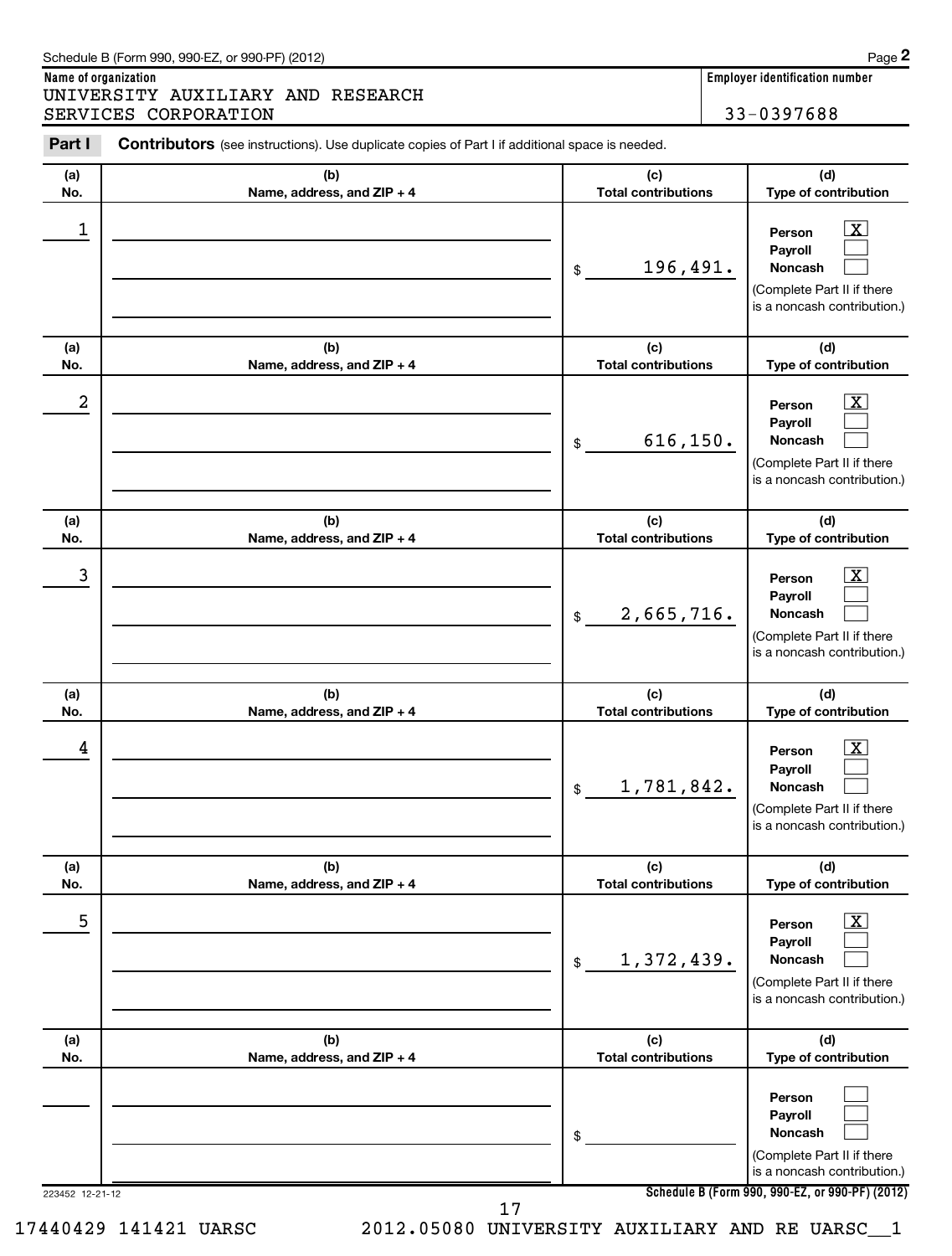Schedule B (Form 990, 990-EZ, or 990-PF) (2012)

**Name of organization**
UNIVERSITY AUXILIARY AND RESEARCH SERVICES CORPORATION

**Employer identification number**
33-0397688

**Part I** **Contributors** (see instructions). Use duplicate copies of Part I if additional space is needed.

| (a) No. | (b) Name, address, and ZIP + 4 | (c) Total contributions | (d) Type of contribution |
|---|---|---|---|
| 1 | | $ 196,491. | Person [X] Payroll [ ] Noncash [ ] (Complete Part II if there is a noncash contribution.) |
| 2 | | $ 616,150. | Person [X] Payroll [ ] Noncash [ ] (Complete Part II if there is a noncash contribution.) |
| 3 | | $ 2,665,716. | Person [X] Payroll [ ] Noncash [ ] (Complete Part II if there is a noncash contribution.) |
| 4 | | $ 1,781,842. | Person [X] Payroll [ ] Noncash [ ] (Complete Part II if there is a noncash contribution.) |
| 5 | | $ 1,372,439. | Person [X] Payroll [ ] Noncash [ ] (Complete Part II if there is a noncash contribution.) |
| | | $ | Person [ ] Payroll [ ] Noncash [ ] (Complete Part II if there is a noncash contribution.) |

223452 12-21-12

Schedule B (Form 990, 990-EZ, or 990-PF) (2012)

17440429 141421 UARSC 2012.05080 UNIVERSITY AUXILIARY AND RE UARSC__1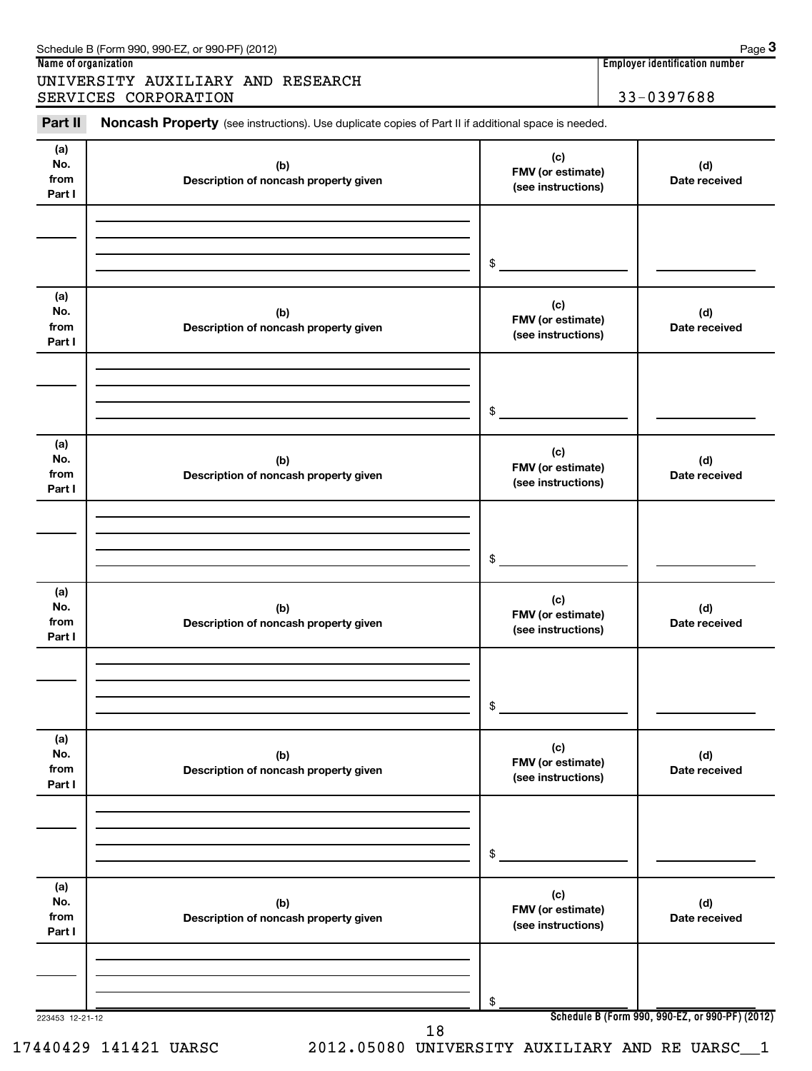Schedule B (Form 990, 990-EZ, or 990-PF) (2012) Page **3**

**Name of organization**

UNIVERSITY AUXILIARY AND RESEARCH SERVICES CORPORATION

**Employer identification number**

33-0397688

**Part II** **Noncash Property** (see instructions). Use duplicate copies of Part II if additional space is needed.

| (a) No. from Part I | (b) Description of noncash property given | (c) FMV (or estimate) (see instructions) | (d) Date received |
|---|---|---|---|
| | | $ | |

| (a) No. from Part I | (b) Description of noncash property given | (c) FMV (or estimate) (see instructions) | (d) Date received |
|---|---|---|---|
| | | $ | |

| (a) No. from Part I | (b) Description of noncash property given | (c) FMV (or estimate) (see instructions) | (d) Date received |
|---|---|---|---|
| | | $ | |

| (a) No. from Part I | (b) Description of noncash property given | (c) FMV (or estimate) (see instructions) | (d) Date received |
|---|---|---|---|
| | | $ | |

| (a) No. from Part I | (b) Description of noncash property given | (c) FMV (or estimate) (see instructions) | (d) Date received |
|---|---|---|---|
| | | $ | |

| (a) No. from Part I | (b) Description of noncash property given | (c) FMV (or estimate) (see instructions) | (d) Date received |
|---|---|---|---|
| | | $ | |

223453 12-21-12 **Schedule B (Form 990, 990-EZ, or 990-PF) (2012)**

17440429 141421 UARSC 2012.05080 UNIVERSITY AUXILIARY AND RE UARSC__1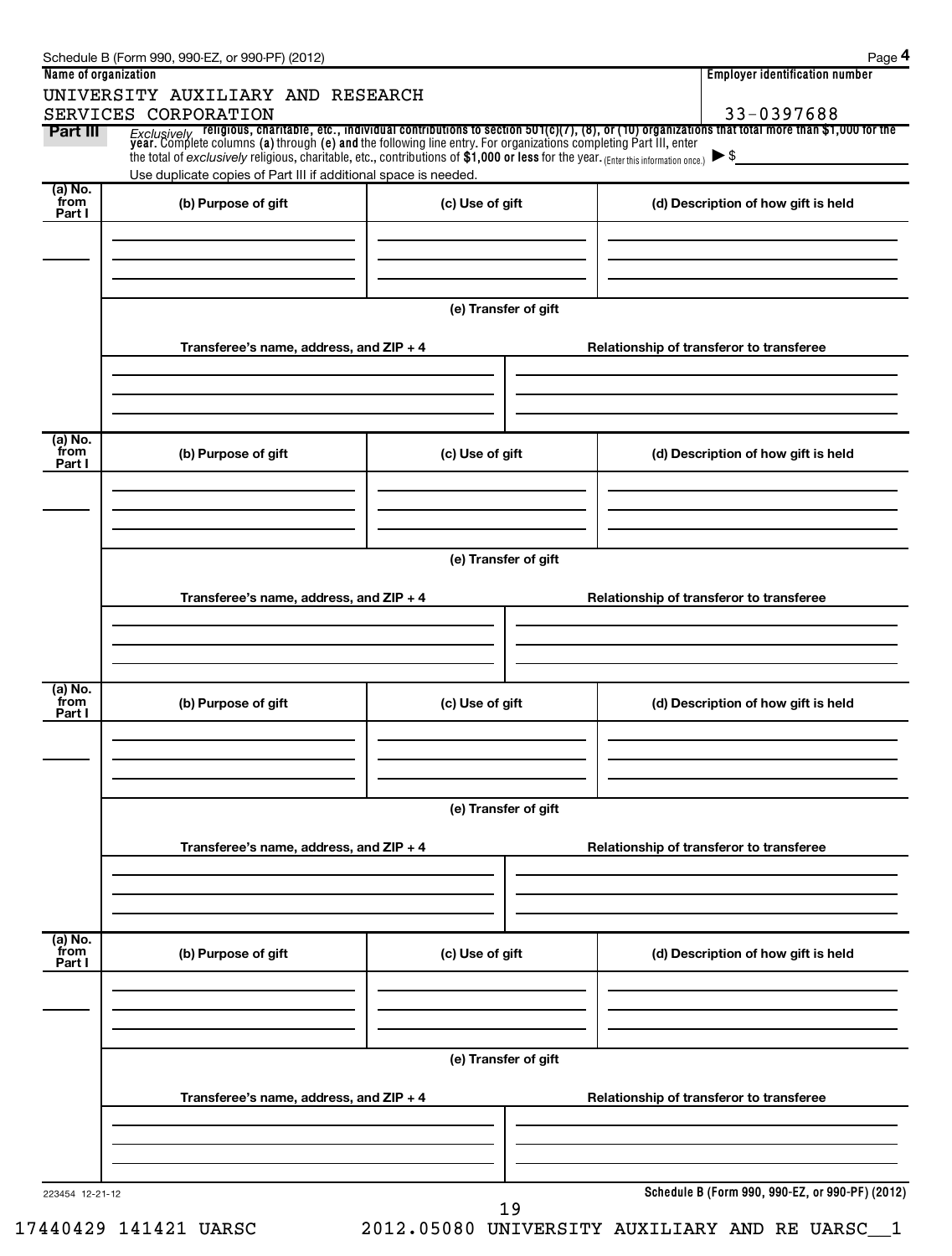Schedule B (Form 990, 990-EZ, or 990-PF) (2012)

| Name of organization | Employer identification number |
| --- | --- |
| UNIVERSITY AUXILIARY AND RESEARCH SERVICES CORPORATION | 33-0397688 |

**Part III** *Exclusively* religious, charitable, etc., individual contributions to section 501(c)(7), (8), or (10) organizations that total more than $1,000 for the year. Complete columns (a) through (e) and the following line entry. For organizations completing Part III, enter the total of *exclusively* religious, charitable, etc., contributions of $1,000 or less for the year. (Enter this information once.) ▶ $

Use duplicate copies of Part III if additional space is needed.

| (a) No. from Part I | (b) Purpose of gift | (c) Use of gift | (d) Description of how gift is held |
| --- | --- | --- | --- |
| | | | |

(e) Transfer of gift

| Transferee's name, address, and ZIP + 4 | Relationship of transferor to transferee |
| --- | --- |
| | |

| (a) No. from Part I | (b) Purpose of gift | (c) Use of gift | (d) Description of how gift is held |
| --- | --- | --- | --- |
| | | | |

(e) Transfer of gift

| Transferee's name, address, and ZIP + 4 | Relationship of transferor to transferee |
| --- | --- |
| | |

| (a) No. from Part I | (b) Purpose of gift | (c) Use of gift | (d) Description of how gift is held |
| --- | --- | --- | --- |
| | | | |

(e) Transfer of gift

| Transferee's name, address, and ZIP + 4 | Relationship of transferor to transferee |
| --- | --- |
| | |

| (a) No. from Part I | (b) Purpose of gift | (c) Use of gift | (d) Description of how gift is held |
| --- | --- | --- | --- |
| | | | |

(e) Transfer of gift

| Transferee's name, address, and ZIP + 4 | Relationship of transferor to transferee |
| --- | --- |
| | |

223454 12-21-12

Schedule B (Form 990, 990-EZ, or 990-PF) (2012)

17440429 141421 UARSC 2012.05080 UNIVERSITY AUXILIARY AND RE UARSC__1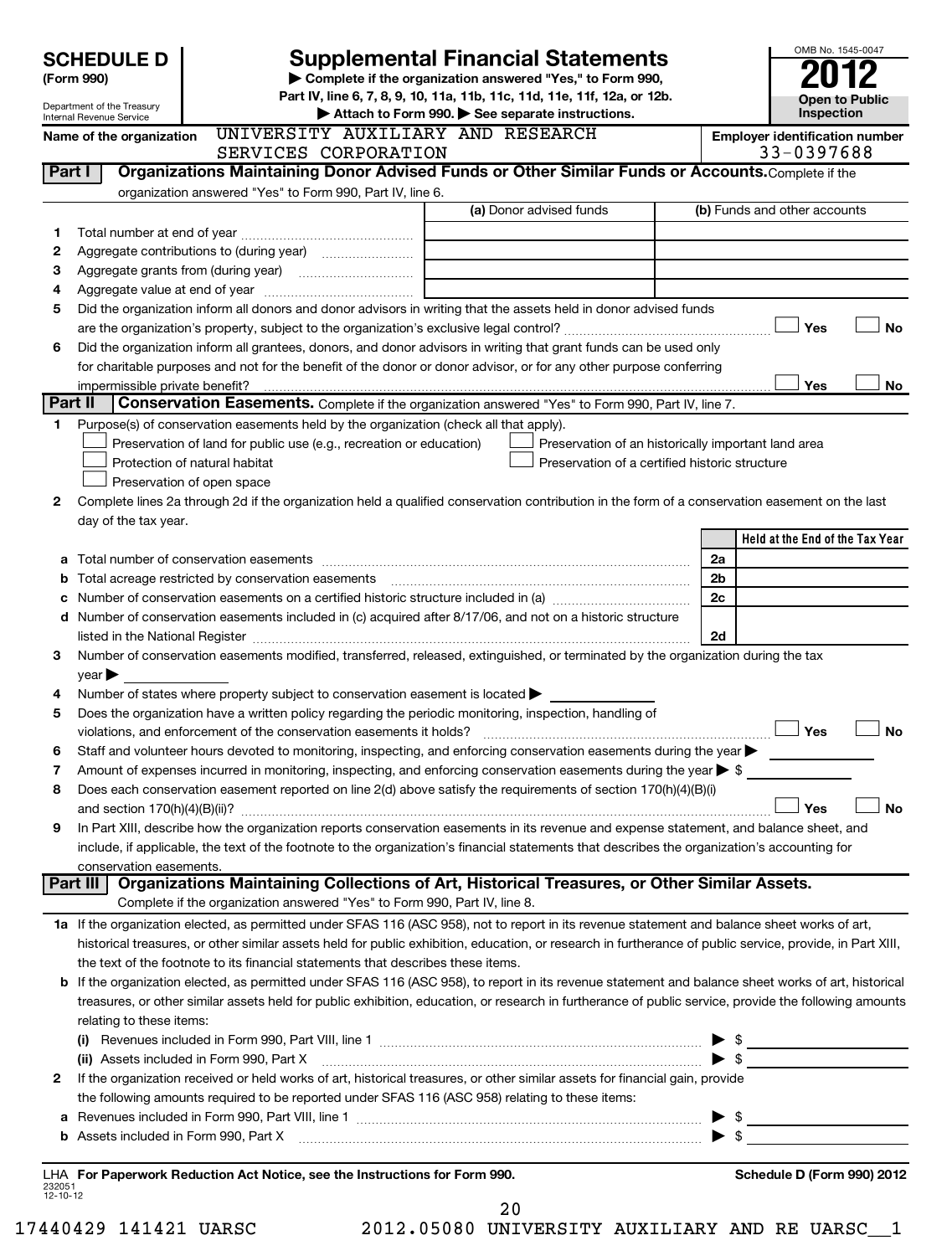# SCHEDULE D (Form 990)

Department of the Treasury
Internal Revenue Service

## Supplemental Financial Statements

▶ Complete if the organization answered "Yes," to Form 990, Part IV, line 6, 7, 8, 9, 10, 11a, 11b, 11c, 11d, 11e, 11f, 12a, or 12b.
▶ Attach to Form 990. ▶ See separate instructions.

OMB No. 1545-0047

**2012**

**Open to Public Inspection**

**Name of the organization:** UNIVERSITY AUXILIARY AND RESEARCH SERVICES CORPORATION

**Employer identification number:** 33-0397688

## Part I — Organizations Maintaining Donor Advised Funds or Other Similar Funds or Accounts.

Complete if the organization answered "Yes" to Form 990, Part IV, line 6.

| | | (a) Donor advised funds | (b) Funds and other accounts |
|---|---|---|---|
| 1 | Total number at end of year | | |
| 2 | Aggregate contributions to (during year) | | |
| 3 | Aggregate grants from (during year) | | |
| 4 | Aggregate value at end of year | | |

5 Did the organization inform all donors and donor advisors in writing that the assets held in donor advised funds are the organization's property, subject to the organization's exclusive legal control? ☐ Yes ☐ No

6 Did the organization inform all grantees, donors, and donor advisors in writing that grant funds can be used only for charitable purposes and not for the benefit of the donor or donor advisor, or for any other purpose conferring impermissible private benefit? ☐ Yes ☐ No

## Part II — Conservation Easements.

Complete if the organization answered "Yes" to Form 990, Part IV, line 7.

1 Purpose(s) of conservation easements held by the organization (check all that apply).

- ☐ Preservation of land for public use (e.g., recreation or education)
- ☐ Protection of natural habitat
- ☐ Preservation of open space
- ☐ Preservation of an historically important land area
- ☐ Preservation of a certified historic structure

2 Complete lines 2a through 2d if the organization held a qualified conservation contribution in the form of a conservation easement on the last day of the tax year.

| | | | Held at the End of the Tax Year |
|---|---|---|---|
| a | Total number of conservation easements | 2a | |
| b | Total acreage restricted by conservation easements | 2b | |
| c | Number of conservation easements on a certified historic structure included in (a) | 2c | |
| d | Number of conservation easements included in (c) acquired after 8/17/06, and not on a historic structure listed in the National Register | 2d | |

3 Number of conservation easements modified, transferred, released, extinguished, or terminated by the organization during the tax year ▶

4 Number of states where property subject to conservation easement is located ▶

5 Does the organization have a written policy regarding the periodic monitoring, inspection, handling of violations, and enforcement of the conservation easements it holds? ☐ Yes ☐ No

6 Staff and volunteer hours devoted to monitoring, inspecting, and enforcing conservation easements during the year ▶

7 Amount of expenses incurred in monitoring, inspecting, and enforcing conservation easements during the year ▶ $

8 Does each conservation easement reported on line 2(d) above satisfy the requirements of section 170(h)(4)(B)(i) and section 170(h)(4)(B)(ii)? ☐ Yes ☐ No

9 In Part XIII, describe how the organization reports conservation easements in its revenue and expense statement, and balance sheet, and include, if applicable, the text of the footnote to the organization's financial statements that describes the organization's accounting for conservation easements.

## Part III — Organizations Maintaining Collections of Art, Historical Treasures, or Other Similar Assets.

Complete if the organization answered "Yes" to Form 990, Part IV, line 8.

1a If the organization elected, as permitted under SFAS 116 (ASC 958), not to report in its revenue statement and balance sheet works of art, historical treasures, or other similar assets held for public exhibition, education, or research in furtherance of public service, provide, in Part XIII, the text of the footnote to its financial statements that describes these items.

b If the organization elected, as permitted under SFAS 116 (ASC 958), to report in its revenue statement and balance sheet works of art, historical treasures, or other similar assets held for public exhibition, education, or research in furtherance of public service, provide the following amounts relating to these items:

(i) Revenues included in Form 990, Part VIII, line 1 ▶ $

(ii) Assets included in Form 990, Part X ▶ $

2 If the organization received or held works of art, historical treasures, or other similar assets for financial gain, provide the following amounts required to be reported under SFAS 116 (ASC 958) relating to these items:

a Revenues included in Form 990, Part VIII, line 1 ▶ $

b Assets included in Form 990, Part X ▶ $

LHA For Paperwork Reduction Act Notice, see the Instructions for Form 990. Schedule D (Form 990) 2012

232051 12-10-12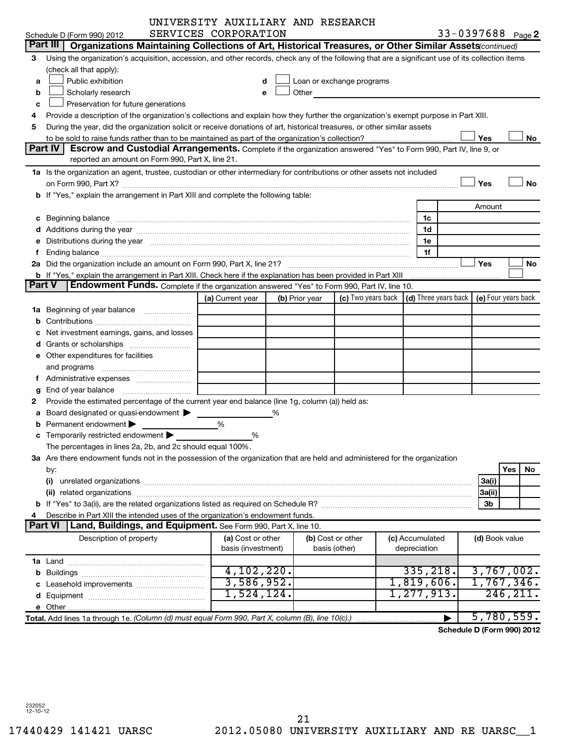UNIVERSITY AUXILIARY AND RESEARCH SERVICES CORPORATION

Schedule D (Form 990) 2012 33-0397688 Page 2

**Part III** **Organizations Maintaining Collections of Art, Historical Treasures, or Other Similar Assets** *(continued)*

3 Using the organization's acquisition, accession, and other records, check any of the following that are a significant use of its collection items (check all that apply):

- a ☐ Public exhibition
- b ☐ Scholarly research
- c ☐ Preservation for future generations
- d ☐ Loan or exchange programs
- e ☐ Other

4 Provide a description of the organization's collections and explain how they further the organization's exempt purpose in Part XIII.

5 During the year, did the organization solicit or receive donations of art, historical treasures, or other similar assets to be sold to raise funds rather than to be maintained as part of the organization's collection? ☐ Yes ☐ No

**Part IV** **Escrow and Custodial Arrangements.** Complete if the organization answered "Yes" to Form 990, Part IV, line 9, or reported an amount on Form 990, Part X, line 21.

1a Is the organization an agent, trustee, custodian or other intermediary for contributions or other assets not included on Form 990, Part X? ☐ Yes ☐ No

b If "Yes," explain the arrangement in Part XIII and complete the following table:

| | | Amount |
|---|---|---|
| c Beginning balance | 1c | |
| d Additions during the year | 1d | |
| e Distributions during the year | 1e | |
| f Ending balance | 1f | |

2a Did the organization include an amount on Form 990, Part X, line 21? ☐ Yes ☐ No

b If "Yes," explain the arrangement in Part XIII. Check here if the explanation has been provided in Part XIII ☐

**Part V** **Endowment Funds.** Complete if the organization answered "Yes" to Form 990, Part IV, line 10.

| | (a) Current year | (b) Prior year | (c) Two years back | (d) Three years back | (e) Four years back |
|---|---|---|---|---|---|
| 1a Beginning of year balance | | | | | |
| b Contributions | | | | | |
| c Net investment earnings, gains, and losses | | | | | |
| d Grants or scholarships | | | | | |
| e Other expenditures for facilities and programs | | | | | |
| f Administrative expenses | | | | | |
| g End of year balance | | | | | |

2 Provide the estimated percentage of the current year end balance (line 1g, column (a)) held as:

- a Board designated or quasi-endowment ▶ ______ %
- b Permanent endowment ▶ ______ %
- c Temporarily restricted endowment ▶ ______ %

The percentages in lines 2a, 2b, and 2c should equal 100%.

3a Are there endowment funds not in the possession of the organization that are held and administered for the organization by:

| | | Yes | No |
|---|---|---|---|
| (i) unrelated organizations | 3a(i) | | |
| (ii) related organizations | 3a(ii) | | |
| b If "Yes" to 3a(ii), are the related organizations listed as required on Schedule R? | 3b | | |

4 Describe in Part XIII the intended uses of the organization's endowment funds.

**Part VI** **Land, Buildings, and Equipment.** See Form 990, Part X, line 10.

| Description of property | (a) Cost or other basis (investment) | (b) Cost or other basis (other) | (c) Accumulated depreciation | (d) Book value |
|---|---|---|---|---|
| 1a Land | | | | |
| b Buildings | 4,102,220. | | 335,218. | 3,767,002. |
| c Leasehold improvements | 3,586,952. | | 1,819,606. | 1,767,346. |
| d Equipment | 1,524,124. | | 1,277,913. | 246,211. |
| e Other | | | | |
| **Total.** Add lines 1a through 1e. *(Column (d) must equal Form 990, Part X, column (B), line 10(c).)* ▶ | | | | 5,780,559. |

**Schedule D (Form 990) 2012**

232052
12-10-12

17440429 141421 UARSC 2012.05080 UNIVERSITY AUXILIARY AND RE UARSC__1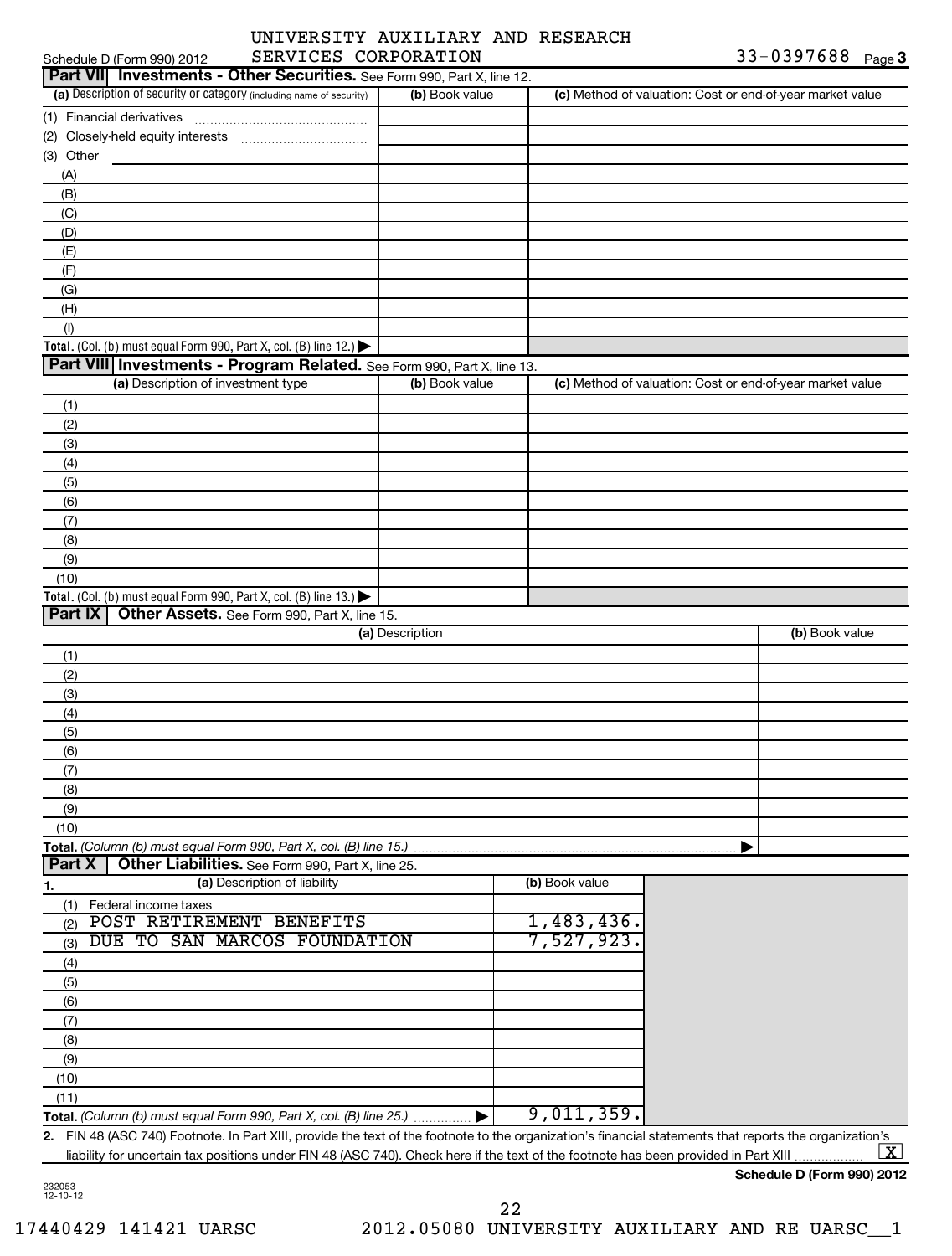UNIVERSITY AUXILIARY AND RESEARCH SERVICES CORPORATION 33-0397688

Schedule D (Form 990) 2012 Page 3

## Part VII Investments - Other Securities. See Form 990, Part X, line 12.

| (a) Description of security or category (including name of security) | (b) Book value | (c) Method of valuation: Cost or end-of-year market value |
|---|---|---|
| (1) Financial derivatives | | |
| (2) Closely-held equity interests | | |
| (3) Other | | |
| (A) | | |
| (B) | | |
| (C) | | |
| (D) | | |
| (E) | | |
| (F) | | |
| (G) | | |
| (H) | | |
| (I) | | |
| **Total.** (Col. (b) must equal Form 990, Part X, col. (B) line 12.) ▶ | | |

## Part VIII Investments - Program Related. See Form 990, Part X, line 13.

| (a) Description of investment type | (b) Book value | (c) Method of valuation: Cost or end-of-year market value |
|---|---|---|
| (1) | | |
| (2) | | |
| (3) | | |
| (4) | | |
| (5) | | |
| (6) | | |
| (7) | | |
| (8) | | |
| (9) | | |
| (10) | | |
| **Total.** (Col. (b) must equal Form 990, Part X, col. (B) line 13.) ▶ | | |

## Part IX Other Assets. See Form 990, Part X, line 15.

| (a) Description | (b) Book value |
|---|---|
| (1) | |
| (2) | |
| (3) | |
| (4) | |
| (5) | |
| (6) | |
| (7) | |
| (8) | |
| (9) | |
| (10) | |
| **Total.** *(Column (b) must equal Form 990, Part X, col. (B) line 15.)* ▶ | |

## Part X Other Liabilities. See Form 990, Part X, line 25.

| 1. (a) Description of liability | (b) Book value |
|---|---|
| (1) Federal income taxes | |
| (2) POST RETIREMENT BENEFITS | 1,483,436. |
| (3) DUE TO SAN MARCOS FOUNDATION | 7,527,923. |
| (4) | |
| (5) | |
| (6) | |
| (7) | |
| (8) | |
| (9) | |
| (10) | |
| (11) | |
| **Total.** *(Column (b) must equal Form 990, Part X, col. (B) line 25.)* ▶ | 9,011,359. |

**2.** FIN 48 (ASC 740) Footnote. In Part XIII, provide the text of the footnote to the organization's financial statements that reports the organization's liability for uncertain tax positions under FIN 48 (ASC 740). Check here if the text of the footnote has been provided in Part XIII ..... [X]

**Schedule D (Form 990) 2012**

232053 12-10-12

17440429 141421 UARSC 2012.05080 UNIVERSITY AUXILIARY AND RE UARSC__1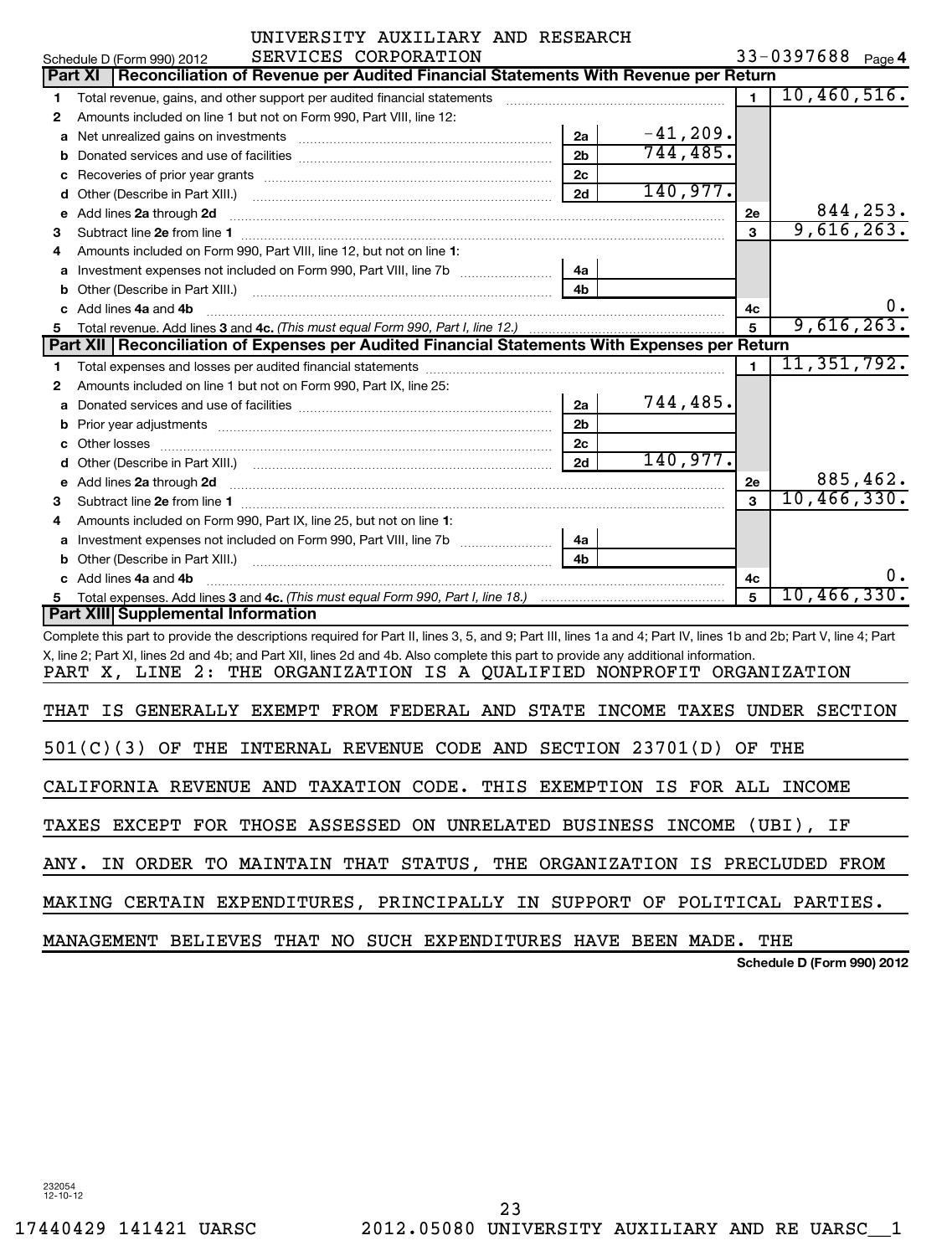UNIVERSITY AUXILIARY AND RESEARCH SERVICES CORPORATION

Schedule D (Form 990) 2012 — 33-0397688 — Page 4

## Part XI Reconciliation of Revenue per Audited Financial Statements With Revenue per Return

| | Description | | | Line | Amount |
|---|---|---|---|---|---|
| 1 | Total revenue, gains, and other support per audited financial statements | | | 1 | 10,460,516. |
| 2 | Amounts included on line 1 but not on Form 990, Part VIII, line 12: | | | | |
| a | Net unrealized gains on investments | 2a | -41,209. | | |
| b | Donated services and use of facilities | 2b | 744,485. | | |
| c | Recoveries of prior year grants | 2c | | | |
| d | Other (Describe in Part XIII.) | 2d | 140,977. | | |
| e | Add lines **2a** through **2d** | | | 2e | 844,253. |
| 3 | Subtract line **2e** from line **1** | | | 3 | 9,616,263. |
| 4 | Amounts included on Form 990, Part VIII, line 12, but not on line **1**: | | | | |
| a | Investment expenses not included on Form 990, Part VIII, line 7b | 4a | | | |
| b | Other (Describe in Part XIII.) | 4b | | | |
| c | Add lines **4a** and **4b** | | | 4c | 0. |
| 5 | Total revenue. Add lines **3** and **4c.** *(This must equal Form 990, Part I, line 12.)* | | | 5 | 9,616,263. |

## Part XII Reconciliation of Expenses per Audited Financial Statements With Expenses per Return

| | Description | | | Line | Amount |
|---|---|---|---|---|---|
| 1 | Total expenses and losses per audited financial statements | | | 1 | 11,351,792. |
| 2 | Amounts included on line 1 but not on Form 990, Part IX, line 25: | | | | |
| a | Donated services and use of facilities | 2a | 744,485. | | |
| b | Prior year adjustments | 2b | | | |
| c | Other losses | 2c | | | |
| d | Other (Describe in Part XIII.) | 2d | 140,977. | | |
| e | Add lines **2a** through **2d** | | | 2e | 885,462. |
| 3 | Subtract line **2e** from line **1** | | | 3 | 10,466,330. |
| 4 | Amounts included on Form 990, Part IX, line 25, but not on line **1**: | | | | |
| a | Investment expenses not included on Form 990, Part VIII, line 7b | 4a | | | |
| b | Other (Describe in Part XIII.) | 4b | | | |
| c | Add lines **4a** and **4b** | | | 4c | 0. |
| 5 | Total expenses. Add lines **3** and **4c.** *(This must equal Form 990, Part I, line 18.)* | | | 5 | 10,466,330. |

## Part XIII Supplemental Information

Complete this part to provide the descriptions required for Part II, lines 3, 5, and 9; Part III, lines 1a and 4; Part IV, lines 1b and 2b; Part V, line 4; Part X, line 2; Part XI, lines 2d and 4b; and Part XII, lines 2d and 4b. Also complete this part to provide any additional information.

PART X, LINE 2: THE ORGANIZATION IS A QUALIFIED NONPROFIT ORGANIZATION THAT IS GENERALLY EXEMPT FROM FEDERAL AND STATE INCOME TAXES UNDER SECTION 501(C)(3) OF THE INTERNAL REVENUE CODE AND SECTION 23701(D) OF THE CALIFORNIA REVENUE AND TAXATION CODE. THIS EXEMPTION IS FOR ALL INCOME TAXES EXCEPT FOR THOSE ASSESSED ON UNRELATED BUSINESS INCOME (UBI), IF ANY. IN ORDER TO MAINTAIN THAT STATUS, THE ORGANIZATION IS PRECLUDED FROM MAKING CERTAIN EXPENDITURES, PRINCIPALLY IN SUPPORT OF POLITICAL PARTIES. MANAGEMENT BELIEVES THAT NO SUCH EXPENDITURES HAVE BEEN MADE. THE

Schedule D (Form 990) 2012

232054 12-10-12

17440429 141421 UARSC 2012.05080 UNIVERSITY AUXILIARY AND RE UARSC__1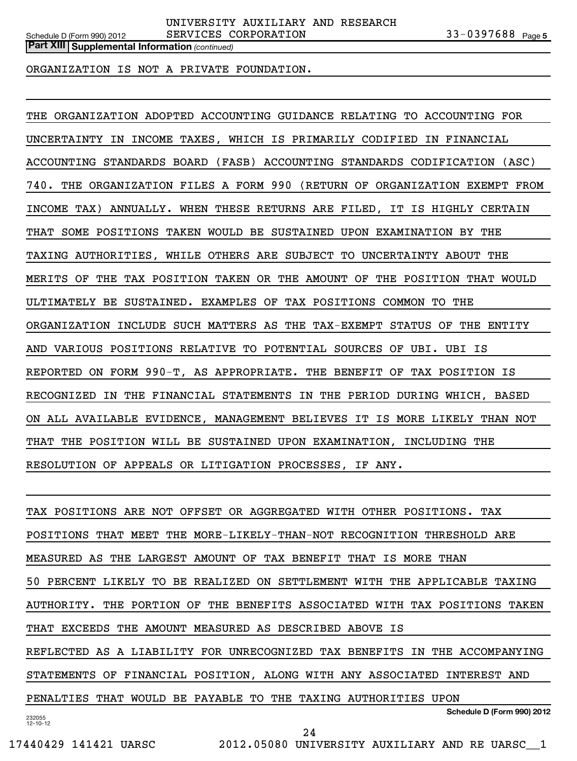**Part XIII** **Supplemental Information** *(continued)*

ORGANIZATION IS NOT A PRIVATE FOUNDATION.

THE ORGANIZATION ADOPTED ACCOUNTING GUIDANCE RELATING TO ACCOUNTING FOR UNCERTAINTY IN INCOME TAXES, WHICH IS PRIMARILY CODIFIED IN FINANCIAL ACCOUNTING STANDARDS BOARD (FASB) ACCOUNTING STANDARDS CODIFICATION (ASC) 740. THE ORGANIZATION FILES A FORM 990 (RETURN OF ORGANIZATION EXEMPT FROM INCOME TAX) ANNUALLY. WHEN THESE RETURNS ARE FILED, IT IS HIGHLY CERTAIN THAT SOME POSITIONS TAKEN WOULD BE SUSTAINED UPON EXAMINATION BY THE TAXING AUTHORITIES, WHILE OTHERS ARE SUBJECT TO UNCERTAINTY ABOUT THE MERITS OF THE TAX POSITION TAKEN OR THE AMOUNT OF THE POSITION THAT WOULD ULTIMATELY BE SUSTAINED. EXAMPLES OF TAX POSITIONS COMMON TO THE ORGANIZATION INCLUDE SUCH MATTERS AS THE TAX-EXEMPT STATUS OF THE ENTITY AND VARIOUS POSITIONS RELATIVE TO POTENTIAL SOURCES OF UBI. UBI IS REPORTED ON FORM 990-T, AS APPROPRIATE. THE BENEFIT OF TAX POSITION IS RECOGNIZED IN THE FINANCIAL STATEMENTS IN THE PERIOD DURING WHICH, BASED ON ALL AVAILABLE EVIDENCE, MANAGEMENT BELIEVES IT IS MORE LIKELY THAN NOT THAT THE POSITION WILL BE SUSTAINED UPON EXAMINATION, INCLUDING THE RESOLUTION OF APPEALS OR LITIGATION PROCESSES, IF ANY.

TAX POSITIONS ARE NOT OFFSET OR AGGREGATED WITH OTHER POSITIONS. TAX POSITIONS THAT MEET THE MORE-LIKELY-THAN-NOT RECOGNITION THRESHOLD ARE MEASURED AS THE LARGEST AMOUNT OF TAX BENEFIT THAT IS MORE THAN 50 PERCENT LIKELY TO BE REALIZED ON SETTLEMENT WITH THE APPLICABLE TAXING AUTHORITY. THE PORTION OF THE BENEFITS ASSOCIATED WITH TAX POSITIONS TAKEN THAT EXCEEDS THE AMOUNT MEASURED AS DESCRIBED ABOVE IS REFLECTED AS A LIABILITY FOR UNRECOGNIZED TAX BENEFITS IN THE ACCOMPANYING STATEMENTS OF FINANCIAL POSITION, ALONG WITH ANY ASSOCIATED INTEREST AND PENALTIES THAT WOULD BE PAYABLE TO THE TAXING AUTHORITIES UPON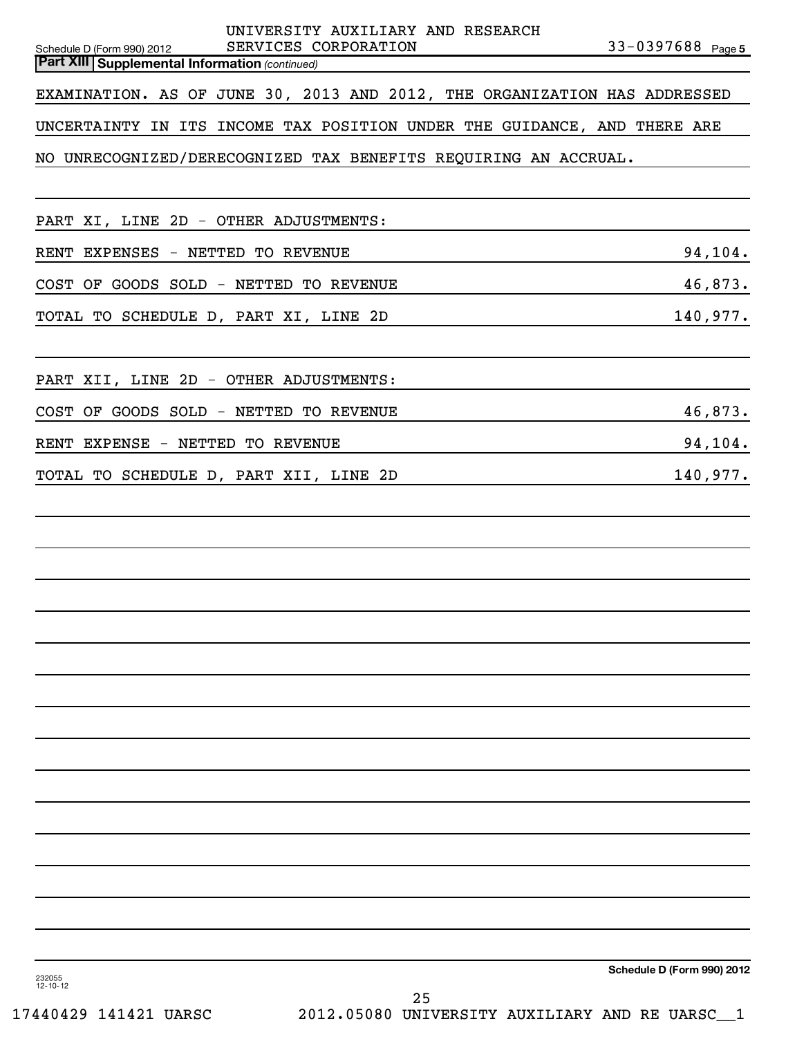**Part XIII Supplemental Information** *(continued)*

EXAMINATION. AS OF JUNE 30, 2013 AND 2012, THE ORGANIZATION HAS ADDRESSED UNCERTAINTY IN ITS INCOME TAX POSITION UNDER THE GUIDANCE, AND THERE ARE NO UNRECOGNIZED/DERECOGNIZED TAX BENEFITS REQUIRING AN ACCRUAL.

PART XI, LINE 2D - OTHER ADJUSTMENTS:

| | |
|---|---|
| RENT EXPENSES - NETTED TO REVENUE | 94,104. |
| COST OF GOODS SOLD - NETTED TO REVENUE | 46,873. |
| TOTAL TO SCHEDULE D, PART XI, LINE 2D | 140,977. |

PART XII, LINE 2D - OTHER ADJUSTMENTS:

| | |
|---|---|
| COST OF GOODS SOLD - NETTED TO REVENUE | 46,873. |
| RENT EXPENSE - NETTED TO REVENUE | 94,104. |
| TOTAL TO SCHEDULE D, PART XII, LINE 2D | 140,977. |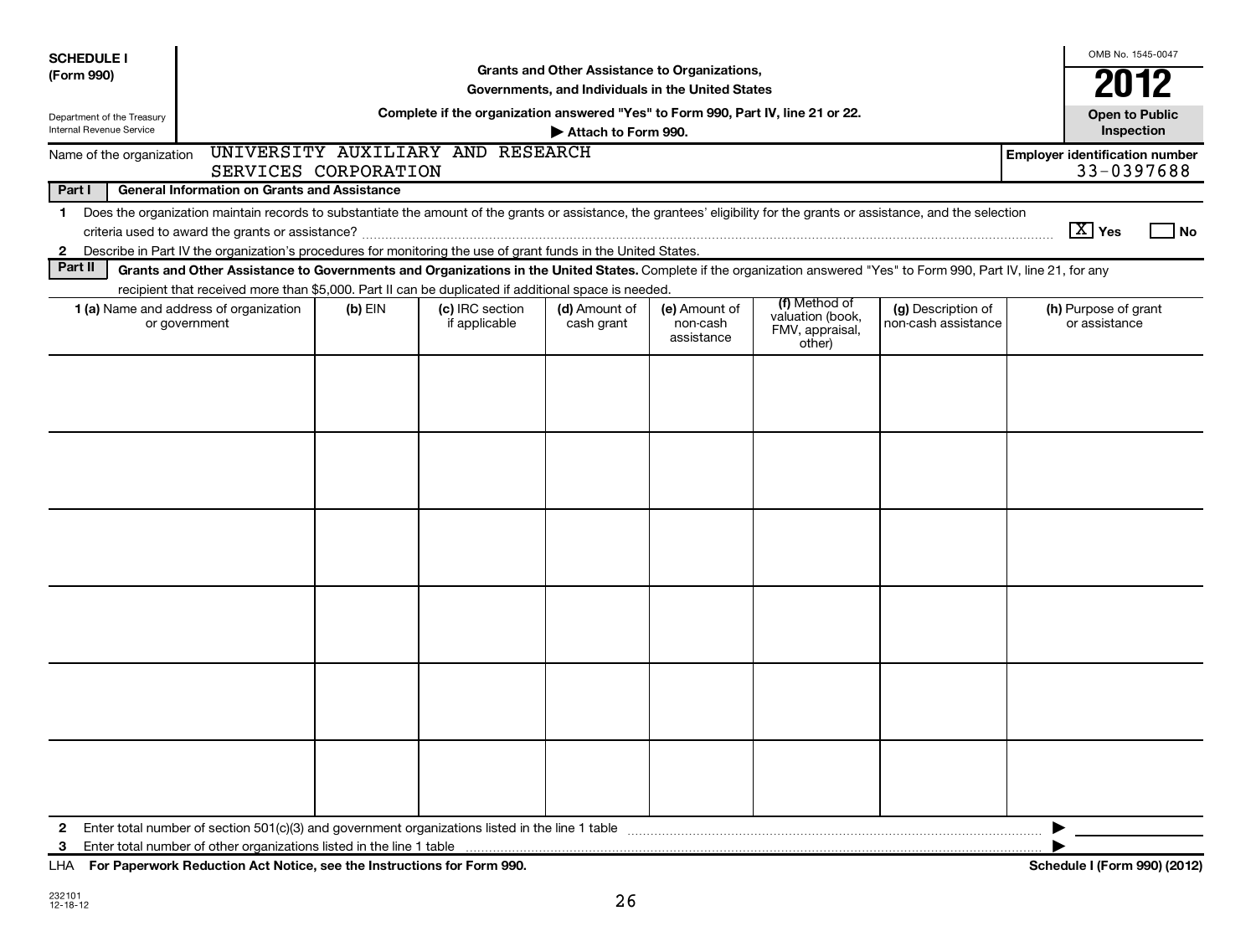**SCHEDULE I**
**(Form 990)**

Department of the Treasury
Internal Revenue Service

**Grants and Other Assistance to Organizations, Governments, and Individuals in the United States**

**Complete if the organization answered "Yes" to Form 990, Part IV, line 21 or 22.**

**▶ Attach to Form 990.**

OMB No. 1545-0047

**2012**

**Open to Public Inspection**

Name of the organization: UNIVERSITY AUXILIARY AND RESEARCH SERVICES CORPORATION

**Employer identification number** 33-0397688

**Part I — General Information on Grants and Assistance**

1 Does the organization maintain records to substantiate the amount of the grants or assistance, the grantees' eligibility for the grants or assistance, and the selection criteria used to award the grants or assistance? [X] Yes [ ] No

2 Describe in Part IV the organization's procedures for monitoring the use of grant funds in the United States.

**Part II — Grants and Other Assistance to Governments and Organizations in the United States.** Complete if the organization answered "Yes" to Form 990, Part IV, line 21, for any recipient that received more than $5,000. Part II can be duplicated if additional space is needed.

| 1 (a) Name and address of organization or government | (b) EIN | (c) IRC section if applicable | (d) Amount of cash grant | (e) Amount of non-cash assistance | (f) Method of valuation (book, FMV, appraisal, other) | (g) Description of non-cash assistance | (h) Purpose of grant or assistance |
|---|---|---|---|---|---|---|---|
| | | | | | | | |
| | | | | | | | |
| | | | | | | | |
| | | | | | | | |
| | | | | | | | |
| | | | | | | | |

2 Enter total number of section 501(c)(3) and government organizations listed in the line 1 table ▶

3 Enter total number of other organizations listed in the line 1 table ▶

LHA **For Paperwork Reduction Act Notice, see the Instructions for Form 990.** **Schedule I (Form 990) (2012)**

232101
12-18-12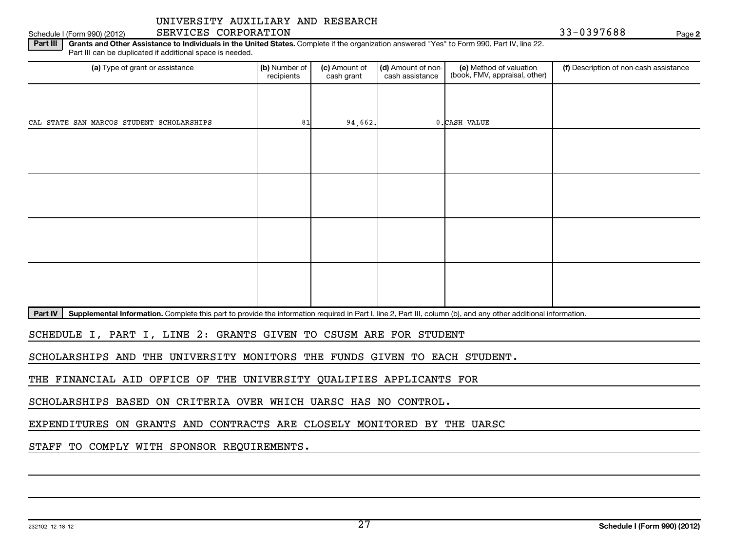UNIVERSITY AUXILIARY AND RESEARCH SERVICES CORPORATION

33-0397688

Schedule I (Form 990) (2012)

**Part III** **Grants and Other Assistance to Individuals in the United States.** Complete if the organization answered "Yes" to Form 990, Part IV, line 22. Part III can be duplicated if additional space is needed.

| (a) Type of grant or assistance | (b) Number of recipients | (c) Amount of cash grant | (d) Amount of non-cash assistance | (e) Method of valuation (book, FMV, appraisal, other) | (f) Description of non-cash assistance |
|---|---|---|---|---|---|
| CAL STATE SAN MARCOS STUDENT SCHOLARSHIPS | 81 | 94,662. | 0. | CASH VALUE | |
| | | | | | |
| | | | | | |
| | | | | | |
| | | | | | |

**Part IV** **Supplemental Information.** Complete this part to provide the information required in Part I, line 2, Part III, column (b), and any other additional information.

SCHEDULE I, PART I, LINE 2: GRANTS GIVEN TO CSUSM ARE FOR STUDENT SCHOLARSHIPS AND THE UNIVERSITY MONITORS THE FUNDS GIVEN TO EACH STUDENT. THE FINANCIAL AID OFFICE OF THE UNIVERSITY QUALIFIES APPLICANTS FOR SCHOLARSHIPS BASED ON CRITERIA OVER WHICH UARSC HAS NO CONTROL. EXPENDITURES ON GRANTS AND CONTRACTS ARE CLOSELY MONITORED BY THE UARSC STAFF TO COMPLY WITH SPONSOR REQUIREMENTS.

232102 12-18-12

Schedule I (Form 990) (2012)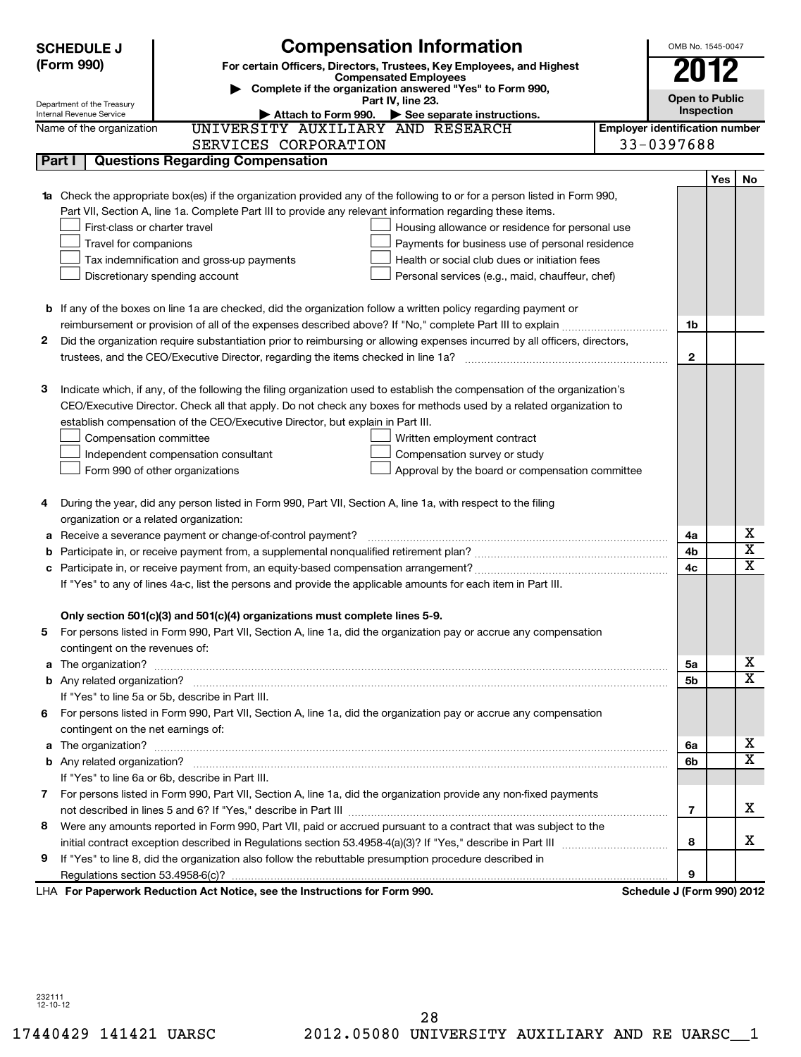**SCHEDULE J (Form 990)**

Department of the Treasury
Internal Revenue Service

# Compensation Information

**For certain Officers, Directors, Trustees, Key Employees, and Highest Compensated Employees**

▶ **Complete if the organization answered "Yes" to Form 990, Part IV, line 23.**

▶ **Attach to Form 990.** ▶ **See separate instructions.**

OMB No. 1545-0047

**2012**

**Open to Public Inspection**

Name of the organization: UNIVERSITY AUXILIARY AND RESEARCH SERVICES CORPORATION

Employer identification number: 33-0397688

## Part I | Questions Regarding Compensation

| | | | Yes | No |
|---|---|---|---|---|
| **1a** | Check the appropriate box(es) if the organization provided any of the following to or for a person listed in Form 990, Part VII, Section A, line 1a. Complete Part III to provide any relevant information regarding these items.<br>☐ First-class or charter travel ☐ Housing allowance or residence for personal use<br>☐ Travel for companions ☐ Payments for business use of personal residence<br>☐ Tax indemnification and gross-up payments ☐ Health or social club dues or initiation fees<br>☐ Discretionary spending account ☐ Personal services (e.g., maid, chauffeur, chef) | | | |
| **b** | If any of the boxes on line 1a are checked, did the organization follow a written policy regarding payment or reimbursement or provision of all of the expenses described above? If "No," complete Part III to explain | 1b | | |
| **2** | Did the organization require substantiation prior to reimbursing or allowing expenses incurred by all officers, directors, trustees, and the CEO/Executive Director, regarding the items checked in line 1a? | 2 | | |
| **3** | Indicate which, if any, of the following the filing organization used to establish the compensation of the organization's CEO/Executive Director. Check all that apply. Do not check any boxes for methods used by a related organization to establish compensation of the CEO/Executive Director, but explain in Part III.<br>☐ Compensation committee ☐ Written employment contract<br>☐ Independent compensation consultant ☐ Compensation survey or study<br>☐ Form 990 of other organizations ☐ Approval by the board or compensation committee | | | |
| **4** | During the year, did any person listed in Form 990, Part VII, Section A, line 1a, with respect to the filing organization or a related organization: | | | |
| **a** | Receive a severance payment or change-of-control payment? | 4a | | X |
| **b** | Participate in, or receive payment from, a supplemental nonqualified retirement plan? | 4b | | X |
| **c** | Participate in, or receive payment from, an equity-based compensation arrangement? | 4c | | X |
| | If "Yes" to any of lines 4a-c, list the persons and provide the applicable amounts for each item in Part III. | | | |
| | **Only section 501(c)(3) and 501(c)(4) organizations must complete lines 5-9.** | | | |
| **5** | For persons listed in Form 990, Part VII, Section A, line 1a, did the organization pay or accrue any compensation contingent on the revenues of: | | | |
| **a** | The organization? | 5a | | X |
| **b** | Any related organization? | 5b | | X |
| | If "Yes" to line 5a or 5b, describe in Part III. | | | |
| **6** | For persons listed in Form 990, Part VII, Section A, line 1a, did the organization pay or accrue any compensation contingent on the net earnings of: | | | |
| **a** | The organization? | 6a | | X |
| **b** | Any related organization? | 6b | | X |
| | If "Yes" to line 6a or 6b, describe in Part III. | | | |
| **7** | For persons listed in Form 990, Part VII, Section A, line 1a, did the organization provide any non-fixed payments not described in lines 5 and 6? If "Yes," describe in Part III | 7 | | X |
| **8** | Were any amounts reported in Form 990, Part VII, paid or accrued pursuant to a contract that was subject to the initial contract exception described in Regulations section 53.4958-4(a)(3)? If "Yes," describe in Part III | 8 | | X |
| **9** | If "Yes" to line 8, did the organization also follow the rebuttable presumption procedure described in Regulations section 53.4958-6(c)? | 9 | | |

LHA **For Paperwork Reduction Act Notice, see the Instructions for Form 990.** **Schedule J (Form 990) 2012**

232111
12-10-12

17440429 141421 UARSC 2012.05080 UNIVERSITY AUXILIARY AND RE UARSC__1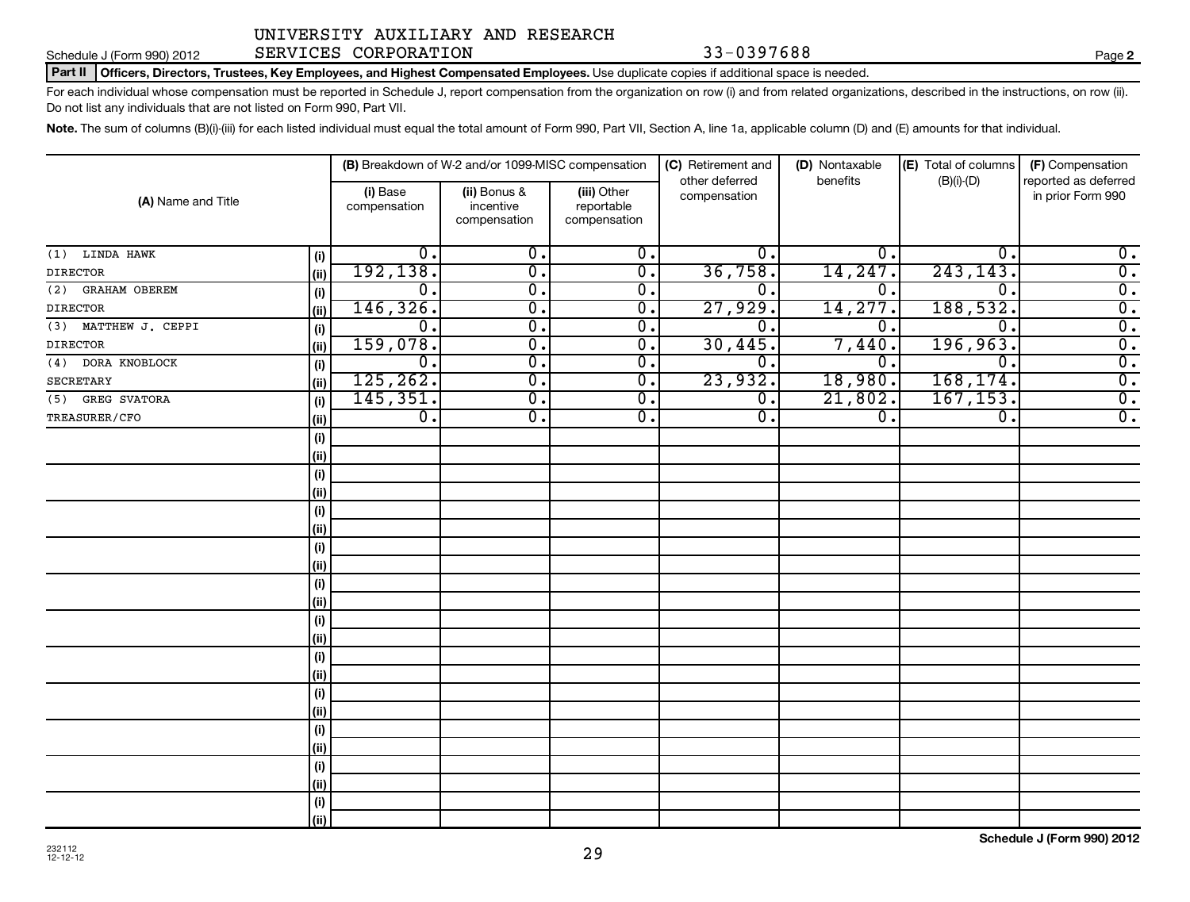UNIVERSITY AUXILIARY AND RESEARCH SERVICES CORPORATION 33-0397688

Schedule J (Form 990) 2012 Page **2**

**Part II Officers, Directors, Trustees, Key Employees, and Highest Compensated Employees.** Use duplicate copies if additional space is needed.

For each individual whose compensation must be reported in Schedule J, report compensation from the organization on row (i) and from related organizations, described in the instructions, on row (ii). Do not list any individuals that are not listed on Form 990, Part VII.

**Note.** The sum of columns (B)(i)-(iii) for each listed individual must equal the total amount of Form 990, Part VII, Section A, line 1a, applicable column (D) and (E) amounts for that individual.

| (A) Name and Title | | (B) Breakdown of W-2 and/or 1099-MISC compensation | | | (C) Retirement and other deferred compensation | (D) Nontaxable benefits | (E) Total of columns (B)(i)-(D) | (F) Compensation reported as deferred in prior Form 990 |
|---|---|---|---|---|---|---|---|---|
| | | (i) Base compensation | (ii) Bonus & incentive compensation | (iii) Other reportable compensation | | | | |
| (1) LINDA HAWK | (i) | 0. | 0. | 0. | 0. | 0. | 0. | 0. |
| DIRECTOR | (ii) | 192,138. | 0. | 0. | 36,758. | 14,247. | 243,143. | 0. |
| (2) GRAHAM OBEREM | (i) | 0. | 0. | 0. | 0. | 0. | 0. | 0. |
| DIRECTOR | (ii) | 146,326. | 0. | 0. | 27,929. | 14,277. | 188,532. | 0. |
| (3) MATTHEW J. CEPPI | (i) | 0. | 0. | 0. | 0. | 0. | 0. | 0. |
| DIRECTOR | (ii) | 159,078. | 0. | 0. | 30,445. | 7,440. | 196,963. | 0. |
| (4) DORA KNOBLOCK | (i) | 0. | 0. | 0. | 0. | 0. | 0. | 0. |
| SECRETARY | (ii) | 125,262. | 0. | 0. | 23,932. | 18,980. | 168,174. | 0. |
| (5) GREG SVATORA | (i) | 145,351. | 0. | 0. | 0. | 21,802. | 167,153. | 0. |
| TREASURER/CFO | (ii) | 0. | 0. | 0. | 0. | 0. | 0. | 0. |
| | (i) | | | | | | | |
| | (ii) | | | | | | | |
| | (i) | | | | | | | |
| | (ii) | | | | | | | |
| | (i) | | | | | | | |
| | (ii) | | | | | | | |
| | (i) | | | | | | | |
| | (ii) | | | | | | | |
| | (i) | | | | | | | |
| | (ii) | | | | | | | |
| | (i) | | | | | | | |
| | (ii) | | | | | | | |
| | (i) | | | | | | | |
| | (ii) | | | | | | | |
| | (i) | | | | | | | |
| | (ii) | | | | | | | |
| | (i) | | | | | | | |
| | (ii) | | | | | | | |
| | (i) | | | | | | | |
| | (ii) | | | | | | | |
| | (i) | | | | | | | |
| | (ii) | | | | | | | |

232112 12-12-12

**Schedule J (Form 990) 2012**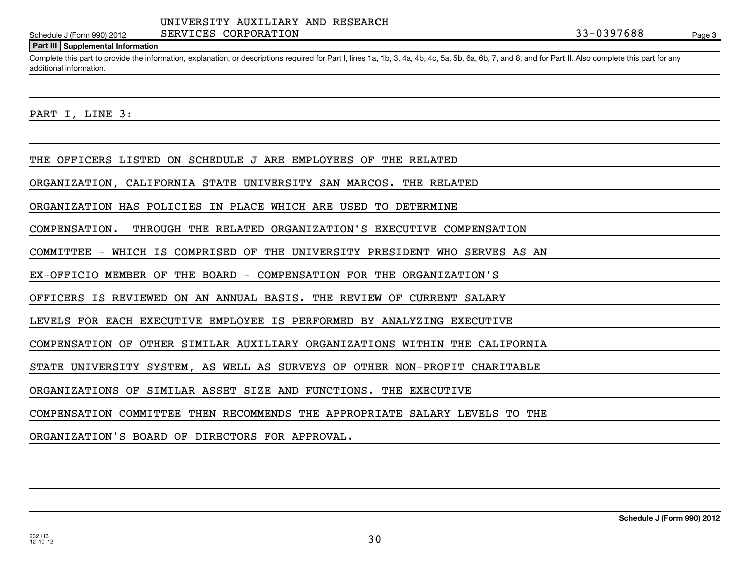UNIVERSITY AUXILIARY AND RESEARCH SERVICES CORPORATION 33-0397688

Schedule J (Form 990) 2012

## Part III Supplemental Information

Complete this part to provide the information, explanation, or descriptions required for Part I, lines 1a, 1b, 3, 4a, 4b, 4c, 5a, 5b, 6a, 6b, 7, and 8, and for Part II. Also complete this part for any additional information.

PART I, LINE 3:

THE OFFICERS LISTED ON SCHEDULE J ARE EMPLOYEES OF THE RELATED ORGANIZATION, CALIFORNIA STATE UNIVERSITY SAN MARCOS. THE RELATED ORGANIZATION HAS POLICIES IN PLACE WHICH ARE USED TO DETERMINE COMPENSATION. THROUGH THE RELATED ORGANIZATION'S EXECUTIVE COMPENSATION COMMITTEE - WHICH IS COMPRISED OF THE UNIVERSITY PRESIDENT WHO SERVES AS AN EX-OFFICIO MEMBER OF THE BOARD - COMPENSATION FOR THE ORGANIZATION'S OFFICERS IS REVIEWED ON AN ANNUAL BASIS. THE REVIEW OF CURRENT SALARY LEVELS FOR EACH EXECUTIVE EMPLOYEE IS PERFORMED BY ANALYZING EXECUTIVE COMPENSATION OF OTHER SIMILAR AUXILIARY ORGANIZATIONS WITHIN THE CALIFORNIA STATE UNIVERSITY SYSTEM, AS WELL AS SURVEYS OF OTHER NON-PROFIT CHARITABLE ORGANIZATIONS OF SIMILAR ASSET SIZE AND FUNCTIONS. THE EXECUTIVE COMPENSATION COMMITTEE THEN RECOMMENDS THE APPROPRIATE SALARY LEVELS TO THE ORGANIZATION'S BOARD OF DIRECTORS FOR APPROVAL.

Schedule J (Form 990) 2012

232113 12-10-12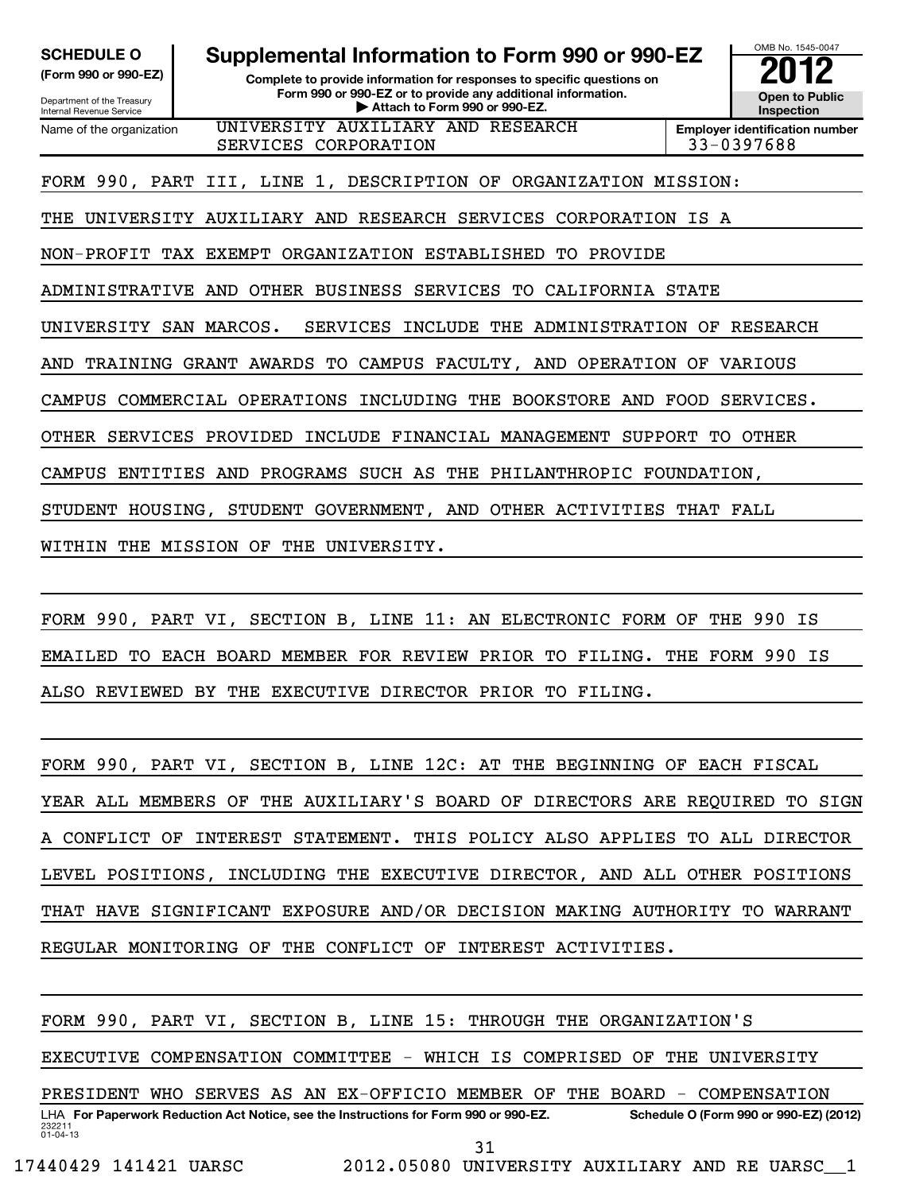**SCHEDULE O** **(Form 990 or 990-EZ)**

Department of the Treasury
Internal Revenue Service

# Supplemental Information to Form 990 or 990-EZ

**Complete to provide information for responses to specific questions on Form 990 or 990-EZ or to provide any additional information.**
**▶ Attach to Form 990 or 990-EZ.**

OMB No. 1545-0047

**2012**

**Open to Public Inspection**

Name of the organization: UNIVERSITY AUXILIARY AND RESEARCH SERVICES CORPORATION

**Employer identification number:** 33-0397688

FORM 990, PART III, LINE 1, DESCRIPTION OF ORGANIZATION MISSION:

THE UNIVERSITY AUXILIARY AND RESEARCH SERVICES CORPORATION IS A NON-PROFIT TAX EXEMPT ORGANIZATION ESTABLISHED TO PROVIDE ADMINISTRATIVE AND OTHER BUSINESS SERVICES TO CALIFORNIA STATE UNIVERSITY SAN MARCOS. SERVICES INCLUDE THE ADMINISTRATION OF RESEARCH AND TRAINING GRANT AWARDS TO CAMPUS FACULTY, AND OPERATION OF VARIOUS CAMPUS COMMERCIAL OPERATIONS INCLUDING THE BOOKSTORE AND FOOD SERVICES. OTHER SERVICES PROVIDED INCLUDE FINANCIAL MANAGEMENT SUPPORT TO OTHER CAMPUS ENTITIES AND PROGRAMS SUCH AS THE PHILANTHROPIC FOUNDATION, STUDENT HOUSING, STUDENT GOVERNMENT, AND OTHER ACTIVITIES THAT FALL WITHIN THE MISSION OF THE UNIVERSITY.

FORM 990, PART VI, SECTION B, LINE 11: AN ELECTRONIC FORM OF THE 990 IS EMAILED TO EACH BOARD MEMBER FOR REVIEW PRIOR TO FILING. THE FORM 990 IS ALSO REVIEWED BY THE EXECUTIVE DIRECTOR PRIOR TO FILING.

FORM 990, PART VI, SECTION B, LINE 12C: AT THE BEGINNING OF EACH FISCAL YEAR ALL MEMBERS OF THE AUXILIARY'S BOARD OF DIRECTORS ARE REQUIRED TO SIGN A CONFLICT OF INTEREST STATEMENT. THIS POLICY ALSO APPLIES TO ALL DIRECTOR LEVEL POSITIONS, INCLUDING THE EXECUTIVE DIRECTOR, AND ALL OTHER POSITIONS THAT HAVE SIGNIFICANT EXPOSURE AND/OR DECISION MAKING AUTHORITY TO WARRANT REGULAR MONITORING OF THE CONFLICT OF INTEREST ACTIVITIES.

FORM 990, PART VI, SECTION B, LINE 15: THROUGH THE ORGANIZATION'S EXECUTIVE COMPENSATION COMMITTEE - WHICH IS COMPRISED OF THE UNIVERSITY PRESIDENT WHO SERVES AS AN EX-OFFICIO MEMBER OF THE BOARD - COMPENSATION

LHA **For Paperwork Reduction Act Notice, see the Instructions for Form 990 or 990-EZ.** **Schedule O (Form 990 or 990-EZ) (2012)**

232211
01-04-13

17440429 141421 UARSC 2012.05080 UNIVERSITY AUXILIARY AND RE UARSC__1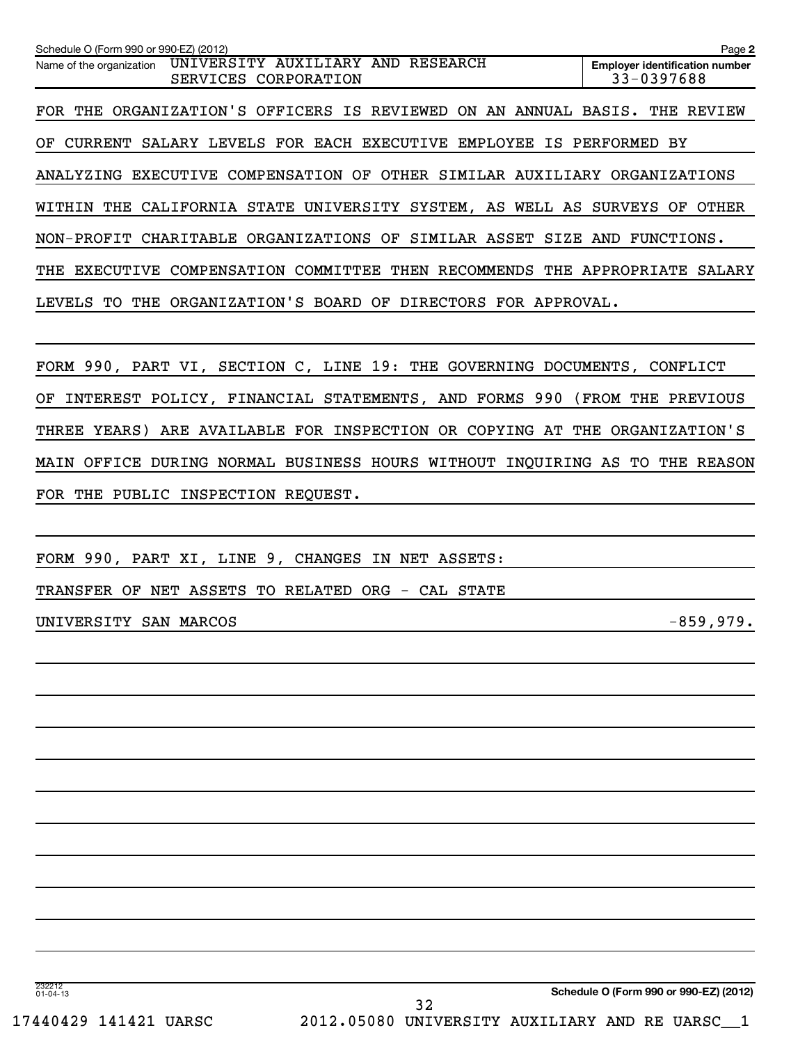Name of the organization: UNIVERSITY AUXILIARY AND RESEARCH SERVICES CORPORATION

Employer identification number: 33-0397688

FOR THE ORGANIZATION'S OFFICERS IS REVIEWED ON AN ANNUAL BASIS. THE REVIEW OF CURRENT SALARY LEVELS FOR EACH EXECUTIVE EMPLOYEE IS PERFORMED BY ANALYZING EXECUTIVE COMPENSATION OF OTHER SIMILAR AUXILIARY ORGANIZATIONS WITHIN THE CALIFORNIA STATE UNIVERSITY SYSTEM, AS WELL AS SURVEYS OF OTHER NON-PROFIT CHARITABLE ORGANIZATIONS OF SIMILAR ASSET SIZE AND FUNCTIONS. THE EXECUTIVE COMPENSATION COMMITTEE THEN RECOMMENDS THE APPROPRIATE SALARY LEVELS TO THE ORGANIZATION'S BOARD OF DIRECTORS FOR APPROVAL.

FORM 990, PART VI, SECTION C, LINE 19: THE GOVERNING DOCUMENTS, CONFLICT OF INTEREST POLICY, FINANCIAL STATEMENTS, AND FORMS 990 (FROM THE PREVIOUS THREE YEARS) ARE AVAILABLE FOR INSPECTION OR COPYING AT THE ORGANIZATION'S MAIN OFFICE DURING NORMAL BUSINESS HOURS WITHOUT INQUIRING AS TO THE REASON FOR THE PUBLIC INSPECTION REQUEST.

FORM 990, PART XI, LINE 9, CHANGES IN NET ASSETS:

TRANSFER OF NET ASSETS TO RELATED ORG - CAL STATE UNIVERSITY SAN MARCOS -859,979.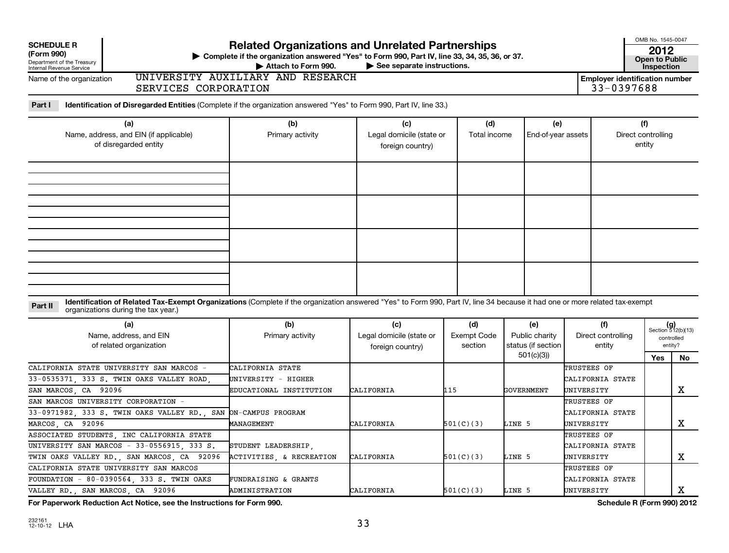**SCHEDULE R (Form 990)**
Department of the Treasury
Internal Revenue Service

# Related Organizations and Unrelated Partnerships

▶ Complete if the organization answered "Yes" to Form 990, Part IV, line 33, 34, 35, 36, or 37.
▶ Attach to Form 990. ▶ See separate instructions.

OMB No. 1545-0047
**2012**
**Open to Public Inspection**

Name of the organization: UNIVERSITY AUXILIARY AND RESEARCH SERVICES CORPORATION

Employer identification number: 33-0397688

**Part I** **Identification of Disregarded Entities** (Complete if the organization answered "Yes" to Form 990, Part IV, line 33.)

| (a) Name, address, and EIN (if applicable) of disregarded entity | (b) Primary activity | (c) Legal domicile (state or foreign country) | (d) Total income | (e) End-of-year assets | (f) Direct controlling entity |
|---|---|---|---|---|---|
| | | | | | |
| | | | | | |
| | | | | | |
| | | | | | |

**Part II** **Identification of Related Tax-Exempt Organizations** (Complete if the organization answered "Yes" to Form 990, Part IV, line 34 because it had one or more related tax-exempt organizations during the tax year.)

| (a) Name, address, and EIN of related organization | (b) Primary activity | (c) Legal domicile (state or foreign country) | (d) Exempt Code section | (e) Public charity status (if section 501(c)(3)) | (f) Direct controlling entity | (g) Section 512(b)(13) controlled entity? Yes | No |
|---|---|---|---|---|---|---|---|
| CALIFORNIA STATE UNIVERSITY SAN MARCOS - 33-0535371, 333 S. TWIN OAKS VALLEY ROAD, SAN MARCOS, CA 92096 | CALIFORNIA STATE UNIVERSITY - HIGHER EDUCATIONAL INSTITUTION | CALIFORNIA | 115 | GOVERNMENT | TRUSTEES OF CALIFORNIA STATE UNIVERSITY | | X |
| SAN MARCOS UNIVERSITY CORPORATION - 33-0971982, 333 S. TWIN OAKS VALLEY RD., SAN MARCOS, CA 92096 | ON-CAMPUS PROGRAM MANAGEMENT | CALIFORNIA | 501(C)(3) | LINE 5 | TRUSTEES OF CALIFORNIA STATE UNIVERSITY | | X |
| ASSOCIATED STUDENTS, INC CALIFORNIA STATE UNIVERSITY SAN MARCOS - 33-0556915, 333 S. TWIN OAKS VALLEY RD., SAN MARCOS, CA 92096 | STUDENT LEADERSHIP, ACTIVITIES, & RECREATION | CALIFORNIA | 501(C)(3) | LINE 5 | TRUSTEES OF CALIFORNIA STATE UNIVERSITY | | X |
| CALIFORNIA STATE UNIVERSITY SAN MARCOS FOUNDATION - 80-0390564, 333 S. TWIN OAKS VALLEY RD., SAN MARCOS, CA 92096 | FUNDRAISING & GRANTS ADMINISTRATION | CALIFORNIA | 501(C)(3) | LINE 5 | TRUSTEES OF CALIFORNIA STATE UNIVERSITY | | X |

**For Paperwork Reduction Act Notice, see the Instructions for Form 990.** **Schedule R (Form 990) 2012**

232161 12-10-12 LHA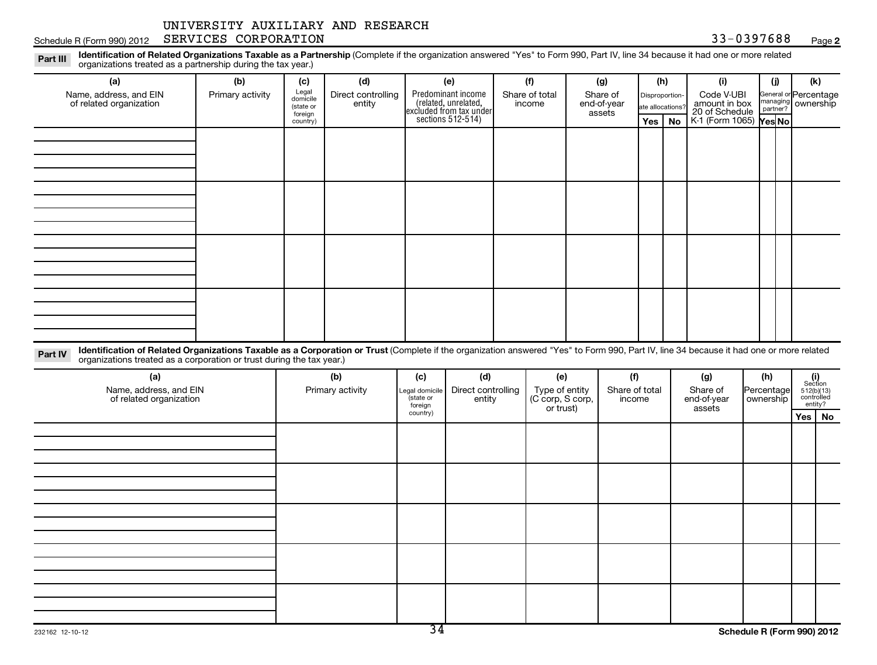UNIVERSITY AUXILIARY AND RESEARCH SERVICES CORPORATION 33-0397688

Schedule R (Form 990) 2012

**Part III** **Identification of Related Organizations Taxable as a Partnership** (Complete if the organization answered "Yes" to Form 990, Part IV, line 34 because it had one or more related organizations treated as a partnership during the tax year.)

| (a) Name, address, and EIN of related organization | (b) Primary activity | (c) Legal domicile (state or foreign country) | (d) Direct controlling entity | (e) Predominant income (related, unrelated, excluded from tax under sections 512-514) | (f) Share of total income | (g) Share of end-of-year assets | (h) Disproportionate allocations? Yes | (h) No | (i) Code V-UBI amount in box 20 of Schedule K-1 (Form 1065) | (j) General or managing partner? Yes | (j) No | (k) Percentage ownership |
|---|---|---|---|---|---|---|---|---|---|---|---|---|
| | | | | | | | | | | | | |
| | | | | | | | | | | | | |
| | | | | | | | | | | | | |
| | | | | | | | | | | | | |

**Part IV** **Identification of Related Organizations Taxable as a Corporation or Trust** (Complete if the organization answered "Yes" to Form 990, Part IV, line 34 because it had one or more related organizations treated as a corporation or trust during the tax year.)

| (a) Name, address, and EIN of related organization | (b) Primary activity | (c) Legal domicile (state or foreign country) | (d) Direct controlling entity | (e) Type of entity (C corp, S corp, or trust) | (f) Share of total income | (g) Share of end-of-year assets | (h) Percentage ownership | (i) Section 512(b)(13) controlled entity? Yes | (i) No |
|---|---|---|---|---|---|---|---|---|---|
| | | | | | | | | | |
| | | | | | | | | | |
| | | | | | | | | | |
| | | | | | | | | | |
| | | | | | | | | | |

232162 12-10-12

Schedule R (Form 990) 2012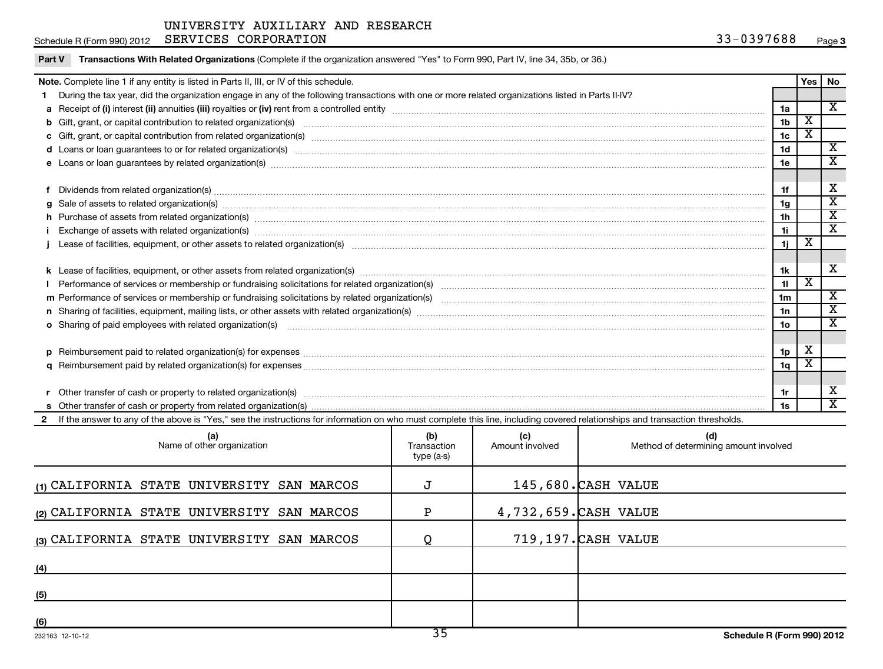UNIVERSITY AUXILIARY AND RESEARCH SERVICES CORPORATION

Schedule R (Form 990) 2012 — 33-0397688 — Page 3

**Part V — Transactions With Related Organizations** (Complete if the organization answered "Yes" to Form 990, Part IV, line 34, 35b, or 36.)

| **Note.** Complete line 1 if any entity is listed in Parts II, III, or IV of this schedule. | | Yes | No |
|---|---|---|---|
| **1** During the tax year, did the organization engage in any of the following transactions with one or more related organizations listed in Parts II-IV? | | | |
| **a** Receipt of **(i)** interest **(ii)** annuities **(iii)** royalties or **(iv)** rent from a controlled entity | 1a | | X |
| **b** Gift, grant, or capital contribution to related organization(s) | 1b | X | |
| **c** Gift, grant, or capital contribution from related organization(s) | 1c | X | |
| **d** Loans or loan guarantees to or for related organization(s) | 1d | | X |
| **e** Loans or loan guarantees by related organization(s) | 1e | | X |
| **f** Dividends from related organization(s) | 1f | | X |
| **g** Sale of assets to related organization(s) | 1g | | X |
| **h** Purchase of assets from related organization(s) | 1h | | X |
| **i** Exchange of assets with related organization(s) | 1i | | X |
| **j** Lease of facilities, equipment, or other assets to related organization(s) | 1j | X | |
| **k** Lease of facilities, equipment, or other assets from related organization(s) | 1k | | X |
| **l** Performance of services or membership or fundraising solicitations for related organization(s) | 1l | X | |
| **m** Performance of services or membership or fundraising solicitations by related organization(s) | 1m | | X |
| **n** Sharing of facilities, equipment, mailing lists, or other assets with related organization(s) | 1n | | X |
| **o** Sharing of paid employees with related organization(s) | 1o | | X |
| **p** Reimbursement paid to related organization(s) for expenses | 1p | X | |
| **q** Reimbursement paid by related organization(s) for expenses | 1q | X | |
| **r** Other transfer of cash or property to related organization(s) | 1r | | X |
| **s** Other transfer of cash or property from related organization(s) | 1s | | X |

**2** If the answer to any of the above is "Yes," see the instructions for information on who must complete this line, including covered relationships and transaction thresholds.

| | (a) Name of other organization | (b) Transaction type (a-s) | (c) Amount involved | (d) Method of determining amount involved |
|---|---|---|---|---|
| (1) | CALIFORNIA STATE UNIVERSITY SAN MARCOS | J | 145,680. | CASH VALUE |
| (2) | CALIFORNIA STATE UNIVERSITY SAN MARCOS | P | 4,732,659. | CASH VALUE |
| (3) | CALIFORNIA STATE UNIVERSITY SAN MARCOS | Q | 719,197. | CASH VALUE |
| (4) | | | | |
| (5) | | | | |
| (6) | | | | |

232163 12-10-12 — Schedule R (Form 990) 2012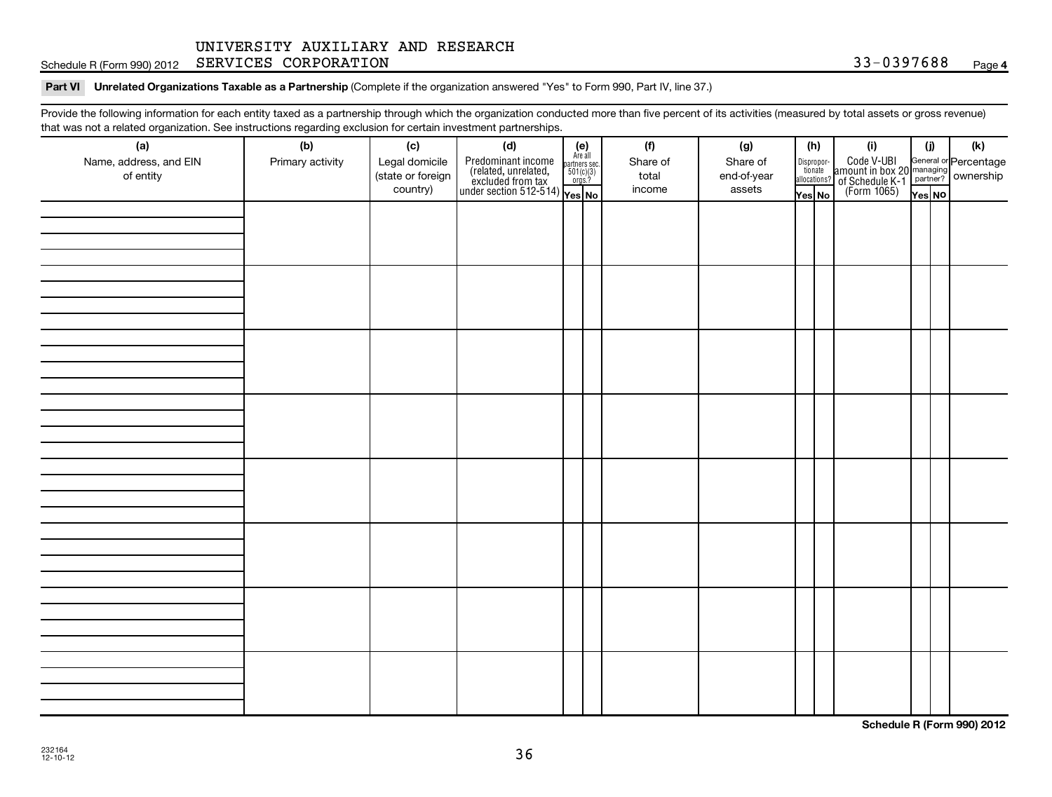UNIVERSITY AUXILIARY AND RESEARCH
Schedule R (Form 990) 2012 SERVICES CORPORATION 33-0397688 Page **4**

**Part VI Unrelated Organizations Taxable as a Partnership** (Complete if the organization answered "Yes" to Form 990, Part IV, line 37.)

Provide the following information for each entity taxed as a partnership through which the organization conducted more than five percent of its activities (measured by total assets or gross revenue) that was not a related organization. See instructions regarding exclusion for certain investment partnerships.

| (a) Name, address, and EIN of entity | (b) Primary activity | (c) Legal domicile (state or foreign country) | (d) Predominant income (related, unrelated, excluded from tax under section 512-514) | (e) Are all partners sec. 501(c)(3) orgs.? Yes | No | (f) Share of total income | (g) Share of end-of-year assets | (h) Dispropor-tionate allocations? Yes | No | (i) Code V-UBI amount in box 20 of Schedule K-1 (Form 1065) | (j) General or managing partner? Yes | No | (k) Percentage ownership |
|---|---|---|---|---|---|---|---|---|---|---|---|---|---|
| | | | | | | | | | | | | | |
| | | | | | | | | | | | | | |
| | | | | | | | | | | | | | |
| | | | | | | | | | | | | | |
| | | | | | | | | | | | | | |
| | | | | | | | | | | | | | |
| | | | | | | | | | | | | | |
| | | | | | | | | | | | | | |

**Schedule R (Form 990) 2012**

232164
12-10-12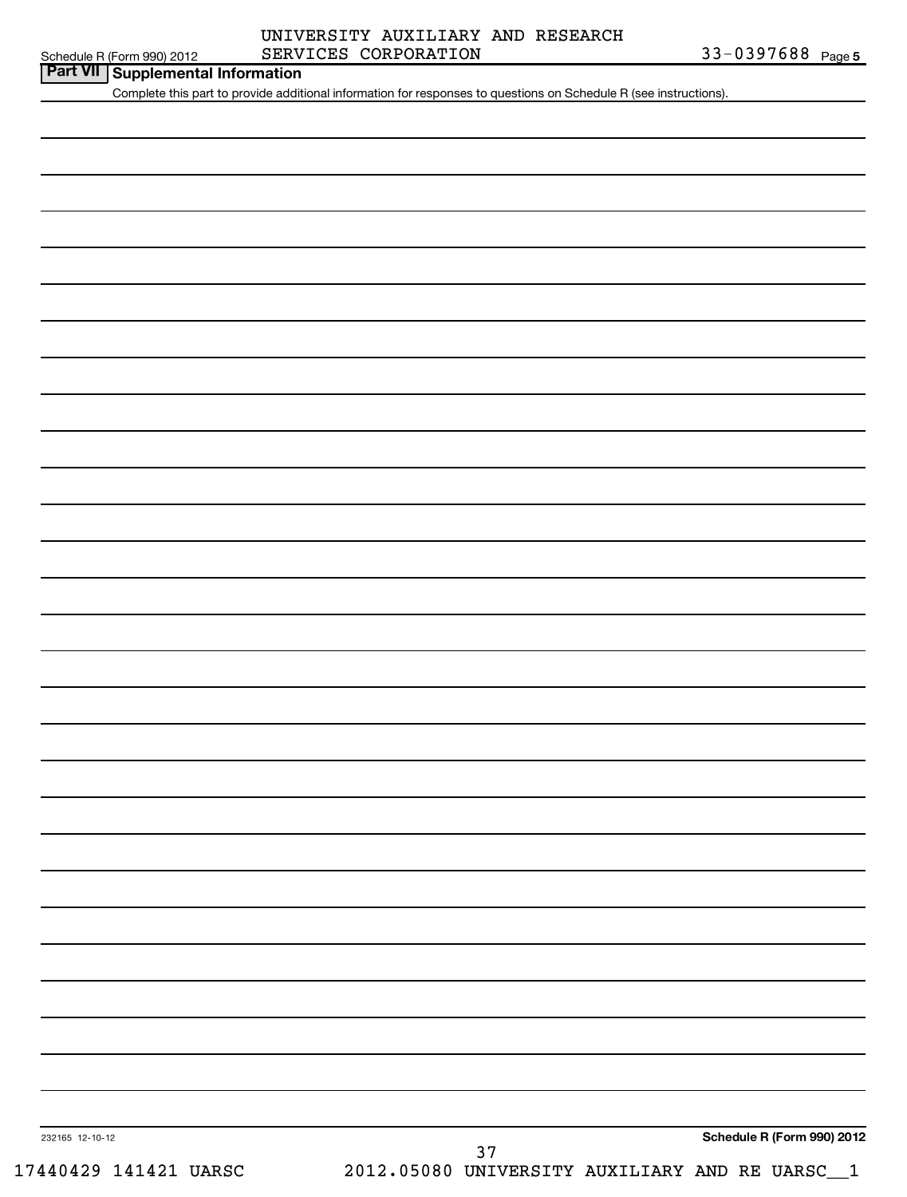UNIVERSITY AUXILIARY AND RESEARCH SERVICES CORPORATION 33-0397688

Schedule R (Form 990) 2012 Page 5

## Part VII Supplemental Information

Complete this part to provide additional information for responses to questions on Schedule R (see instructions).

232165 12-10-12

**Schedule R (Form 990) 2012**

17440429 141421 UARSC 2012.05080 UNIVERSITY AUXILIARY AND RE UARSC__1